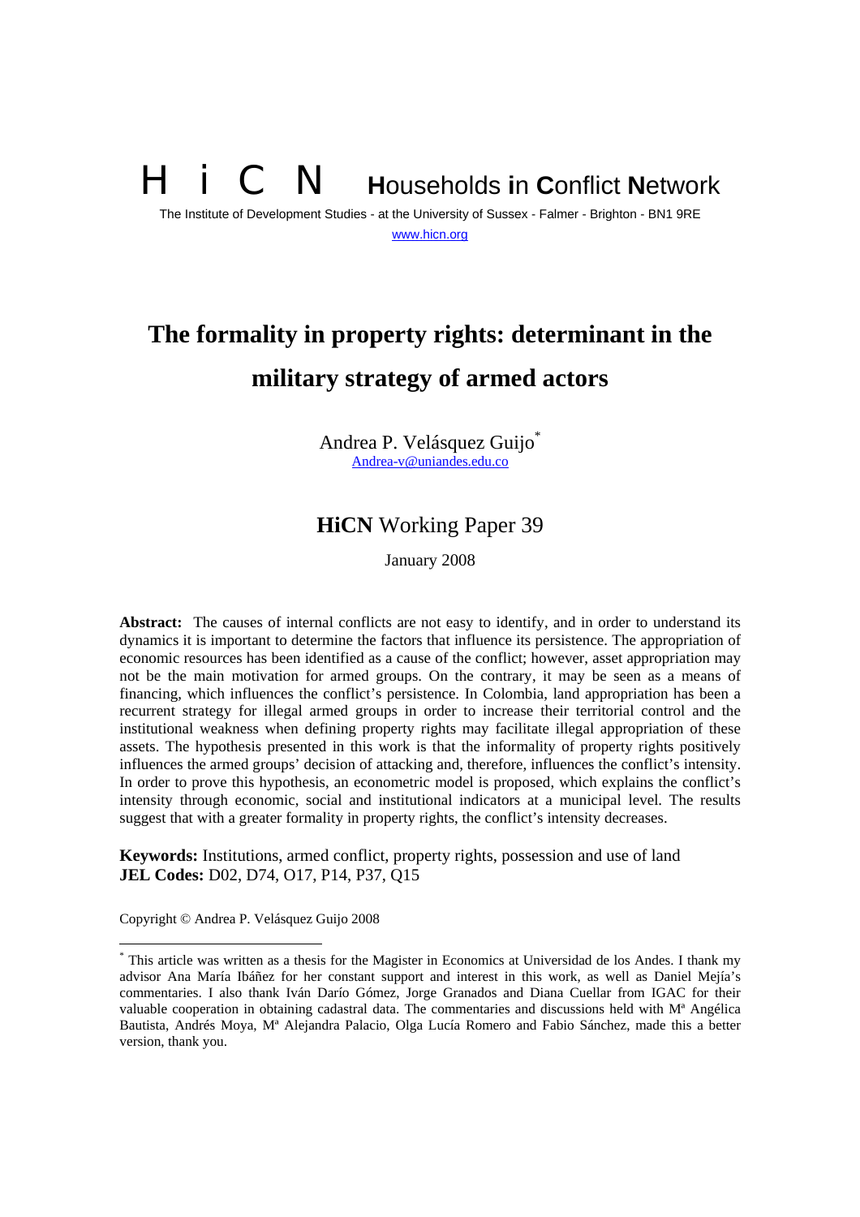H i C N **H**ouseholds **i**n **C**onflict **N**etwork

The Institute of Development Studies - at the University of Sussex - Falmer - Brighton - BN1 9RE

www.hicn.org

# The formality in property rights: determinant in the military strategy of armed actors

Andrea P. Velásquez Guijo[*]

Andrea-v@uniandes.edu.co

## **HiCN** Working Paper 39

January 2008

**Abstract:** The causes of internal conflicts are not easy to identify, and in order to understand its dynamics it is important to determine the factors that influence its persistence. The appropriation of economic resources has been identified as a cause of the conflict; however, asset appropriation may not be the main motivation for armed groups. On the contrary, it may be seen as a means of financing, which influences the conflict's persistence. In Colombia, land appropriation has been a recurrent strategy for illegal armed groups in order to increase their territorial control and the institutional weakness when defining property rights may facilitate illegal appropriation of these assets. The hypothesis presented in this work is that the informality of property rights positively influences the armed groups' decision of attacking and, therefore, influences the conflict's intensity. In order to prove this hypothesis, an econometric model is proposed, which explains the conflict's intensity through economic, social and institutional indicators at a municipal level. The results suggest that with a greater formality in property rights, the conflict's intensity decreases.

**Keywords:** Institutions, armed conflict, property rights, possession and use of land
**JEL Codes:** D02, D74, O17, P14, P37, Q15

Copyright © Andrea P. Velásquez Guijo 2008

---

[*] This article was written as a thesis for the Magister in Economics at Universidad de los Andes. I thank my advisor Ana María Ibáñez for her constant support and interest in this work, as well as Daniel Mejía's commentaries. I also thank Iván Darío Gómez, Jorge Granados and Diana Cuellar from IGAC for their valuable cooperation in obtaining cadastral data. The commentaries and discussions held with Mª Angélica Bautista, Andrés Moya, Mª Alejandra Palacio, Olga Lucía Romero and Fabio Sánchez, made this a better version, thank you.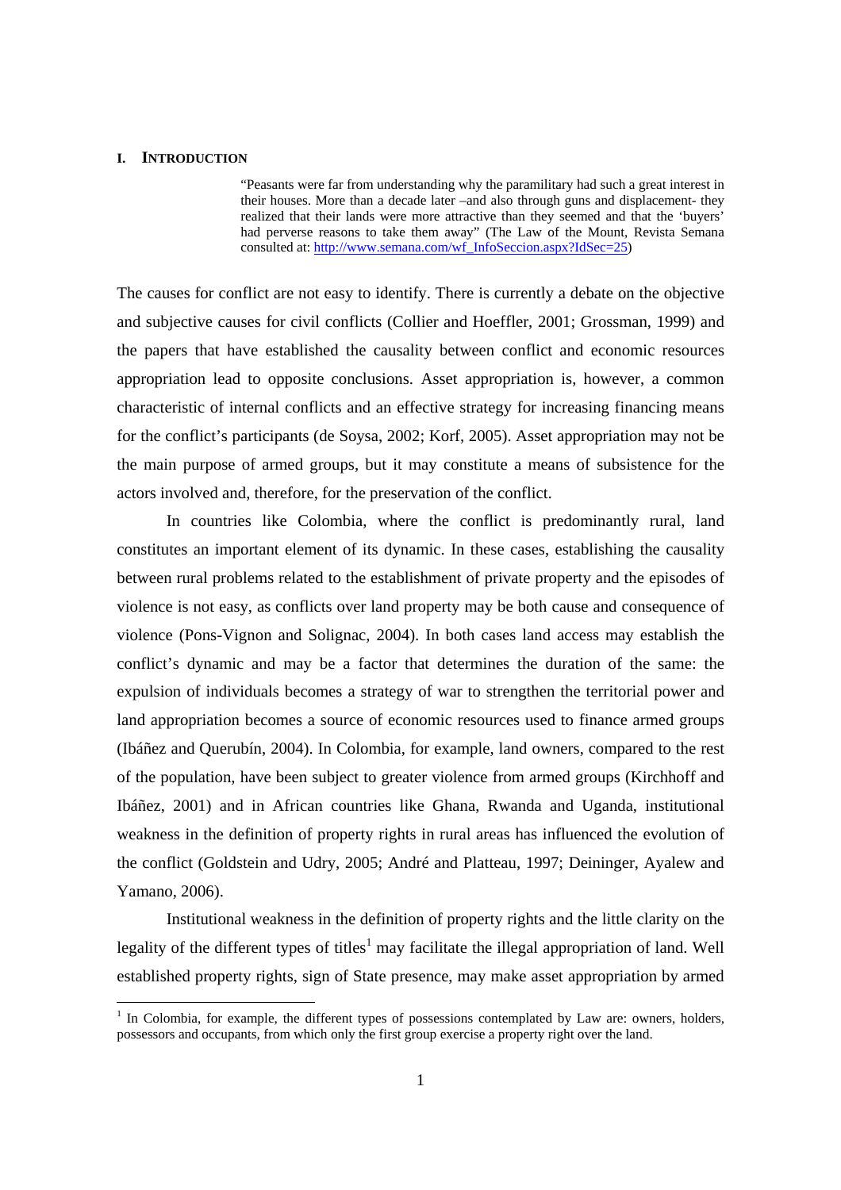# I. INTRODUCTION

> "Peasants were far from understanding why the paramilitary had such a great interest in their houses. More than a decade later –and also through guns and displacement- they realized that their lands were more attractive than they seemed and that the 'buyers' had perverse reasons to take them away" (The Law of the Mount, Revista Semana consulted at: http://www.semana.com/wf_InfoSeccion.aspx?IdSec=25)

The causes for conflict are not easy to identify. There is currently a debate on the objective and subjective causes for civil conflicts (Collier and Hoeffler, 2001; Grossman, 1999) and the papers that have established the causality between conflict and economic resources appropriation lead to opposite conclusions. Asset appropriation is, however, a common characteristic of internal conflicts and an effective strategy for increasing financing means for the conflict's participants (de Soysa, 2002; Korf, 2005). Asset appropriation may not be the main purpose of armed groups, but it may constitute a means of subsistence for the actors involved and, therefore, for the preservation of the conflict.

In countries like Colombia, where the conflict is predominantly rural, land constitutes an important element of its dynamic. In these cases, establishing the causality between rural problems related to the establishment of private property and the episodes of violence is not easy, as conflicts over land property may be both cause and consequence of violence (Pons-Vignon and Solignac, 2004). In both cases land access may establish the conflict's dynamic and may be a factor that determines the duration of the same: the expulsion of individuals becomes a strategy of war to strengthen the territorial power and land appropriation becomes a source of economic resources used to finance armed groups (Ibáñez and Querubín, 2004). In Colombia, for example, land owners, compared to the rest of the population, have been subject to greater violence from armed groups (Kirchhoff and Ibáñez, 2001) and in African countries like Ghana, Rwanda and Uganda, institutional weakness in the definition of property rights in rural areas has influenced the evolution of the conflict (Goldstein and Udry, 2005; André and Platteau, 1997; Deininger, Ayalew and Yamano, 2006).

Institutional weakness in the definition of property rights and the little clarity on the legality of the different types of titles[1] may facilitate the illegal appropriation of land. Well established property rights, sign of State presence, may make asset appropriation by armed

[1] In Colombia, for example, the different types of possessions contemplated by Law are: owners, holders, possessors and occupants, from which only the first group exercise a property right over the land.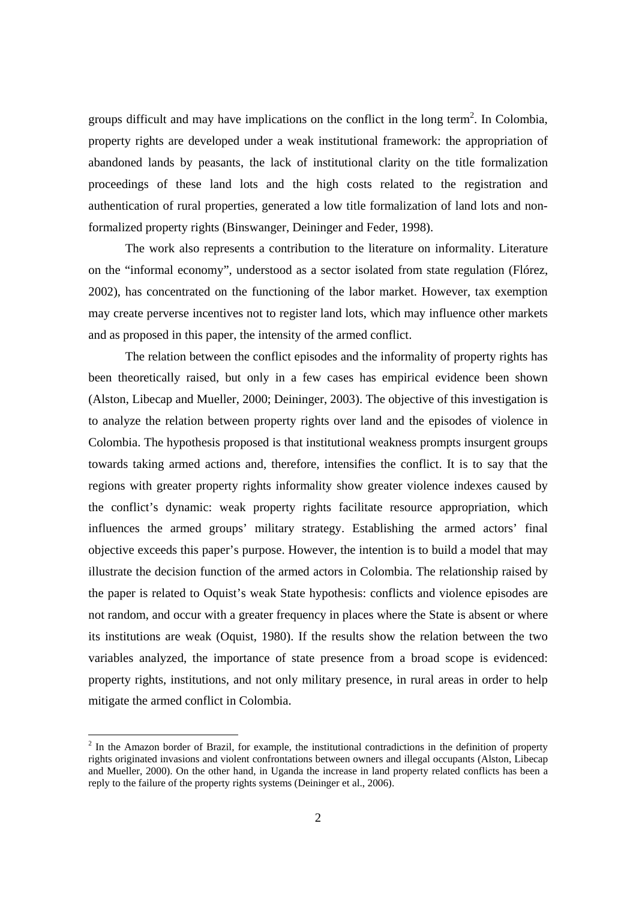groups difficult and may have implications on the conflict in the long term[2]. In Colombia, property rights are developed under a weak institutional framework: the appropriation of abandoned lands by peasants, the lack of institutional clarity on the title formalization proceedings of these land lots and the high costs related to the registration and authentication of rural properties, generated a low title formalization of land lots and non-formalized property rights (Binswanger, Deininger and Feder, 1998).

The work also represents a contribution to the literature on informality. Literature on the "informal economy", understood as a sector isolated from state regulation (Flórez, 2002), has concentrated on the functioning of the labor market. However, tax exemption may create perverse incentives not to register land lots, which may influence other markets and as proposed in this paper, the intensity of the armed conflict.

The relation between the conflict episodes and the informality of property rights has been theoretically raised, but only in a few cases has empirical evidence been shown (Alston, Libecap and Mueller, 2000; Deininger, 2003). The objective of this investigation is to analyze the relation between property rights over land and the episodes of violence in Colombia. The hypothesis proposed is that institutional weakness prompts insurgent groups towards taking armed actions and, therefore, intensifies the conflict. It is to say that the regions with greater property rights informality show greater violence indexes caused by the conflict's dynamic: weak property rights facilitate resource appropriation, which influences the armed groups' military strategy. Establishing the armed actors' final objective exceeds this paper's purpose. However, the intention is to build a model that may illustrate the decision function of the armed actors in Colombia. The relationship raised by the paper is related to Oquist's weak State hypothesis: conflicts and violence episodes are not random, and occur with a greater frequency in places where the State is absent or where its institutions are weak (Oquist, 1980). If the results show the relation between the two variables analyzed, the importance of state presence from a broad scope is evidenced: property rights, institutions, and not only military presence, in rural areas in order to help mitigate the armed conflict in Colombia.

[2] In the Amazon border of Brazil, for example, the institutional contradictions in the definition of property rights originated invasions and violent confrontations between owners and illegal occupants (Alston, Libecap and Mueller, 2000). On the other hand, in Uganda the increase in land property related conflicts has been a reply to the failure of the property rights systems (Deininger et al., 2006).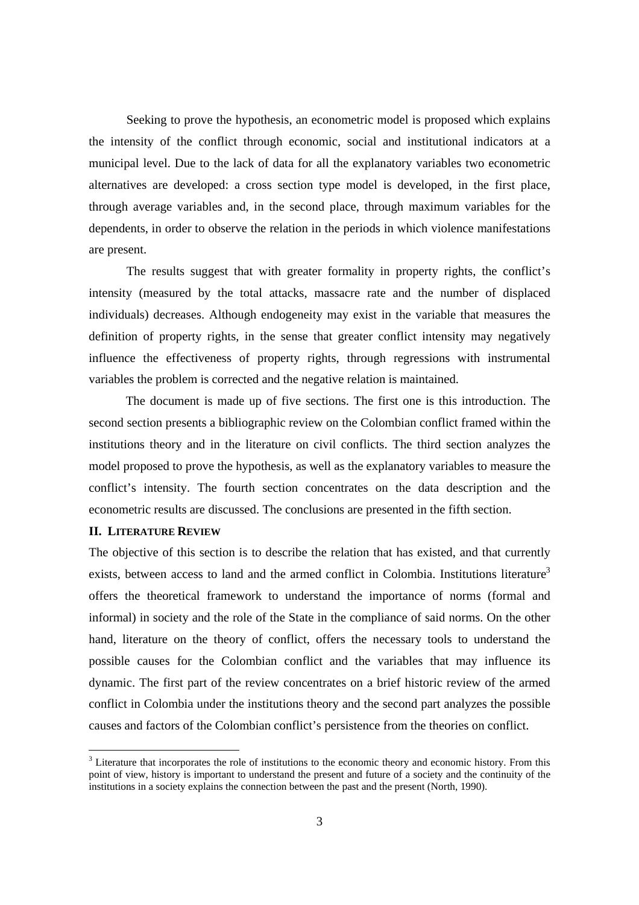Seeking to prove the hypothesis, an econometric model is proposed which explains the intensity of the conflict through economic, social and institutional indicators at a municipal level. Due to the lack of data for all the explanatory variables two econometric alternatives are developed: a cross section type model is developed, in the first place, through average variables and, in the second place, through maximum variables for the dependents, in order to observe the relation in the periods in which violence manifestations are present.

The results suggest that with greater formality in property rights, the conflict's intensity (measured by the total attacks, massacre rate and the number of displaced individuals) decreases. Although endogeneity may exist in the variable that measures the definition of property rights, in the sense that greater conflict intensity may negatively influence the effectiveness of property rights, through regressions with instrumental variables the problem is corrected and the negative relation is maintained.

The document is made up of five sections. The first one is this introduction. The second section presents a bibliographic review on the Colombian conflict framed within the institutions theory and in the literature on civil conflicts. The third section analyzes the model proposed to prove the hypothesis, as well as the explanatory variables to measure the conflict's intensity. The fourth section concentrates on the data description and the econometric results are discussed. The conclusions are presented in the fifth section.

## II. LITERATURE REVIEW

The objective of this section is to describe the relation that has existed, and that currently exists, between access to land and the armed conflict in Colombia. Institutions literature[3] offers the theoretical framework to understand the importance of norms (formal and informal) in society and the role of the State in the compliance of said norms. On the other hand, literature on the theory of conflict, offers the necessary tools to understand the possible causes for the Colombian conflict and the variables that may influence its dynamic. The first part of the review concentrates on a brief historic review of the armed conflict in Colombia under the institutions theory and the second part analyzes the possible causes and factors of the Colombian conflict's persistence from the theories on conflict.

[3] Literature that incorporates the role of institutions to the economic theory and economic history. From this point of view, history is important to understand the present and future of a society and the continuity of the institutions in a society explains the connection between the past and the present (North, 1990).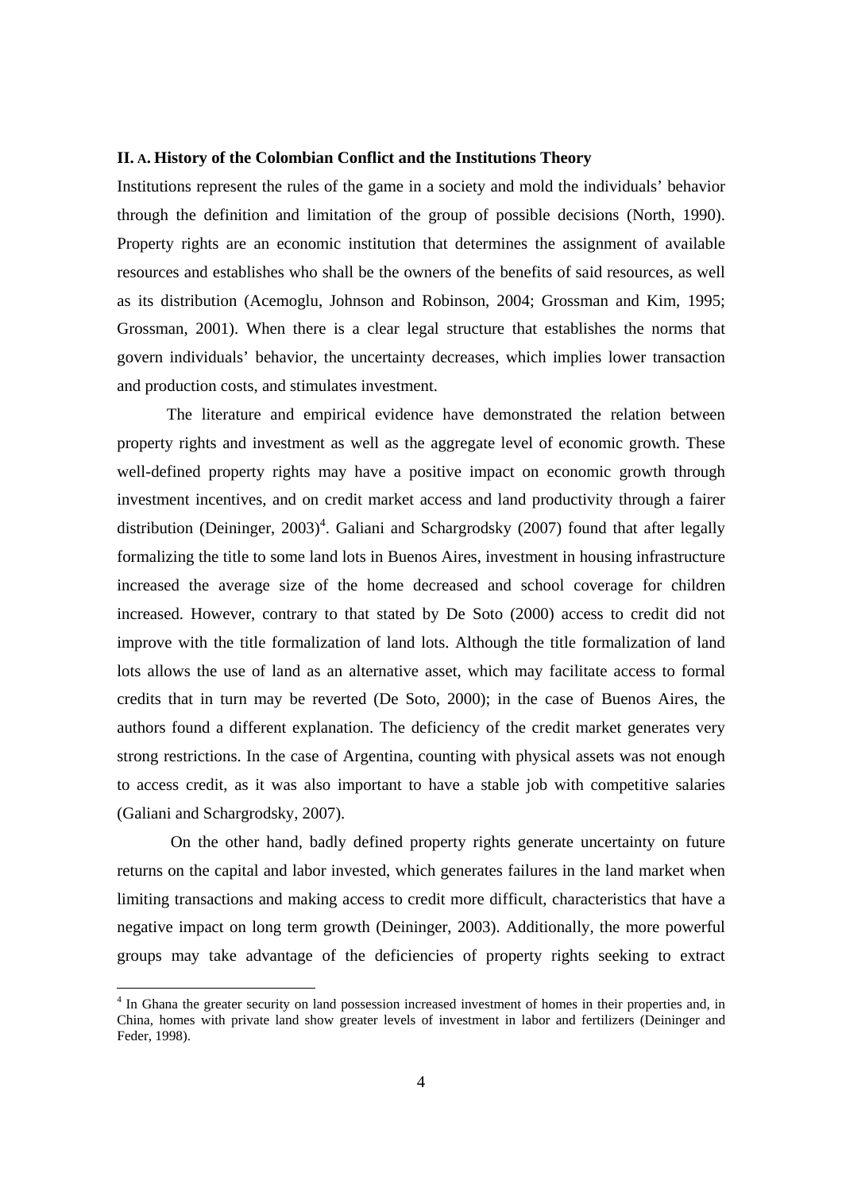## II. A. History of the Colombian Conflict and the Institutions Theory

Institutions represent the rules of the game in a society and mold the individuals' behavior through the definition and limitation of the group of possible decisions (North, 1990). Property rights are an economic institution that determines the assignment of available resources and establishes who shall be the owners of the benefits of said resources, as well as its distribution (Acemoglu, Johnson and Robinson, 2004; Grossman and Kim, 1995; Grossman, 2001). When there is a clear legal structure that establishes the norms that govern individuals' behavior, the uncertainty decreases, which implies lower transaction and production costs, and stimulates investment.

The literature and empirical evidence have demonstrated the relation between property rights and investment as well as the aggregate level of economic growth. These well-defined property rights may have a positive impact on economic growth through investment incentives, and on credit market access and land productivity through a fairer distribution (Deininger, 2003)[4]. Galiani and Schargrodsky (2007) found that after legally formalizing the title to some land lots in Buenos Aires, investment in housing infrastructure increased the average size of the home decreased and school coverage for children increased. However, contrary to that stated by De Soto (2000) access to credit did not improve with the title formalization of land lots. Although the title formalization of land lots allows the use of land as an alternative asset, which may facilitate access to formal credits that in turn may be reverted (De Soto, 2000); in the case of Buenos Aires, the authors found a different explanation. The deficiency of the credit market generates very strong restrictions. In the case of Argentina, counting with physical assets was not enough to access credit, as it was also important to have a stable job with competitive salaries (Galiani and Schargrodsky, 2007).

On the other hand, badly defined property rights generate uncertainty on future returns on the capital and labor invested, which generates failures in the land market when limiting transactions and making access to credit more difficult, characteristics that have a negative impact on long term growth (Deininger, 2003). Additionally, the more powerful groups may take advantage of the deficiencies of property rights seeking to extract

[4] In Ghana the greater security on land possession increased investment of homes in their properties and, in China, homes with private land show greater levels of investment in labor and fertilizers (Deininger and Feder, 1998).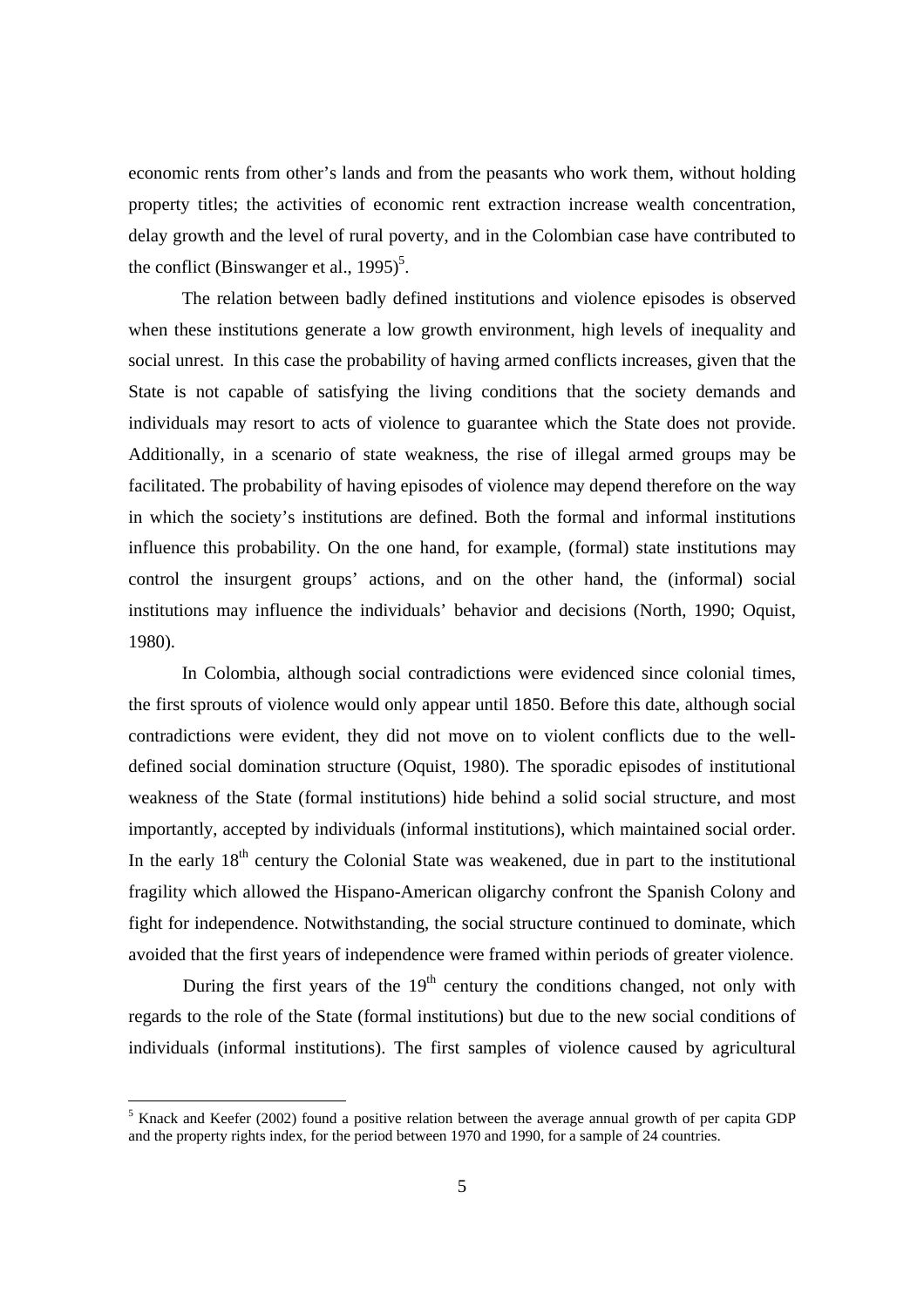economic rents from other's lands and from the peasants who work them, without holding property titles; the activities of economic rent extraction increase wealth concentration, delay growth and the level of rural poverty, and in the Colombian case have contributed to the conflict (Binswanger et al., 1995)[5].

The relation between badly defined institutions and violence episodes is observed when these institutions generate a low growth environment, high levels of inequality and social unrest. In this case the probability of having armed conflicts increases, given that the State is not capable of satisfying the living conditions that the society demands and individuals may resort to acts of violence to guarantee which the State does not provide. Additionally, in a scenario of state weakness, the rise of illegal armed groups may be facilitated. The probability of having episodes of violence may depend therefore on the way in which the society's institutions are defined. Both the formal and informal institutions influence this probability. On the one hand, for example, (formal) state institutions may control the insurgent groups' actions, and on the other hand, the (informal) social institutions may influence the individuals' behavior and decisions (North, 1990; Oquist, 1980).

In Colombia, although social contradictions were evidenced since colonial times, the first sprouts of violence would only appear until 1850. Before this date, although social contradictions were evident, they did not move on to violent conflicts due to the well-defined social domination structure (Oquist, 1980). The sporadic episodes of institutional weakness of the State (formal institutions) hide behind a solid social structure, and most importantly, accepted by individuals (informal institutions), which maintained social order. In the early 18th century the Colonial State was weakened, due in part to the institutional fragility which allowed the Hispano-American oligarchy confront the Spanish Colony and fight for independence. Notwithstanding, the social structure continued to dominate, which avoided that the first years of independence were framed within periods of greater violence.

During the first years of the 19th century the conditions changed, not only with regards to the role of the State (formal institutions) but due to the new social conditions of individuals (informal institutions). The first samples of violence caused by agricultural

---

[5] Knack and Keefer (2002) found a positive relation between the average annual growth of per capita GDP and the property rights index, for the period between 1970 and 1990, for a sample of 24 countries.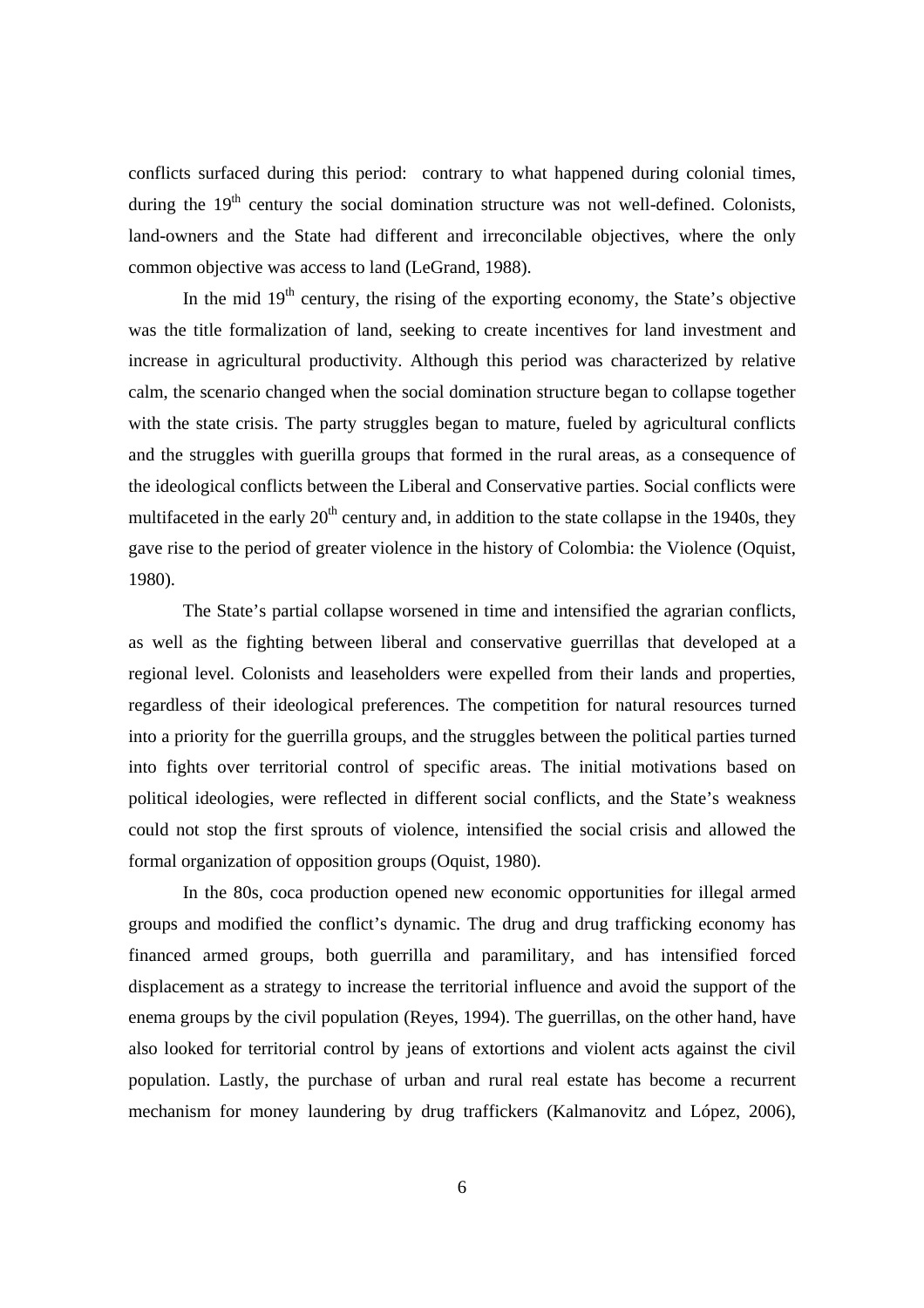conflicts surfaced during this period: contrary to what happened during colonial times, during the 19th century the social domination structure was not well-defined. Colonists, land-owners and the State had different and irreconcilable objectives, where the only common objective was access to land (LeGrand, 1988).

In the mid 19th century, the rising of the exporting economy, the State's objective was the title formalization of land, seeking to create incentives for land investment and increase in agricultural productivity. Although this period was characterized by relative calm, the scenario changed when the social domination structure began to collapse together with the state crisis. The party struggles began to mature, fueled by agricultural conflicts and the struggles with guerilla groups that formed in the rural areas, as a consequence of the ideological conflicts between the Liberal and Conservative parties. Social conflicts were multifaceted in the early 20th century and, in addition to the state collapse in the 1940s, they gave rise to the period of greater violence in the history of Colombia: the Violence (Oquist, 1980).

The State's partial collapse worsened in time and intensified the agrarian conflicts, as well as the fighting between liberal and conservative guerrillas that developed at a regional level. Colonists and leaseholders were expelled from their lands and properties, regardless of their ideological preferences. The competition for natural resources turned into a priority for the guerrilla groups, and the struggles between the political parties turned into fights over territorial control of specific areas. The initial motivations based on political ideologies, were reflected in different social conflicts, and the State's weakness could not stop the first sprouts of violence, intensified the social crisis and allowed the formal organization of opposition groups (Oquist, 1980).

In the 80s, coca production opened new economic opportunities for illegal armed groups and modified the conflict's dynamic. The drug and drug trafficking economy has financed armed groups, both guerrilla and paramilitary, and has intensified forced displacement as a strategy to increase the territorial influence and avoid the support of the enema groups by the civil population (Reyes, 1994). The guerrillas, on the other hand, have also looked for territorial control by jeans of extortions and violent acts against the civil population. Lastly, the purchase of urban and rural real estate has become a recurrent mechanism for money laundering by drug traffickers (Kalmanovitz and López, 2006),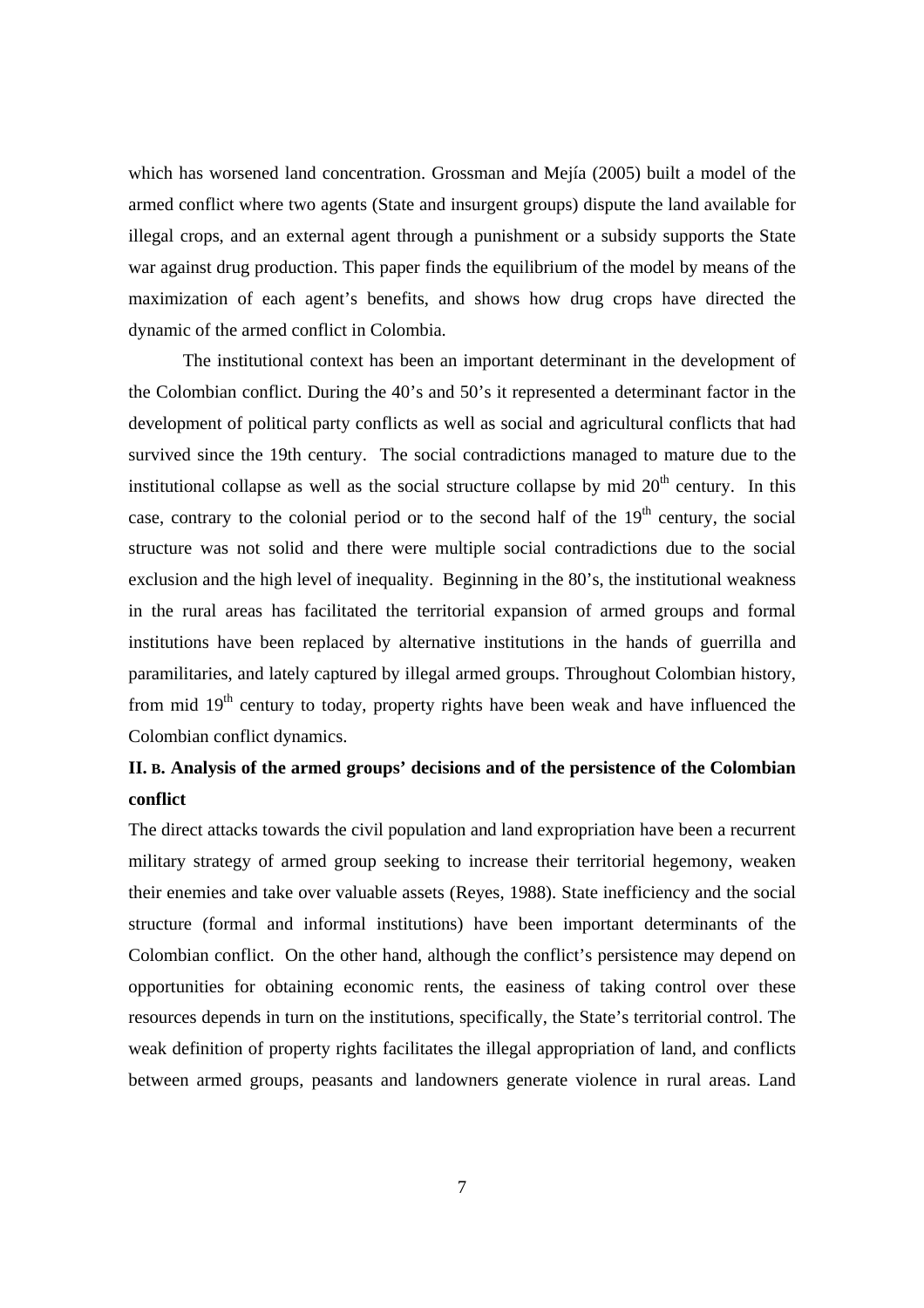which has worsened land concentration. Grossman and Mejía (2005) built a model of the armed conflict where two agents (State and insurgent groups) dispute the land available for illegal crops, and an external agent through a punishment or a subsidy supports the State war against drug production. This paper finds the equilibrium of the model by means of the maximization of each agent's benefits, and shows how drug crops have directed the dynamic of the armed conflict in Colombia.

The institutional context has been an important determinant in the development of the Colombian conflict. During the 40's and 50's it represented a determinant factor in the development of political party conflicts as well as social and agricultural conflicts that had survived since the 19th century. The social contradictions managed to mature due to the institutional collapse as well as the social structure collapse by mid 20th century. In this case, contrary to the colonial period or to the second half of the 19th century, the social structure was not solid and there were multiple social contradictions due to the social exclusion and the high level of inequality. Beginning in the 80's, the institutional weakness in the rural areas has facilitated the territorial expansion of armed groups and formal institutions have been replaced by alternative institutions in the hands of guerrilla and paramilitaries, and lately captured by illegal armed groups. Throughout Colombian history, from mid 19th century to today, property rights have been weak and have influenced the Colombian conflict dynamics.

## II. B. Analysis of the armed groups' decisions and of the persistence of the Colombian conflict

The direct attacks towards the civil population and land expropriation have been a recurrent military strategy of armed group seeking to increase their territorial hegemony, weaken their enemies and take over valuable assets (Reyes, 1988). State inefficiency and the social structure (formal and informal institutions) have been important determinants of the Colombian conflict. On the other hand, although the conflict's persistence may depend on opportunities for obtaining economic rents, the easiness of taking control over these resources depends in turn on the institutions, specifically, the State's territorial control. The weak definition of property rights facilitates the illegal appropriation of land, and conflicts between armed groups, peasants and landowners generate violence in rural areas. Land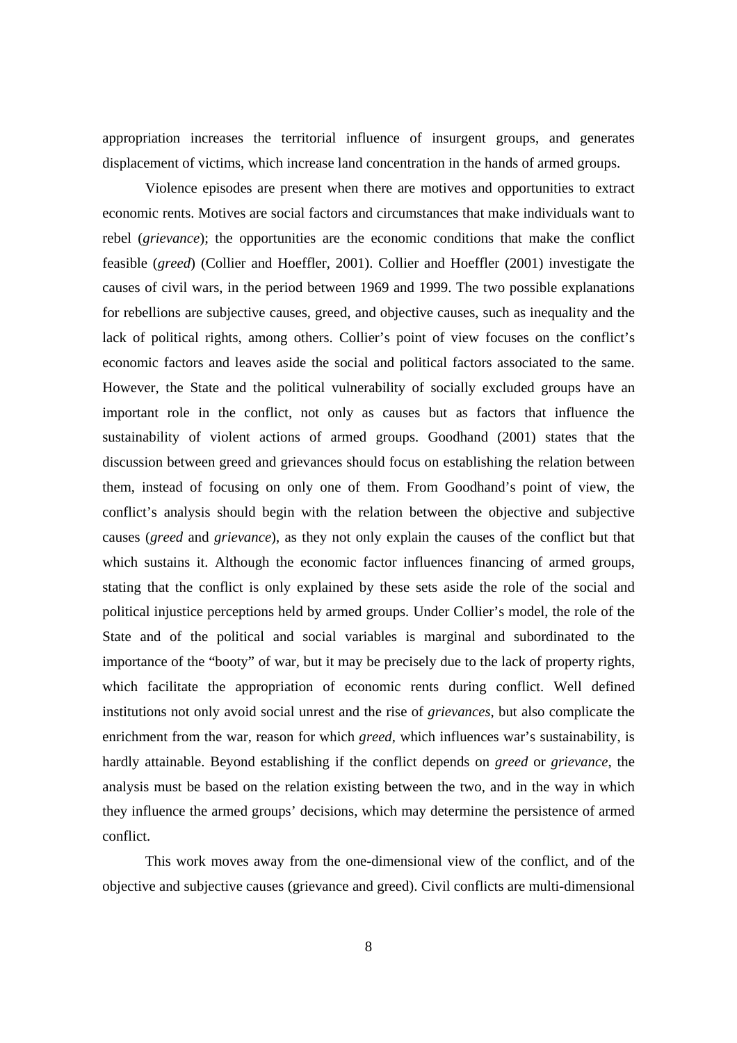appropriation increases the territorial influence of insurgent groups, and generates displacement of victims, which increase land concentration in the hands of armed groups.

Violence episodes are present when there are motives and opportunities to extract economic rents. Motives are social factors and circumstances that make individuals want to rebel (*grievance*); the opportunities are the economic conditions that make the conflict feasible (*greed*) (Collier and Hoeffler, 2001). Collier and Hoeffler (2001) investigate the causes of civil wars, in the period between 1969 and 1999. The two possible explanations for rebellions are subjective causes, greed, and objective causes, such as inequality and the lack of political rights, among others. Collier's point of view focuses on the conflict's economic factors and leaves aside the social and political factors associated to the same. However, the State and the political vulnerability of socially excluded groups have an important role in the conflict, not only as causes but as factors that influence the sustainability of violent actions of armed groups. Goodhand (2001) states that the discussion between greed and grievances should focus on establishing the relation between them, instead of focusing on only one of them. From Goodhand's point of view, the conflict's analysis should begin with the relation between the objective and subjective causes (*greed* and *grievance*), as they not only explain the causes of the conflict but that which sustains it. Although the economic factor influences financing of armed groups, stating that the conflict is only explained by these sets aside the role of the social and political injustice perceptions held by armed groups. Under Collier's model, the role of the State and of the political and social variables is marginal and subordinated to the importance of the "booty" of war, but it may be precisely due to the lack of property rights, which facilitate the appropriation of economic rents during conflict. Well defined institutions not only avoid social unrest and the rise of *grievances*, but also complicate the enrichment from the war, reason for which *greed*, which influences war's sustainability, is hardly attainable. Beyond establishing if the conflict depends on *greed* or *grievance*, the analysis must be based on the relation existing between the two, and in the way in which they influence the armed groups' decisions, which may determine the persistence of armed conflict.

This work moves away from the one-dimensional view of the conflict, and of the objective and subjective causes (grievance and greed). Civil conflicts are multi-dimensional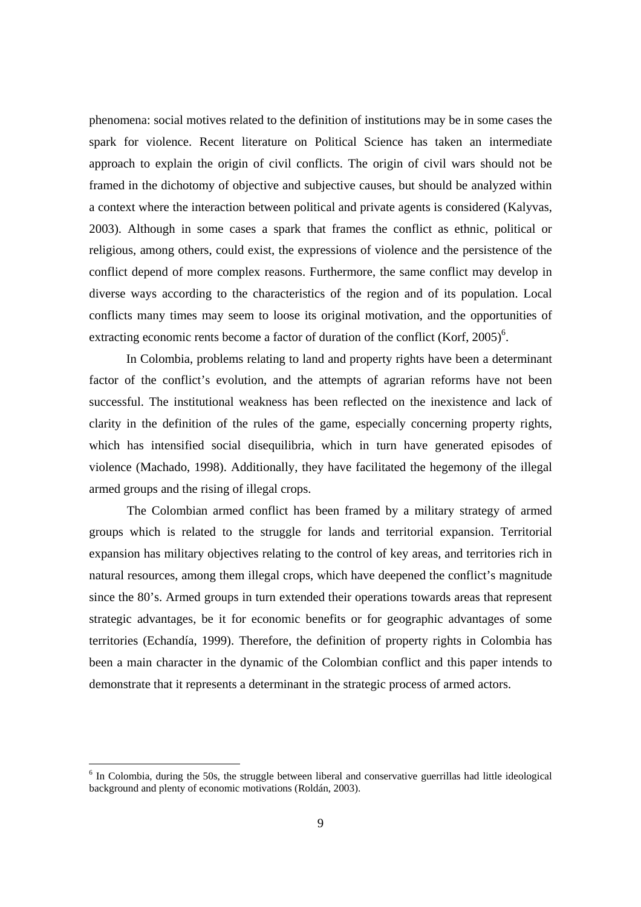phenomena: social motives related to the definition of institutions may be in some cases the spark for violence. Recent literature on Political Science has taken an intermediate approach to explain the origin of civil conflicts. The origin of civil wars should not be framed in the dichotomy of objective and subjective causes, but should be analyzed within a context where the interaction between political and private agents is considered (Kalyvas, 2003). Although in some cases a spark that frames the conflict as ethnic, political or religious, among others, could exist, the expressions of violence and the persistence of the conflict depend of more complex reasons. Furthermore, the same conflict may develop in diverse ways according to the characteristics of the region and of its population. Local conflicts many times may seem to loose its original motivation, and the opportunities of extracting economic rents become a factor of duration of the conflict (Korf, 2005)[6].

In Colombia, problems relating to land and property rights have been a determinant factor of the conflict's evolution, and the attempts of agrarian reforms have not been successful. The institutional weakness has been reflected on the inexistence and lack of clarity in the definition of the rules of the game, especially concerning property rights, which has intensified social disequilibria, which in turn have generated episodes of violence (Machado, 1998). Additionally, they have facilitated the hegemony of the illegal armed groups and the rising of illegal crops.

The Colombian armed conflict has been framed by a military strategy of armed groups which is related to the struggle for lands and territorial expansion. Territorial expansion has military objectives relating to the control of key areas, and territories rich in natural resources, among them illegal crops, which have deepened the conflict's magnitude since the 80's. Armed groups in turn extended their operations towards areas that represent strategic advantages, be it for economic benefits or for geographic advantages of some territories (Echandía, 1999). Therefore, the definition of property rights in Colombia has been a main character in the dynamic of the Colombian conflict and this paper intends to demonstrate that it represents a determinant in the strategic process of armed actors.

---

[6] In Colombia, during the 50s, the struggle between liberal and conservative guerrillas had little ideological background and plenty of economic motivations (Roldán, 2003).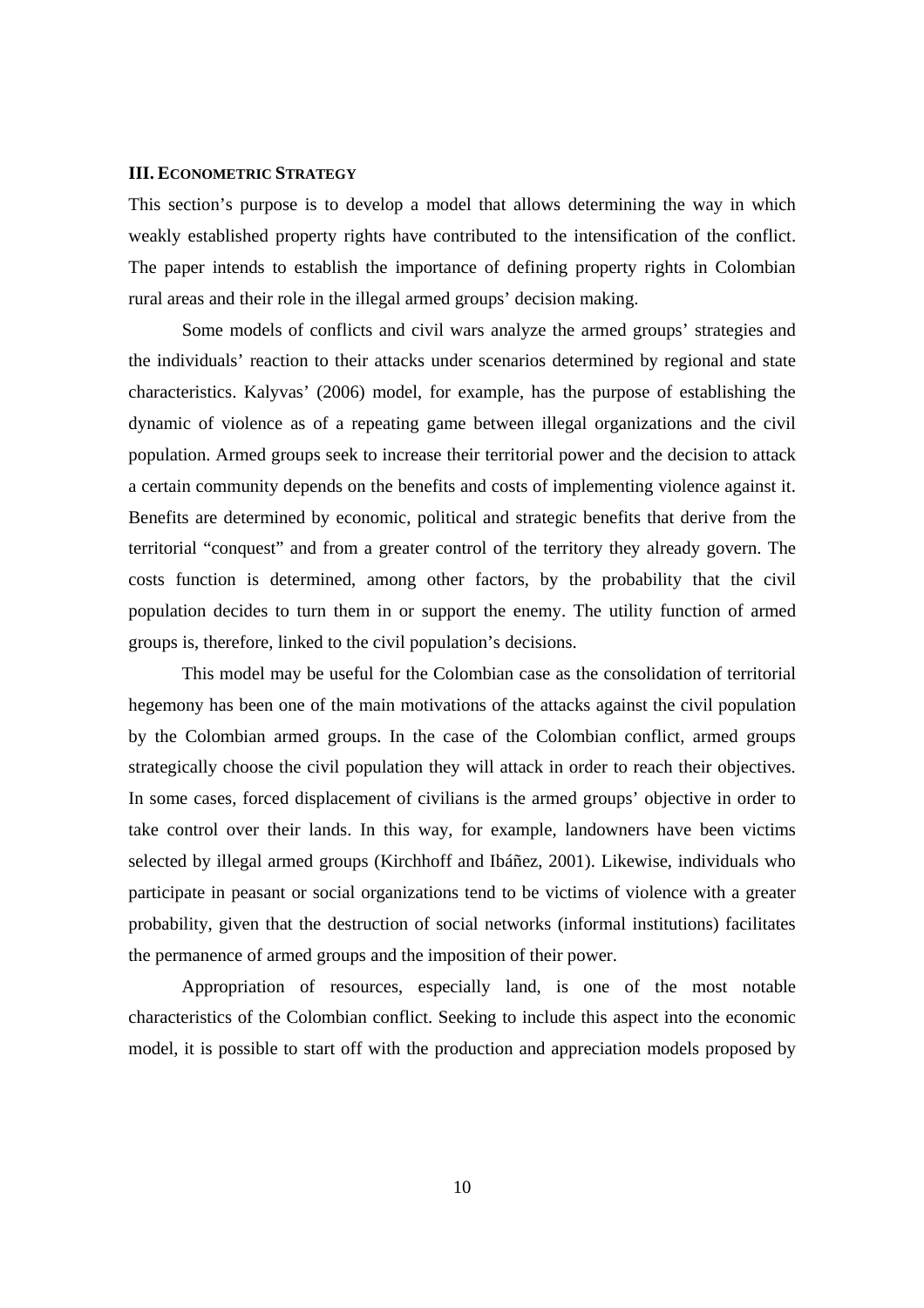### III. ECONOMETRIC STRATEGY

This section's purpose is to develop a model that allows determining the way in which weakly established property rights have contributed to the intensification of the conflict. The paper intends to establish the importance of defining property rights in Colombian rural areas and their role in the illegal armed groups' decision making.

Some models of conflicts and civil wars analyze the armed groups' strategies and the individuals' reaction to their attacks under scenarios determined by regional and state characteristics. Kalyvas' (2006) model, for example, has the purpose of establishing the dynamic of violence as of a repeating game between illegal organizations and the civil population. Armed groups seek to increase their territorial power and the decision to attack a certain community depends on the benefits and costs of implementing violence against it. Benefits are determined by economic, political and strategic benefits that derive from the territorial "conquest" and from a greater control of the territory they already govern. The costs function is determined, among other factors, by the probability that the civil population decides to turn them in or support the enemy. The utility function of armed groups is, therefore, linked to the civil population's decisions.

This model may be useful for the Colombian case as the consolidation of territorial hegemony has been one of the main motivations of the attacks against the civil population by the Colombian armed groups. In the case of the Colombian conflict, armed groups strategically choose the civil population they will attack in order to reach their objectives. In some cases, forced displacement of civilians is the armed groups' objective in order to take control over their lands. In this way, for example, landowners have been victims selected by illegal armed groups (Kirchhoff and Ibáñez, 2001). Likewise, individuals who participate in peasant or social organizations tend to be victims of violence with a greater probability, given that the destruction of social networks (informal institutions) facilitates the permanence of armed groups and the imposition of their power.

Appropriation of resources, especially land, is one of the most notable characteristics of the Colombian conflict. Seeking to include this aspect into the economic model, it is possible to start off with the production and appreciation models proposed by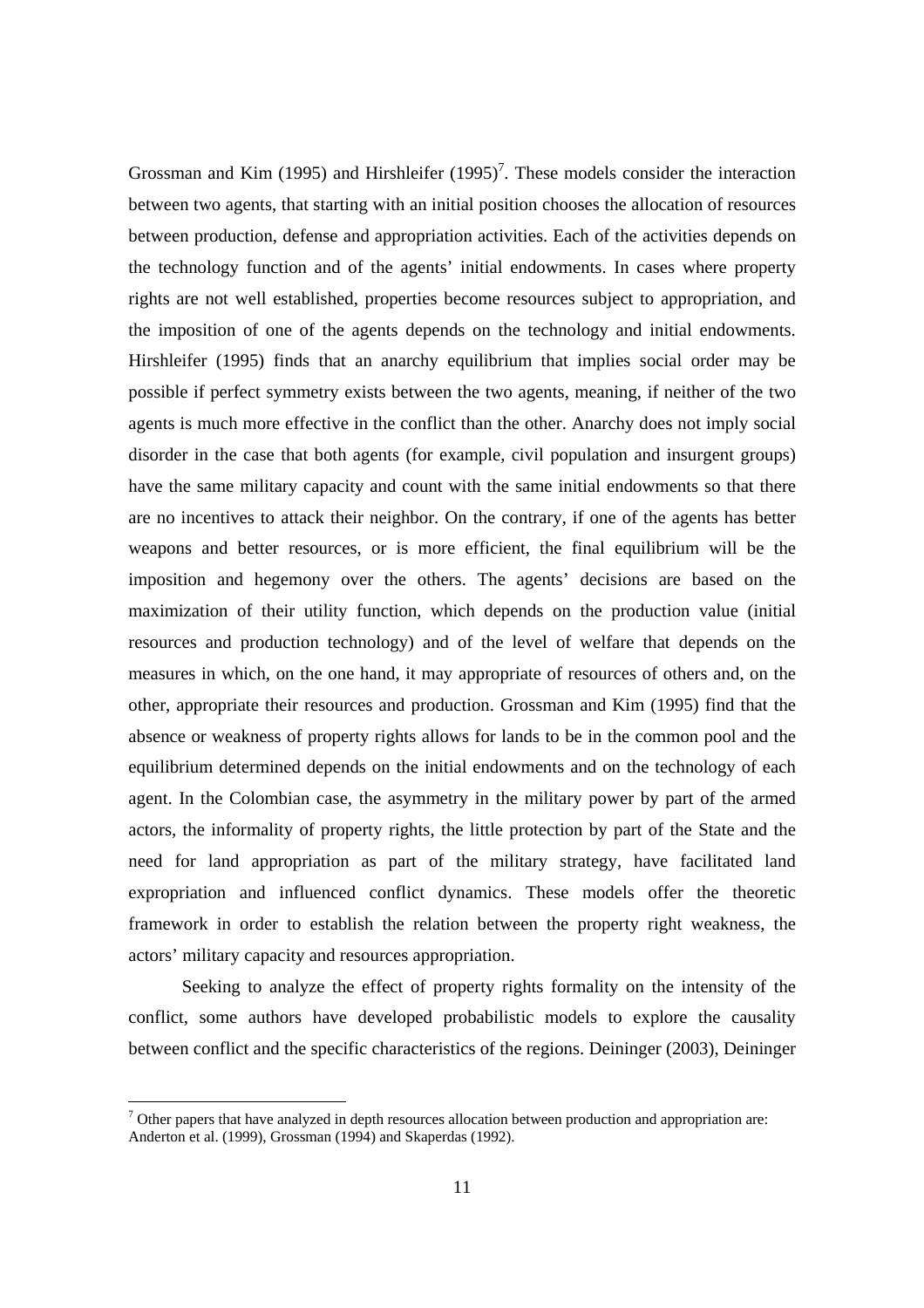Grossman and Kim (1995) and Hirshleifer (1995)[7]. These models consider the interaction between two agents, that starting with an initial position chooses the allocation of resources between production, defense and appropriation activities. Each of the activities depends on the technology function and of the agents' initial endowments. In cases where property rights are not well established, properties become resources subject to appropriation, and the imposition of one of the agents depends on the technology and initial endowments. Hirshleifer (1995) finds that an anarchy equilibrium that implies social order may be possible if perfect symmetry exists between the two agents, meaning, if neither of the two agents is much more effective in the conflict than the other. Anarchy does not imply social disorder in the case that both agents (for example, civil population and insurgent groups) have the same military capacity and count with the same initial endowments so that there are no incentives to attack their neighbor. On the contrary, if one of the agents has better weapons and better resources, or is more efficient, the final equilibrium will be the imposition and hegemony over the others. The agents' decisions are based on the maximization of their utility function, which depends on the production value (initial resources and production technology) and of the level of welfare that depends on the measures in which, on the one hand, it may appropriate of resources of others and, on the other, appropriate their resources and production. Grossman and Kim (1995) find that the absence or weakness of property rights allows for lands to be in the common pool and the equilibrium determined depends on the initial endowments and on the technology of each agent. In the Colombian case, the asymmetry in the military power by part of the armed actors, the informality of property rights, the little protection by part of the State and the need for land appropriation as part of the military strategy, have facilitated land expropriation and influenced conflict dynamics. These models offer the theoretic framework in order to establish the relation between the property right weakness, the actors' military capacity and resources appropriation.

Seeking to analyze the effect of property rights formality on the intensity of the conflict, some authors have developed probabilistic models to explore the causality between conflict and the specific characteristics of the regions. Deininger (2003), Deininger

[7] Other papers that have analyzed in depth resources allocation between production and appropriation are: Anderton et al. (1999), Grossman (1994) and Skaperdas (1992).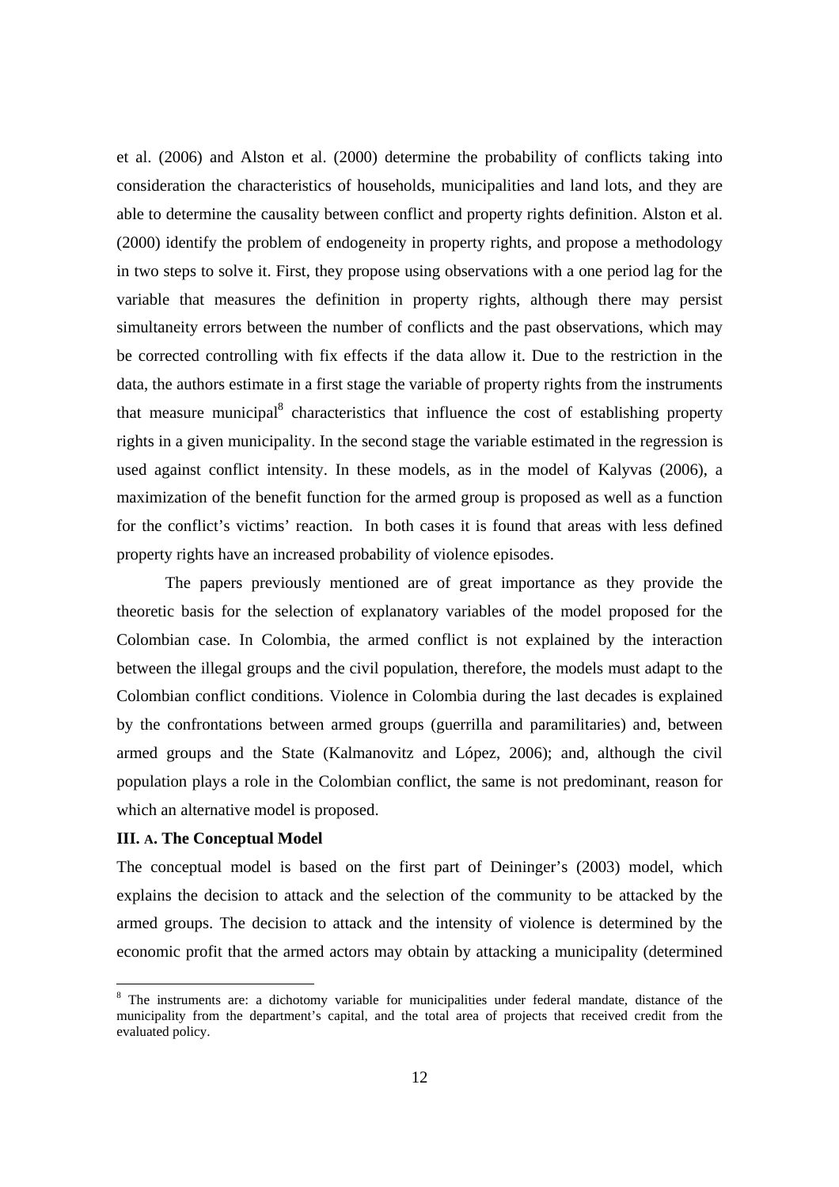et al. (2006) and Alston et al. (2000) determine the probability of conflicts taking into consideration the characteristics of households, municipalities and land lots, and they are able to determine the causality between conflict and property rights definition. Alston et al. (2000) identify the problem of endogeneity in property rights, and propose a methodology in two steps to solve it. First, they propose using observations with a one period lag for the variable that measures the definition in property rights, although there may persist simultaneity errors between the number of conflicts and the past observations, which may be corrected controlling with fix effects if the data allow it. Due to the restriction in the data, the authors estimate in a first stage the variable of property rights from the instruments that measure municipal[8] characteristics that influence the cost of establishing property rights in a given municipality. In the second stage the variable estimated in the regression is used against conflict intensity. In these models, as in the model of Kalyvas (2006), a maximization of the benefit function for the armed group is proposed as well as a function for the conflict's victims' reaction. In both cases it is found that areas with less defined property rights have an increased probability of violence episodes.

The papers previously mentioned are of great importance as they provide the theoretic basis for the selection of explanatory variables of the model proposed for the Colombian case. In Colombia, the armed conflict is not explained by the interaction between the illegal groups and the civil population, therefore, the models must adapt to the Colombian conflict conditions. Violence in Colombia during the last decades is explained by the confrontations between armed groups (guerrilla and paramilitaries) and, between armed groups and the State (Kalmanovitz and López, 2006); and, although the civil population plays a role in the Colombian conflict, the same is not predominant, reason for which an alternative model is proposed.

**III. A. The Conceptual Model**

The conceptual model is based on the first part of Deininger's (2003) model, which explains the decision to attack and the selection of the community to be attacked by the armed groups. The decision to attack and the intensity of violence is determined by the economic profit that the armed actors may obtain by attacking a municipality (determined

---

[8] The instruments are: a dichotomy variable for municipalities under federal mandate, distance of the municipality from the department's capital, and the total area of projects that received credit from the evaluated policy.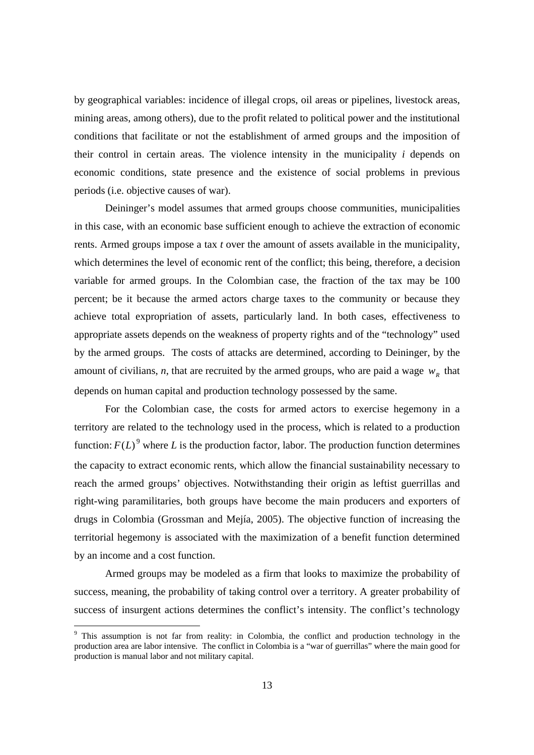by geographical variables: incidence of illegal crops, oil areas or pipelines, livestock areas, mining areas, among others), due to the profit related to political power and the institutional conditions that facilitate or not the establishment of armed groups and the imposition of their control in certain areas. The violence intensity in the municipality *i* depends on economic conditions, state presence and the existence of social problems in previous periods (i.e. objective causes of war).

Deininger's model assumes that armed groups choose communities, municipalities in this case, with an economic base sufficient enough to achieve the extraction of economic rents. Armed groups impose a tax *t* over the amount of assets available in the municipality, which determines the level of economic rent of the conflict; this being, therefore, a decision variable for armed groups. In the Colombian case, the fraction of the tax may be 100 percent; be it because the armed actors charge taxes to the community or because they achieve total expropriation of assets, particularly land. In both cases, effectiveness to appropriate assets depends on the weakness of property rights and of the "technology" used by the armed groups. The costs of attacks are determined, according to Deininger, by the amount of civilians, *n*, that are recruited by the armed groups, who are paid a wage $w_R$ that depends on human capital and production technology possessed by the same.

For the Colombian case, the costs for armed actors to exercise hegemony in a territory are related to the technology used in the process, which is related to a production function: $F(L)$[9] where *L* is the production factor, labor. The production function determines the capacity to extract economic rents, which allow the financial sustainability necessary to reach the armed groups' objectives. Notwithstanding their origin as leftist guerrillas and right-wing paramilitaries, both groups have become the main producers and exporters of drugs in Colombia (Grossman and Mejía, 2005). The objective function of increasing the territorial hegemony is associated with the maximization of a benefit function determined by an income and a cost function.

Armed groups may be modeled as a firm that looks to maximize the probability of success, meaning, the probability of taking control over a territory. A greater probability of success of insurgent actions determines the conflict's intensity. The conflict's technology

[9] This assumption is not far from reality: in Colombia, the conflict and production technology in the production area are labor intensive. The conflict in Colombia is a "war of guerrillas" where the main good for production is manual labor and not military capital.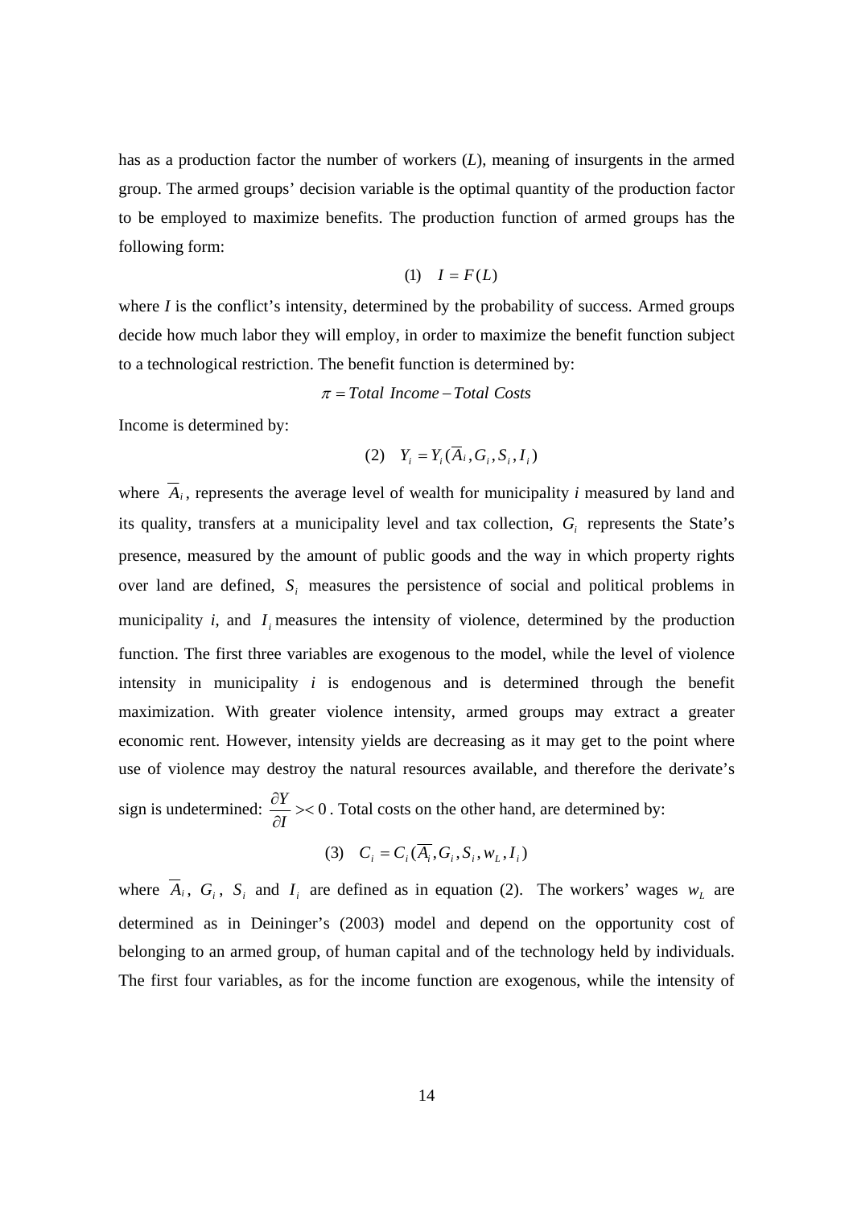has as a production factor the number of workers ($L$), meaning of insurgents in the armed group. The armed groups' decision variable is the optimal quantity of the production factor to be employed to maximize benefits. The production function of armed groups has the following form:

$$(1) \quad I = F(L)$$

where $I$ is the conflict's intensity, determined by the probability of success. Armed groups decide how much labor they will employ, in order to maximize the benefit function subject to a technological restriction. The benefit function is determined by:

$$\pi = Total\ \ Income - Total\ \ Costs$$

Income is determined by:

$$(2) \quad Y_i = Y_i(\overline{A}_i, G_i, S_i, I_i)$$

where $\overline{A}_i$, represents the average level of wealth for municipality $i$ measured by land and its quality, transfers at a municipality level and tax collection, $G_i$ represents the State's presence, measured by the amount of public goods and the way in which property rights over land are defined, $S_i$ measures the persistence of social and political problems in municipality $i$, and $I_i$ measures the intensity of violence, determined by the production function. The first three variables are exogenous to the model, while the level of violence intensity in municipality $i$ is endogenous and is determined through the benefit maximization. With greater violence intensity, armed groups may extract a greater economic rent. However, intensity yields are decreasing as it may get to the point where use of violence may destroy the natural resources available, and therefore the derivate's sign is undetermined: $\frac{\partial Y}{\partial I} >< 0$. Total costs on the other hand, are determined by:

$$(3) \quad C_i = C_i(\overline{A_i}, G_i, S_i, w_L, I_i)$$

where $\overline{A}_i$, $G_i$, $S_i$ and $I_i$ are defined as in equation (2). The workers' wages $w_L$ are determined as in Deininger's (2003) model and depend on the opportunity cost of belonging to an armed group, of human capital and of the technology held by individuals. The first four variables, as for the income function are exogenous, while the intensity of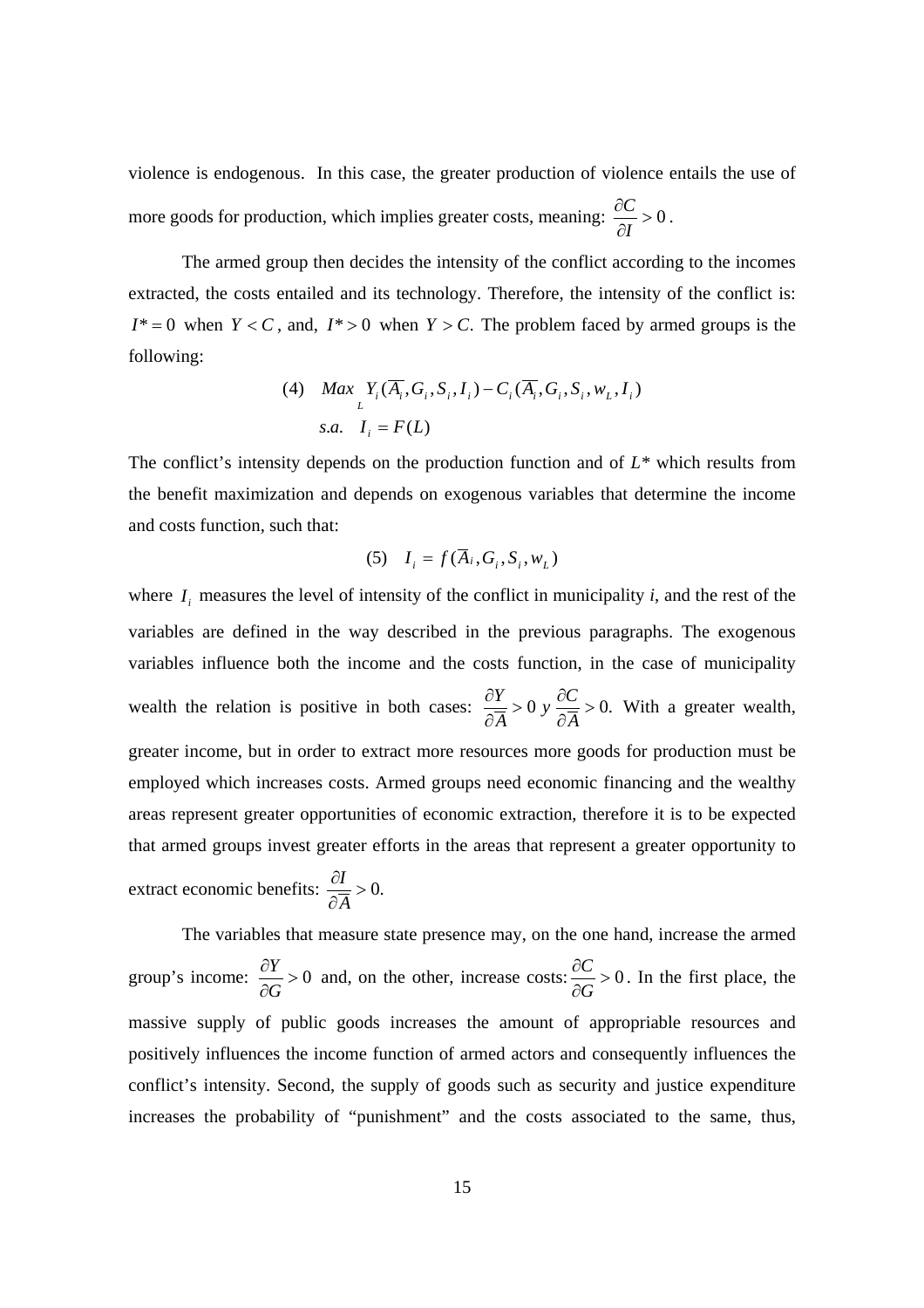violence is endogenous. In this case, the greater production of violence entails the use of more goods for production, which implies greater costs, meaning: $\frac{\partial C}{\partial I} > 0$.

The armed group then decides the intensity of the conflict according to the incomes extracted, the costs entailed and its technology. Therefore, the intensity of the conflict is: $I^* = 0$ when $Y < C$, and, $I^* > 0$ when $Y > C$. The problem faced by armed groups is the following:

$$(4) \quad \underset{L}{Max} \; Y_i(\overline{A}_i, G_i, S_i, I_i) - C_i(\overline{A}_i, G_i, S_i, w_L, I_i)$$

$$s.a. \quad I_i = F(L)$$

The conflict's intensity depends on the production function and of $L^*$ which results from the benefit maximization and depends on exogenous variables that determine the income and costs function, such that:

$$(5) \quad I_i = f(\overline{A}_i, G_i, S_i, w_L)$$

where $I_i$ measures the level of intensity of the conflict in municipality *i*, and the rest of the variables are defined in the way described in the previous paragraphs. The exogenous variables influence both the income and the costs function, in the case of municipality wealth the relation is positive in both cases: $\frac{\partial Y}{\partial \overline{A}} > 0$ *y* $\frac{\partial C}{\partial \overline{A}} > 0$. With a greater wealth, greater income, but in order to extract more resources more goods for production must be employed which increases costs. Armed groups need economic financing and the wealthy areas represent greater opportunities of economic extraction, therefore it is to be expected that armed groups invest greater efforts in the areas that represent a greater opportunity to extract economic benefits: $\frac{\partial I}{\partial \overline{A}} > 0$.

The variables that measure state presence may, on the one hand, increase the armed group's income: $\frac{\partial Y}{\partial G} > 0$ and, on the other, increase costs: $\frac{\partial C}{\partial G} > 0$. In the first place, the massive supply of public goods increases the amount of appropriable resources and positively influences the income function of armed actors and consequently influences the conflict's intensity. Second, the supply of goods such as security and justice expenditure increases the probability of "punishment" and the costs associated to the same, thus,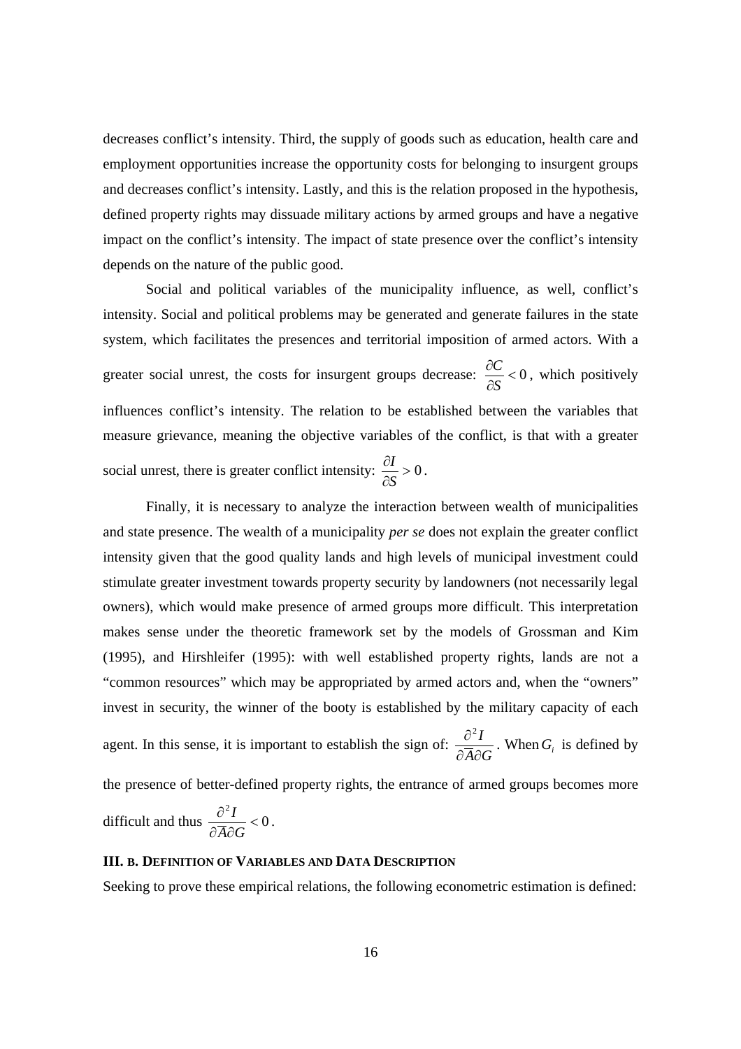decreases conflict's intensity. Third, the supply of goods such as education, health care and employment opportunities increase the opportunity costs for belonging to insurgent groups and decreases conflict's intensity. Lastly, and this is the relation proposed in the hypothesis, defined property rights may dissuade military actions by armed groups and have a negative impact on the conflict's intensity. The impact of state presence over the conflict's intensity depends on the nature of the public good.

Social and political variables of the municipality influence, as well, conflict's intensity. Social and political problems may be generated and generate failures in the state system, which facilitates the presences and territorial imposition of armed actors. With a greater social unrest, the costs for insurgent groups decrease: $\frac{\partial C}{\partial S} < 0$, which positively influences conflict's intensity. The relation to be established between the variables that measure grievance, meaning the objective variables of the conflict, is that with a greater social unrest, there is greater conflict intensity: $\frac{\partial I}{\partial S} > 0$.

Finally, it is necessary to analyze the interaction between wealth of municipalities and state presence. The wealth of a municipality *per se* does not explain the greater conflict intensity given that the good quality lands and high levels of municipal investment could stimulate greater investment towards property security by landowners (not necessarily legal owners), which would make presence of armed groups more difficult. This interpretation makes sense under the theoretic framework set by the models of Grossman and Kim (1995), and Hirshleifer (1995): with well established property rights, lands are not a "common resources" which may be appropriated by armed actors and, when the "owners" invest in security, the winner of the booty is established by the military capacity of each agent. In this sense, it is important to establish the sign of: $\frac{\partial^2 I}{\partial \overline{A} \partial G}$. When $G_i$ is defined by the presence of better-defined property rights, the entrance of armed groups becomes more difficult and thus $\frac{\partial^2 I}{\partial \overline{A} \partial G} < 0$.

### III. B. Definition of Variables and Data Description

Seeking to prove these empirical relations, the following econometric estimation is defined: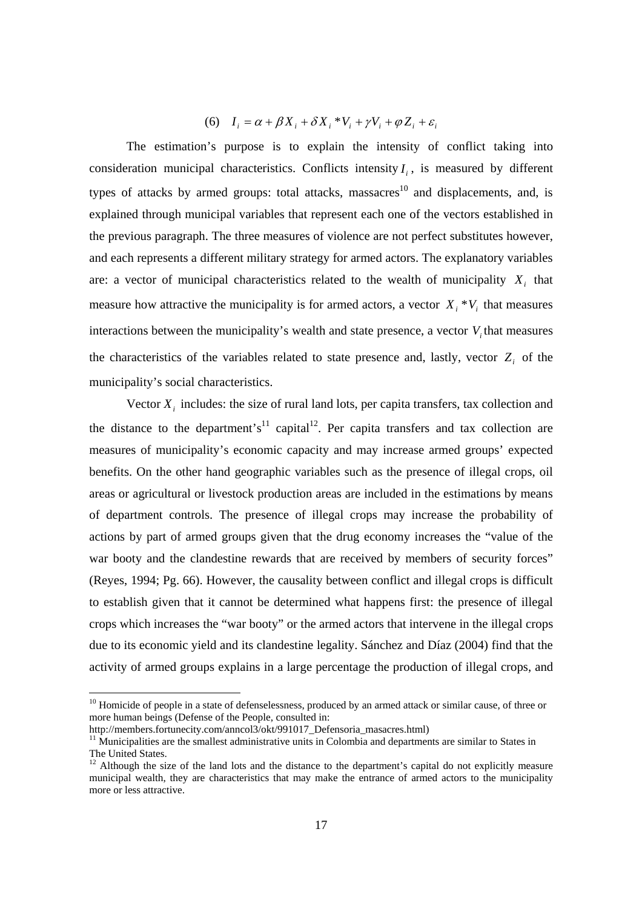$$(6) \quad I_i = \alpha + \beta X_i + \delta X_i * V_i + \gamma V_i + \varphi Z_i + \varepsilon_i$$

The estimation's purpose is to explain the intensity of conflict taking into consideration municipal characteristics. Conflicts intensity $I_i$, is measured by different types of attacks by armed groups: total attacks, massacres[10] and displacements, and, is explained through municipal variables that represent each one of the vectors established in the previous paragraph. The three measures of violence are not perfect substitutes however, and each represents a different military strategy for armed actors. The explanatory variables are: a vector of municipal characteristics related to the wealth of municipality $X_i$ that measure how attractive the municipality is for armed actors, a vector $X_i * V_i$ that measures interactions between the municipality's wealth and state presence, a vector $V_i$ that measures the characteristics of the variables related to state presence and, lastly, vector $Z_i$ of the municipality's social characteristics.

Vector $X_i$ includes: the size of rural land lots, per capita transfers, tax collection and the distance to the department's[11] capital[12]. Per capita transfers and tax collection are measures of municipality's economic capacity and may increase armed groups' expected benefits. On the other hand geographic variables such as the presence of illegal crops, oil areas or agricultural or livestock production areas are included in the estimations by means of department controls. The presence of illegal crops may increase the probability of actions by part of armed groups given that the drug economy increases the "value of the war booty and the clandestine rewards that are received by members of security forces" (Reyes, 1994; Pg. 66). However, the causality between conflict and illegal crops is difficult to establish given that it cannot be determined what happens first: the presence of illegal crops which increases the "war booty" or the armed actors that intervene in the illegal crops due to its economic yield and its clandestine legality. Sánchez and Díaz (2004) find that the activity of armed groups explains in a large percentage the production of illegal crops, and

---

[10] Homicide of people in a state of defenselessness, produced by an armed attack or similar cause, of three or more human beings (Defense of the People, consulted in: http://members.fortunecity.com/anncol3/okt/991017_Defensoria_masacres.html)

[11] Municipalities are the smallest administrative units in Colombia and departments are similar to States in The United States.

[12] Although the size of the land lots and the distance to the department's capital do not explicitly measure municipal wealth, they are characteristics that may make the entrance of armed actors to the municipality more or less attractive.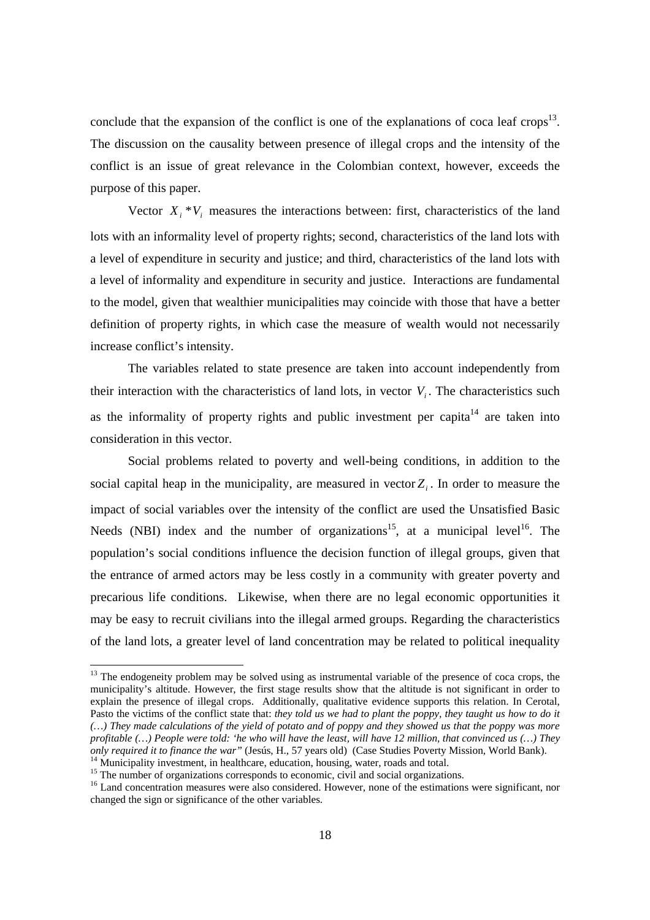conclude that the expansion of the conflict is one of the explanations of coca leaf crops[13]. The discussion on the causality between presence of illegal crops and the intensity of the conflict is an issue of great relevance in the Colombian context, however, exceeds the purpose of this paper.

Vector $X_i * V_i$ measures the interactions between: first, characteristics of the land lots with an informality level of property rights; second, characteristics of the land lots with a level of expenditure in security and justice; and third, characteristics of the land lots with a level of informality and expenditure in security and justice. Interactions are fundamental to the model, given that wealthier municipalities may coincide with those that have a better definition of property rights, in which case the measure of wealth would not necessarily increase conflict's intensity.

The variables related to state presence are taken into account independently from their interaction with the characteristics of land lots, in vector $V_i$. The characteristics such as the informality of property rights and public investment per capita[14] are taken into consideration in this vector.

Social problems related to poverty and well-being conditions, in addition to the social capital heap in the municipality, are measured in vector $Z_i$. In order to measure the impact of social variables over the intensity of the conflict are used the Unsatisfied Basic Needs (NBI) index and the number of organizations[15], at a municipal level[16]. The population's social conditions influence the decision function of illegal groups, given that the entrance of armed actors may be less costly in a community with greater poverty and precarious life conditions. Likewise, when there are no legal economic opportunities it may be easy to recruit civilians into the illegal armed groups. Regarding the characteristics of the land lots, a greater level of land concentration may be related to political inequality

---

[13] The endogeneity problem may be solved using as instrumental variable of the presence of coca crops, the municipality's altitude. However, the first stage results show that the altitude is not significant in order to explain the presence of illegal crops. Additionally, qualitative evidence supports this relation. In Cerotal, Pasto the victims of the conflict state that: *they told us we had to plant the poppy, they taught us how to do it (…) They made calculations of the yield of potato and of poppy and they showed us that the poppy was more profitable (…) People were told: 'he who will have the least, will have 12 million, that convinced us (…) They only required it to finance the war"* (Jesús, H., 57 years old) (Case Studies Poverty Mission, World Bank).

[14] Municipality investment, in healthcare, education, housing, water, roads and total.

[15] The number of organizations corresponds to economic, civil and social organizations.

[16] Land concentration measures were also considered. However, none of the estimations were significant, nor changed the sign or significance of the other variables.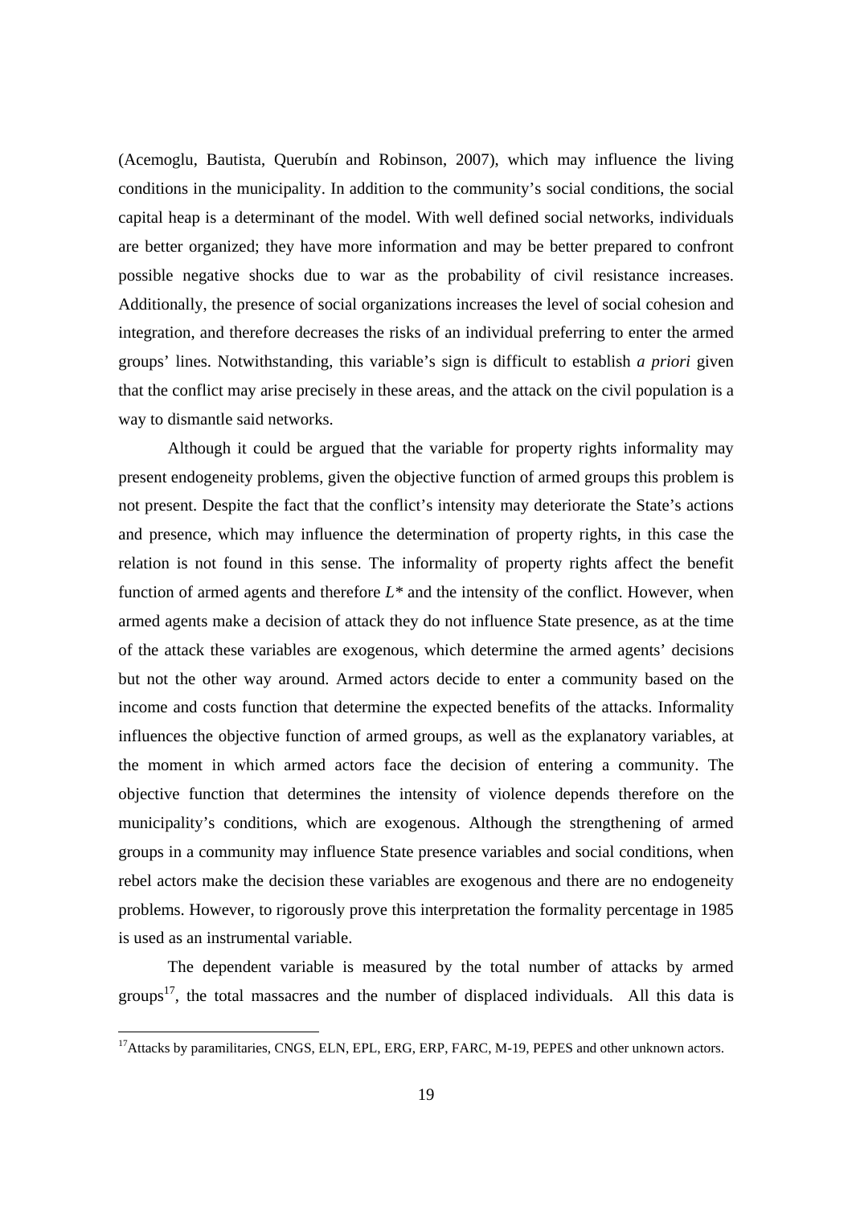(Acemoglu, Bautista, Querubín and Robinson, 2007), which may influence the living conditions in the municipality. In addition to the community's social conditions, the social capital heap is a determinant of the model. With well defined social networks, individuals are better organized; they have more information and may be better prepared to confront possible negative shocks due to war as the probability of civil resistance increases. Additionally, the presence of social organizations increases the level of social cohesion and integration, and therefore decreases the risks of an individual preferring to enter the armed groups' lines. Notwithstanding, this variable's sign is difficult to establish *a priori* given that the conflict may arise precisely in these areas, and the attack on the civil population is a way to dismantle said networks.

Although it could be argued that the variable for property rights informality may present endogeneity problems, given the objective function of armed groups this problem is not present. Despite the fact that the conflict's intensity may deteriorate the State's actions and presence, which may influence the determination of property rights, in this case the relation is not found in this sense. The informality of property rights affect the benefit function of armed agents and therefore $L^*$ and the intensity of the conflict. However, when armed agents make a decision of attack they do not influence State presence, as at the time of the attack these variables are exogenous, which determine the armed agents' decisions but not the other way around. Armed actors decide to enter a community based on the income and costs function that determine the expected benefits of the attacks. Informality influences the objective function of armed groups, as well as the explanatory variables, at the moment in which armed actors face the decision of entering a community. The objective function that determines the intensity of violence depends therefore on the municipality's conditions, which are exogenous. Although the strengthening of armed groups in a community may influence State presence variables and social conditions, when rebel actors make the decision these variables are exogenous and there are no endogeneity problems. However, to rigorously prove this interpretation the formality percentage in 1985 is used as an instrumental variable.

The dependent variable is measured by the total number of attacks by armed groups[17], the total massacres and the number of displaced individuals. All this data is

[17] Attacks by paramilitaries, CNGS, ELN, EPL, ERG, ERP, FARC, M-19, PEPES and other unknown actors.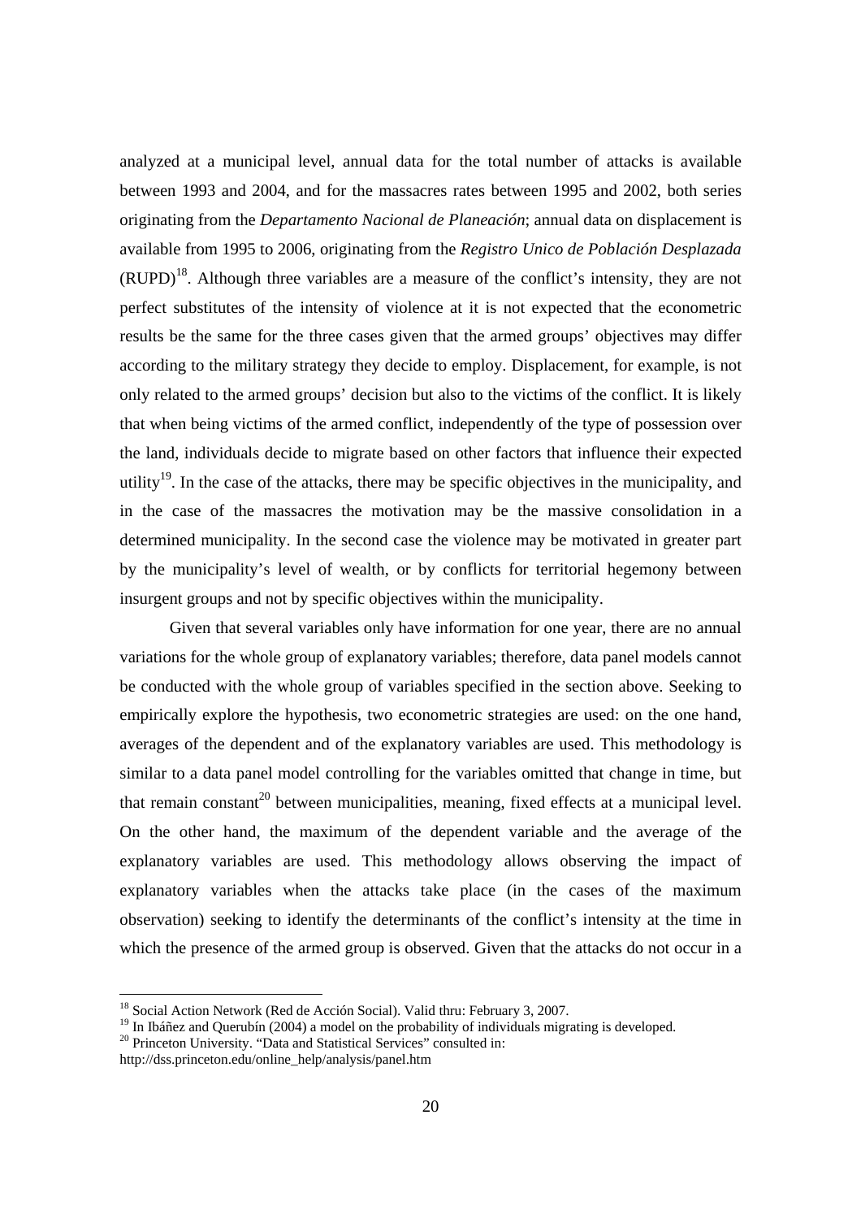analyzed at a municipal level, annual data for the total number of attacks is available between 1993 and 2004, and for the massacres rates between 1995 and 2002, both series originating from the *Departamento Nacional de Planeación*; annual data on displacement is available from 1995 to 2006, originating from the *Registro Unico de Población Desplazada* (RUPD)[18]. Although three variables are a measure of the conflict's intensity, they are not perfect substitutes of the intensity of violence at it is not expected that the econometric results be the same for the three cases given that the armed groups' objectives may differ according to the military strategy they decide to employ. Displacement, for example, is not only related to the armed groups' decision but also to the victims of the conflict. It is likely that when being victims of the armed conflict, independently of the type of possession over the land, individuals decide to migrate based on other factors that influence their expected utility[19]. In the case of the attacks, there may be specific objectives in the municipality, and in the case of the massacres the motivation may be the massive consolidation in a determined municipality. In the second case the violence may be motivated in greater part by the municipality's level of wealth, or by conflicts for territorial hegemony between insurgent groups and not by specific objectives within the municipality.

Given that several variables only have information for one year, there are no annual variations for the whole group of explanatory variables; therefore, data panel models cannot be conducted with the whole group of variables specified in the section above. Seeking to empirically explore the hypothesis, two econometric strategies are used: on the one hand, averages of the dependent and of the explanatory variables are used. This methodology is similar to a data panel model controlling for the variables omitted that change in time, but that remain constant[20] between municipalities, meaning, fixed effects at a municipal level. On the other hand, the maximum of the dependent variable and the average of the explanatory variables are used. This methodology allows observing the impact of explanatory variables when the attacks take place (in the cases of the maximum observation) seeking to identify the determinants of the conflict's intensity at the time in which the presence of the armed group is observed. Given that the attacks do not occur in a

---

[18] Social Action Network (Red de Acción Social). Valid thru: February 3, 2007.

[19] In Ibáñez and Querubín (2004) a model on the probability of individuals migrating is developed.

[20] Princeton University. "Data and Statistical Services" consulted in: http://dss.princeton.edu/online_help/analysis/panel.htm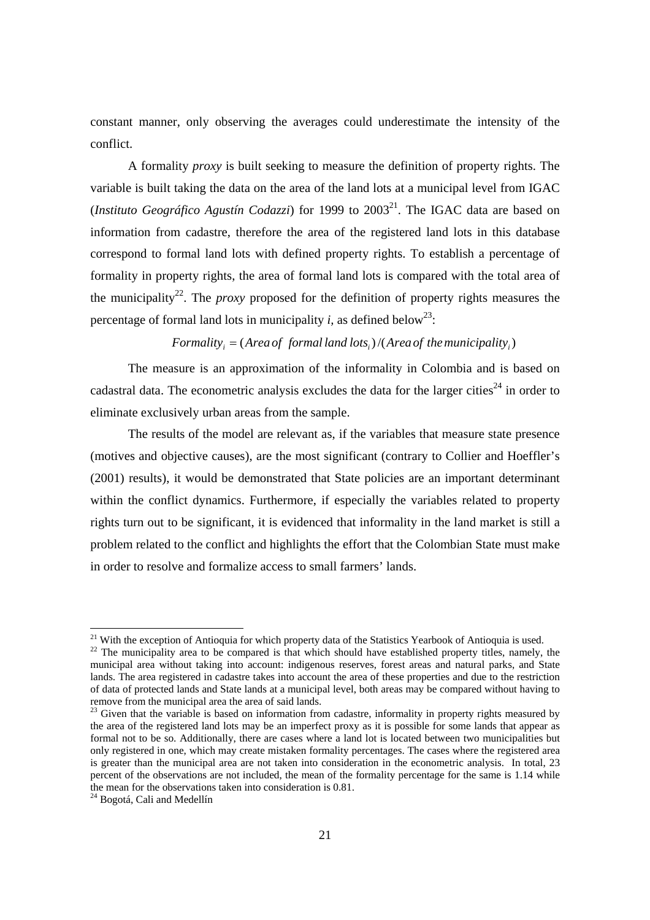constant manner, only observing the averages could underestimate the intensity of the conflict.

A formality *proxy* is built seeking to measure the definition of property rights. The variable is built taking the data on the area of the land lots at a municipal level from IGAC (*Instituto Geográfico Agustín Codazzi*) for 1999 to 2003[21]. The IGAC data are based on information from cadastre, therefore the area of the registered land lots in this database correspond to formal land lots with defined property rights. To establish a percentage of formality in property rights, the area of formal land lots is compared with the total area of the municipality[22]. The *proxy* proposed for the definition of property rights measures the percentage of formal land lots in municipality *i*, as defined below[23]:

$$Formality_i = (Area\ of\ \ formal\ land\ lots_i)/(Area\ of\ the\ municipality_i)$$

The measure is an approximation of the informality in Colombia and is based on cadastral data. The econometric analysis excludes the data for the larger cities[24] in order to eliminate exclusively urban areas from the sample.

The results of the model are relevant as, if the variables that measure state presence (motives and objective causes), are the most significant (contrary to Collier and Hoeffler's (2001) results), it would be demonstrated that State policies are an important determinant within the conflict dynamics. Furthermore, if especially the variables related to property rights turn out to be significant, it is evidenced that informality in the land market is still a problem related to the conflict and highlights the effort that the Colombian State must make in order to resolve and formalize access to small farmers' lands.

---

[21] With the exception of Antioquia for which property data of the Statistics Yearbook of Antioquia is used.

[22] The municipality area to be compared is that which should have established property titles, namely, the municipal area without taking into account: indigenous reserves, forest areas and natural parks, and State lands. The area registered in cadastre takes into account the area of these properties and due to the restriction of data of protected lands and State lands at a municipal level, both areas may be compared without having to remove from the municipal area the area of said lands.

[23] Given that the variable is based on information from cadastre, informality in property rights measured by the area of the registered land lots may be an imperfect proxy as it is possible for some lands that appear as formal not to be so. Additionally, there are cases where a land lot is located between two municipalities but only registered in one, which may create mistaken formality percentages. The cases where the registered area is greater than the municipal area are not taken into consideration in the econometric analysis. In total, 23 percent of the observations are not included, the mean of the formality percentage for the same is 1.14 while the mean for the observations taken into consideration is 0.81.

[24] Bogotá, Cali and Medellín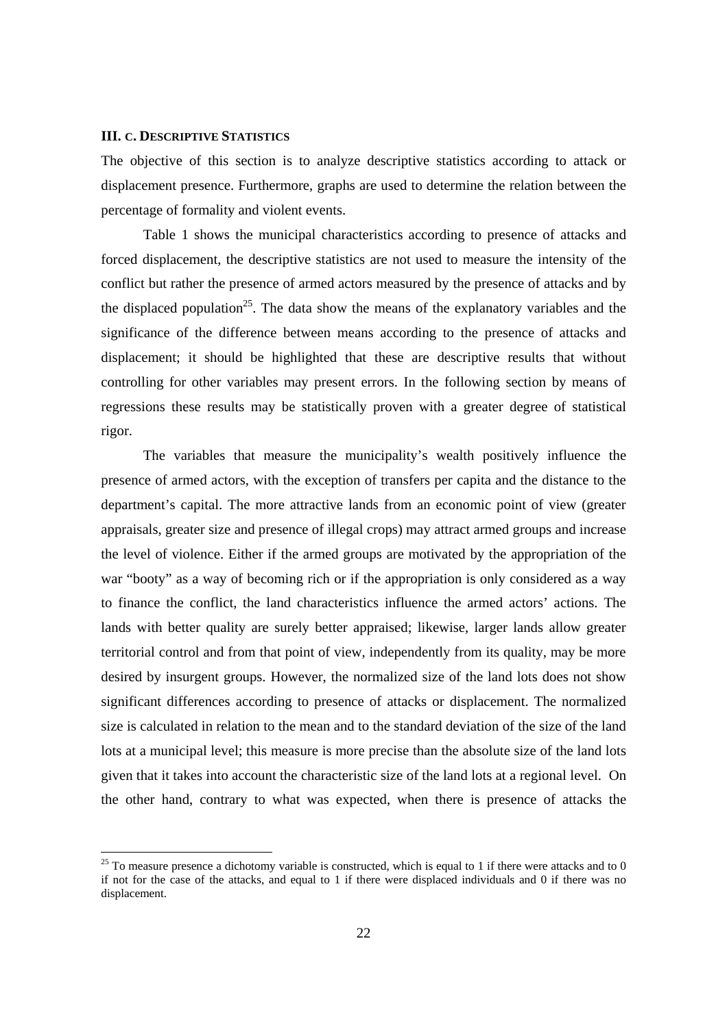### III. C. DESCRIPTIVE STATISTICS

The objective of this section is to analyze descriptive statistics according to attack or displacement presence. Furthermore, graphs are used to determine the relation between the percentage of formality and violent events.

Table 1 shows the municipal characteristics according to presence of attacks and forced displacement, the descriptive statistics are not used to measure the intensity of the conflict but rather the presence of armed actors measured by the presence of attacks and by the displaced population[25]. The data show the means of the explanatory variables and the significance of the difference between means according to the presence of attacks and displacement; it should be highlighted that these are descriptive results that without controlling for other variables may present errors. In the following section by means of regressions these results may be statistically proven with a greater degree of statistical rigor.

The variables that measure the municipality's wealth positively influence the presence of armed actors, with the exception of transfers per capita and the distance to the department's capital. The more attractive lands from an economic point of view (greater appraisals, greater size and presence of illegal crops) may attract armed groups and increase the level of violence. Either if the armed groups are motivated by the appropriation of the war "booty" as a way of becoming rich or if the appropriation is only considered as a way to finance the conflict, the land characteristics influence the armed actors' actions. The lands with better quality are surely better appraised; likewise, larger lands allow greater territorial control and from that point of view, independently from its quality, may be more desired by insurgent groups. However, the normalized size of the land lots does not show significant differences according to presence of attacks or displacement. The normalized size is calculated in relation to the mean and to the standard deviation of the size of the land lots at a municipal level; this measure is more precise than the absolute size of the land lots given that it takes into account the characteristic size of the land lots at a regional level. On the other hand, contrary to what was expected, when there is presence of attacks the

[25] To measure presence a dichotomy variable is constructed, which is equal to 1 if there were attacks and to 0 if not for the case of the attacks, and equal to 1 if there were displaced individuals and 0 if there was no displacement.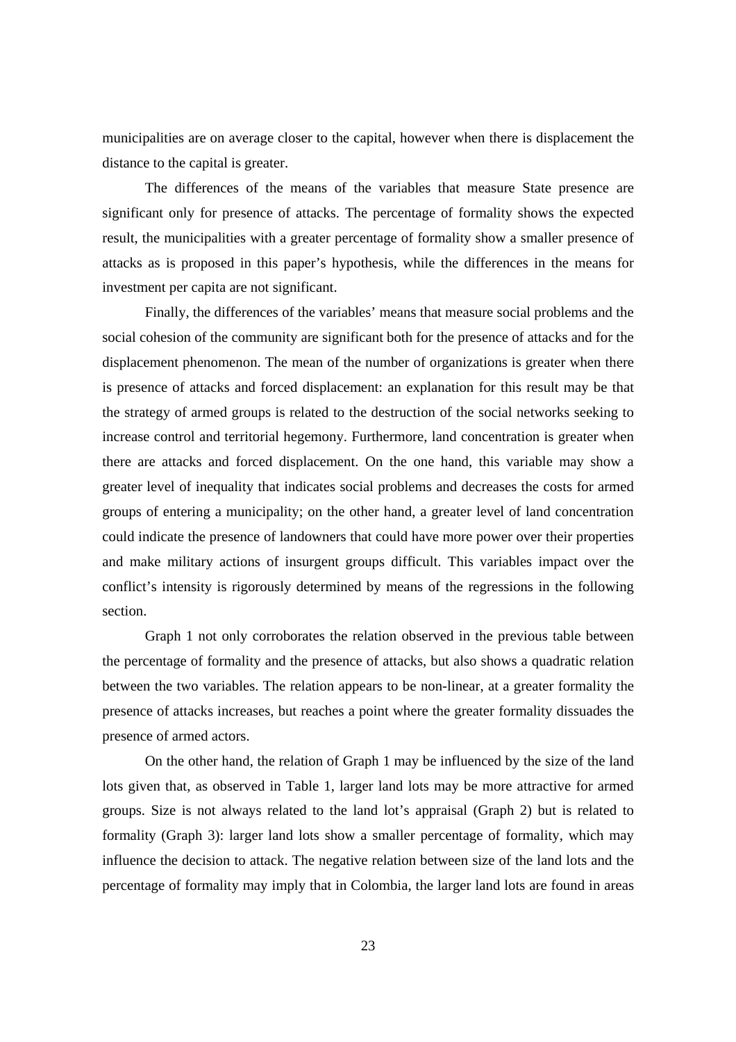municipalities are on average closer to the capital, however when there is displacement the distance to the capital is greater.

The differences of the means of the variables that measure State presence are significant only for presence of attacks. The percentage of formality shows the expected result, the municipalities with a greater percentage of formality show a smaller presence of attacks as is proposed in this paper's hypothesis, while the differences in the means for investment per capita are not significant.

Finally, the differences of the variables' means that measure social problems and the social cohesion of the community are significant both for the presence of attacks and for the displacement phenomenon. The mean of the number of organizations is greater when there is presence of attacks and forced displacement: an explanation for this result may be that the strategy of armed groups is related to the destruction of the social networks seeking to increase control and territorial hegemony. Furthermore, land concentration is greater when there are attacks and forced displacement. On the one hand, this variable may show a greater level of inequality that indicates social problems and decreases the costs for armed groups of entering a municipality; on the other hand, a greater level of land concentration could indicate the presence of landowners that could have more power over their properties and make military actions of insurgent groups difficult. This variables impact over the conflict's intensity is rigorously determined by means of the regressions in the following section.

Graph 1 not only corroborates the relation observed in the previous table between the percentage of formality and the presence of attacks, but also shows a quadratic relation between the two variables. The relation appears to be non-linear, at a greater formality the presence of attacks increases, but reaches a point where the greater formality dissuades the presence of armed actors.

On the other hand, the relation of Graph 1 may be influenced by the size of the land lots given that, as observed in Table 1, larger land lots may be more attractive for armed groups. Size is not always related to the land lot's appraisal (Graph 2) but is related to formality (Graph 3): larger land lots show a smaller percentage of formality, which may influence the decision to attack. The negative relation between size of the land lots and the percentage of formality may imply that in Colombia, the larger land lots are found in areas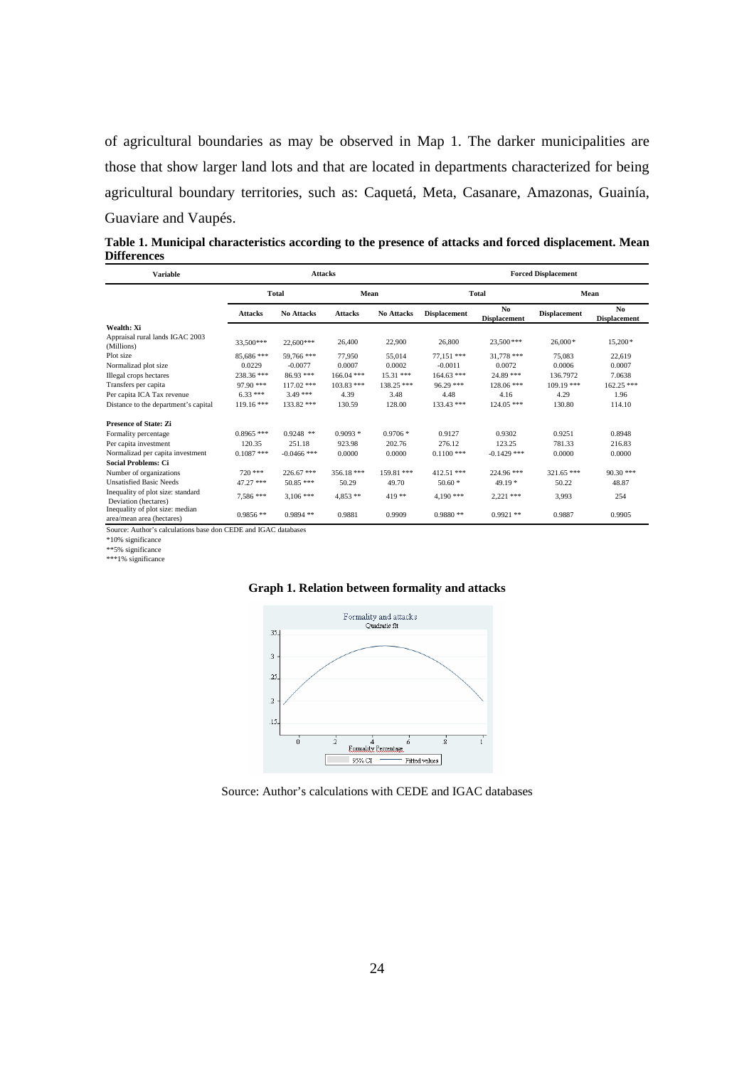of agricultural boundaries as may be observed in Map 1. The darker municipalities are those that show larger land lots and that are located in departments characterized for being agricultural boundary territories, such as: Caquetá, Meta, Casanare, Amazonas, Guainía, Guaviare and Vaupés.

**Table 1. Municipal characteristics according to the presence of attacks and forced displacement. Mean Differences**

| Variable | Attacks | | | | Forced Displacement | | | |
|---|---|---|---|---|---|---|---|---|
| | Total | | Mean | | Total | | Mean | |
| | Attacks | No Attacks | Attacks | No Attacks | Displacement | No Displacement | Displacement | No Displacement |
| **Wealth: Xi** | | | | | | | | |
| Appraisal rural lands IGAC 2003 (Millions) | 33,500*** | 22,600*** | 26,400 | 22,900 | 26,800 | 23,500 *** | 26,000* | 15,200* |
| Plot size | 85,686 *** | 59,766 *** | 77,950 | 55,014 | 77,151 *** | 31,778 *** | 75,083 | 22,619 |
| Normalizad plot size | 0.0229 | -0.0077 | 0.0007 | 0.0002 | -0.0011 | 0.0072 | 0.0006 | 0.0007 |
| Illegal crops hectares | 238.36 *** | 86.93 *** | 166.04 *** | 15.31 *** | 164.63 *** | 24.89 *** | 136.7972 | 7.0638 |
| Transfers per capita | 97.90 *** | 117.02 *** | 103.83 *** | 138.25 *** | 96.29 *** | 128.06 *** | 109.19 *** | 162.25 *** |
| Per capita ICA Tax revenue | 6.33 *** | 3.49 *** | 4.39 | 3.48 | 4.48 | 4.16 | 4.29 | 1.96 |
| Distance to the department's capital | 119.16 *** | 133.82 *** | 130.59 | 128.00 | 133.43 *** | 124.05 *** | 130.80 | 114.10 |
| **Presence of State: Zi** | | | | | | | | |
| Formality percentage | 0.8965 *** | 0.9248 ** | 0.9093 * | 0.9706 * | 0.9127 | 0.9302 | 0.9251 | 0.8948 |
| Per capita investment | 120.35 | 251.18 | 923.98 | 202.76 | 276.12 | 123.25 | 781.33 | 216.83 |
| Normalized per capita investment | 0.1087 *** | -0.0466 *** | 0.0000 | 0.0000 | 0.1100 *** | -0.1429 *** | 0.0000 | 0.0000 |
| **Social Problems: Ci** | | | | | | | | |
| Number of organizations | 720 *** | 226.67 *** | 356.18 *** | 159.81 *** | 412.51 *** | 224.96 *** | 321.65 *** | 90.30 *** |
| Unsatisfied Basic Needs | 47.27 *** | 50.85 *** | 50.29 | 49.70 | 50.60 * | 49.19 * | 50.22 | 48.87 |
| Inequality of plot size: standard Deviation (hectares) | 7,586 *** | 3,106 *** | 4,853 ** | 419 ** | 4,190 *** | 2,221 *** | 3,993 | 254 |
| Inequality of plot size: median area/mean area (hectares) | 0.9856 ** | 0.9894 ** | 0.9881 | 0.9909 | 0.9880 ** | 0.9921 ** | 0.9887 | 0.9905 |

Source: Author's calculations base don CEDE and IGAC databases

*10% significance

**5% significance

***1% significance

**Graph 1. Relation between formality and attacks**

Source: Author's calculations with CEDE and IGAC databases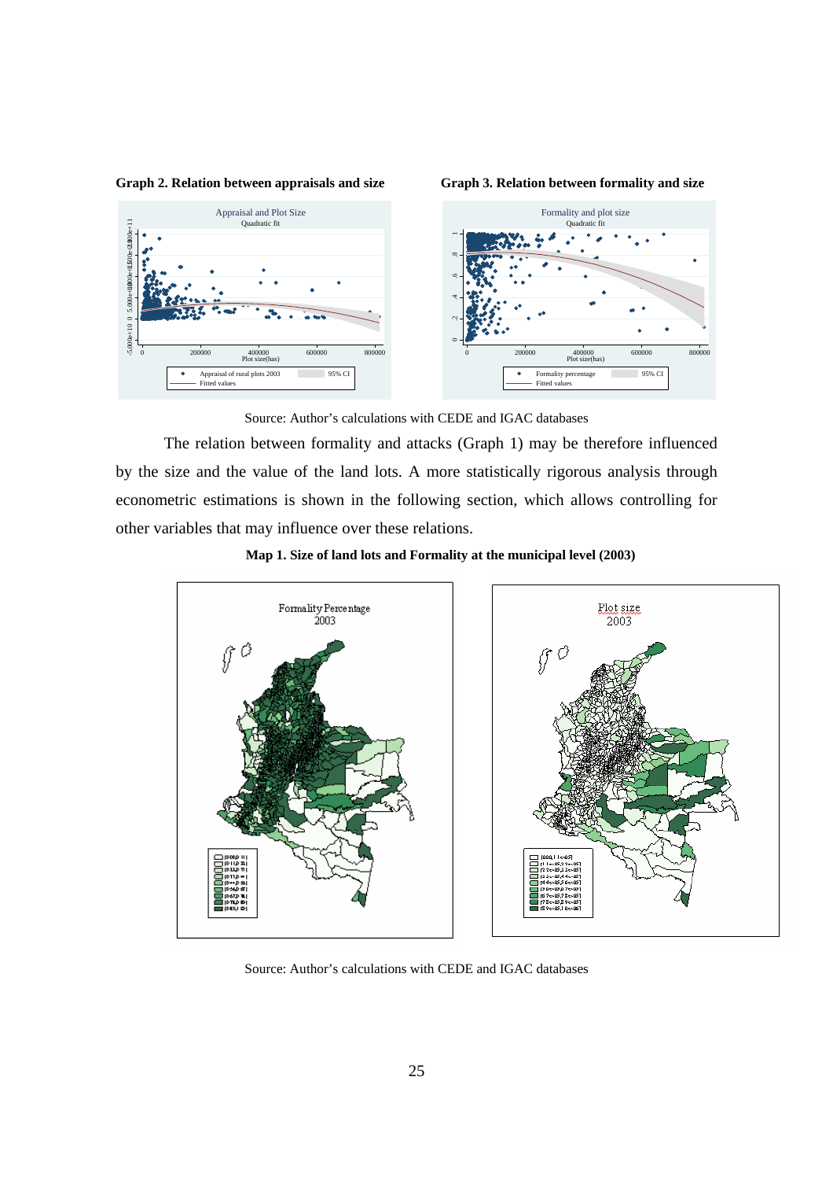**Graph 2. Relation between appraisals and size**

**Graph 3. Relation between formality and size**

Source: Author's calculations with CEDE and IGAC databases

The relation between formality and attacks (Graph 1) may be therefore influenced by the size and the value of the land lots. A more statistically rigorous analysis through econometric estimations is shown in the following section, which allows controlling for other variables that may influence over these relations.

**Map 1. Size of land lots and Formality at the municipal level (2003)**

Source: Author's calculations with CEDE and IGAC databases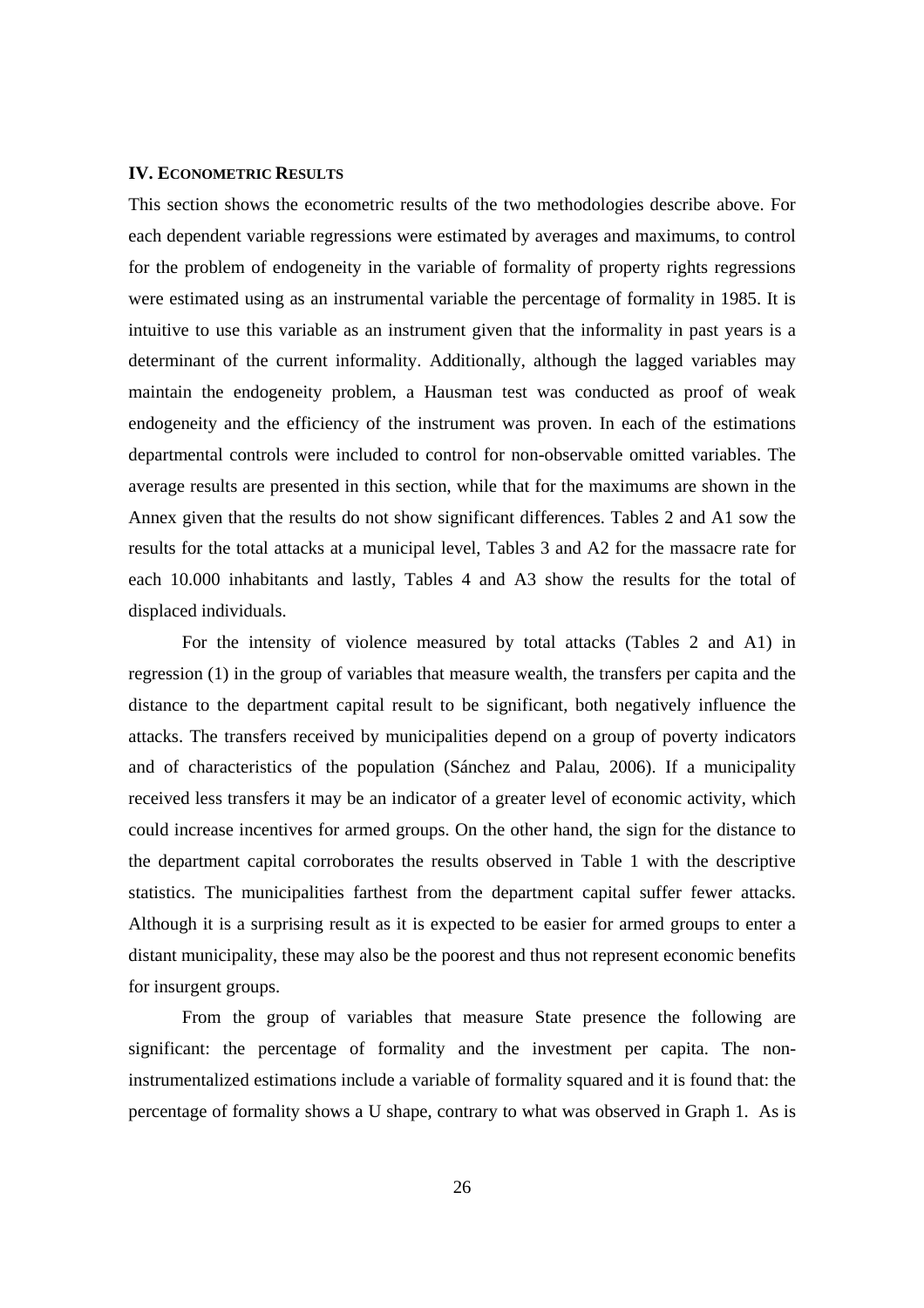## IV. ECONOMETRIC RESULTS

This section shows the econometric results of the two methodologies describe above. For each dependent variable regressions were estimated by averages and maximums, to control for the problem of endogeneity in the variable of formality of property rights regressions were estimated using as an instrumental variable the percentage of formality in 1985. It is intuitive to use this variable as an instrument given that the informality in past years is a determinant of the current informality. Additionally, although the lagged variables may maintain the endogeneity problem, a Hausman test was conducted as proof of weak endogeneity and the efficiency of the instrument was proven. In each of the estimations departmental controls were included to control for non-observable omitted variables. The average results are presented in this section, while that for the maximums are shown in the Annex given that the results do not show significant differences. Tables 2 and A1 sow the results for the total attacks at a municipal level, Tables 3 and A2 for the massacre rate for each 10.000 inhabitants and lastly, Tables 4 and A3 show the results for the total of displaced individuals.

For the intensity of violence measured by total attacks (Tables 2 and A1) in regression (1) in the group of variables that measure wealth, the transfers per capita and the distance to the department capital result to be significant, both negatively influence the attacks. The transfers received by municipalities depend on a group of poverty indicators and of characteristics of the population (Sánchez and Palau, 2006). If a municipality received less transfers it may be an indicator of a greater level of economic activity, which could increase incentives for armed groups. On the other hand, the sign for the distance to the department capital corroborates the results observed in Table 1 with the descriptive statistics. The municipalities farthest from the department capital suffer fewer attacks. Although it is a surprising result as it is expected to be easier for armed groups to enter a distant municipality, these may also be the poorest and thus not represent economic benefits for insurgent groups.

From the group of variables that measure State presence the following are significant: the percentage of formality and the investment per capita. The non-instrumentalized estimations include a variable of formality squared and it is found that: the percentage of formality shows a U shape, contrary to what was observed in Graph 1. As is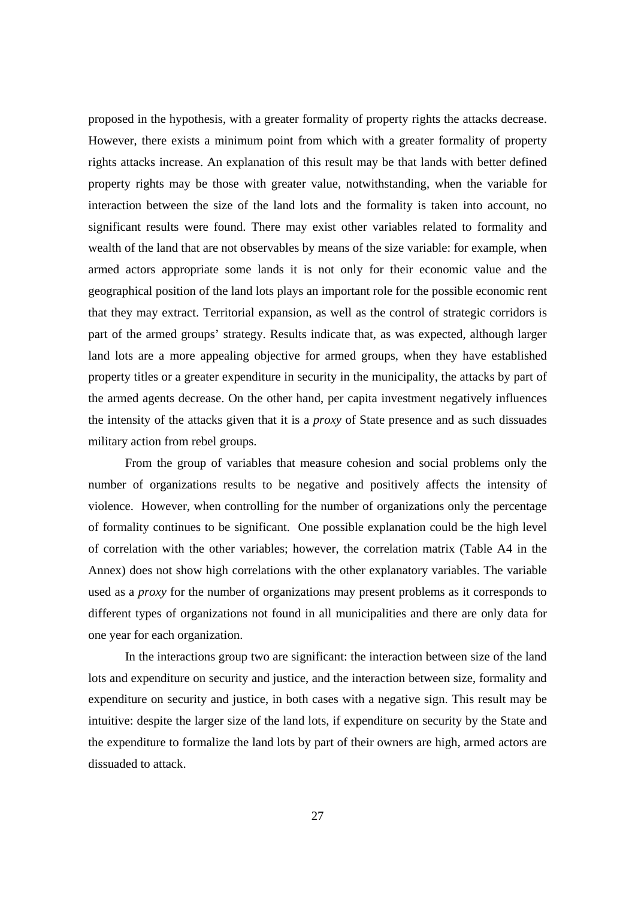proposed in the hypothesis, with a greater formality of property rights the attacks decrease. However, there exists a minimum point from which with a greater formality of property rights attacks increase. An explanation of this result may be that lands with better defined property rights may be those with greater value, notwithstanding, when the variable for interaction between the size of the land lots and the formality is taken into account, no significant results were found. There may exist other variables related to formality and wealth of the land that are not observables by means of the size variable: for example, when armed actors appropriate some lands it is not only for their economic value and the geographical position of the land lots plays an important role for the possible economic rent that they may extract. Territorial expansion, as well as the control of strategic corridors is part of the armed groups' strategy. Results indicate that, as was expected, although larger land lots are a more appealing objective for armed groups, when they have established property titles or a greater expenditure in security in the municipality, the attacks by part of the armed agents decrease. On the other hand, per capita investment negatively influences the intensity of the attacks given that it is a *proxy* of State presence and as such dissuades military action from rebel groups.

From the group of variables that measure cohesion and social problems only the number of organizations results to be negative and positively affects the intensity of violence. However, when controlling for the number of organizations only the percentage of formality continues to be significant. One possible explanation could be the high level of correlation with the other variables; however, the correlation matrix (Table A4 in the Annex) does not show high correlations with the other explanatory variables. The variable used as a *proxy* for the number of organizations may present problems as it corresponds to different types of organizations not found in all municipalities and there are only data for one year for each organization.

In the interactions group two are significant: the interaction between size of the land lots and expenditure on security and justice, and the interaction between size, formality and expenditure on security and justice, in both cases with a negative sign. This result may be intuitive: despite the larger size of the land lots, if expenditure on security by the State and the expenditure to formalize the land lots by part of their owners are high, armed actors are dissuaded to attack.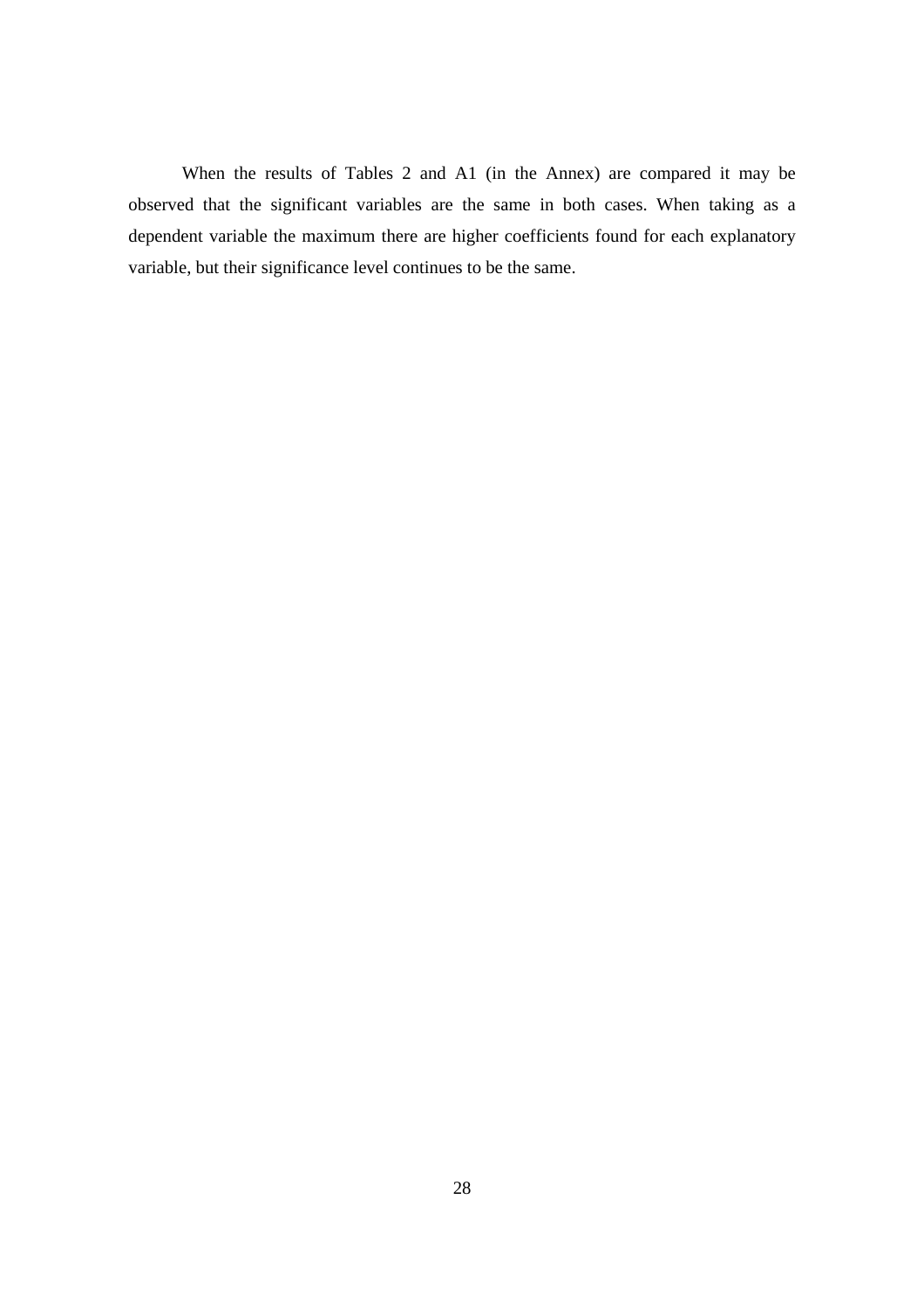When the results of Tables 2 and A1 (in the Annex) are compared it may be observed that the significant variables are the same in both cases. When taking as a dependent variable the maximum there are higher coefficients found for each explanatory variable, but their significance level continues to be the same.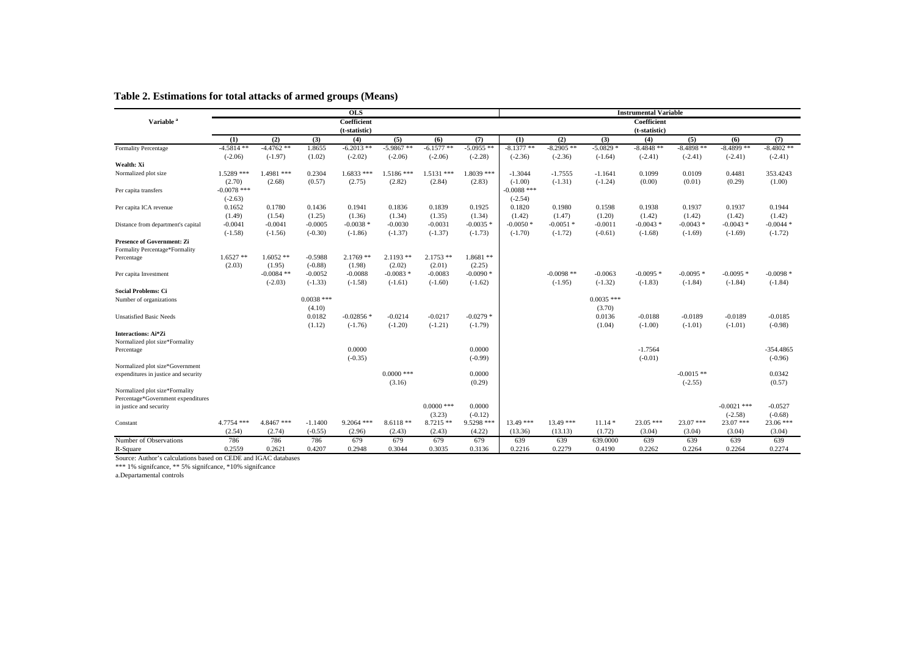## Table 2. Estimations for total attacks of armed groups (Means)

| Variable [a] | OLS | | | | | | | Instrumental Variable | | | | | | |
|---|---|---|---|---|---|---|---|---|---|---|---|---|---|---|
| | Coefficient (t-statistic) | | | | | | | Coefficient (t-statistic) | | | | | | |
| | (1) | (2) | (3) | (4) | (5) | (6) | (7) | (1) | (2) | (3) | (4) | (5) | (6) | (7) |
| Formality Percentage | -4.5814 ** | -4.4762 ** | 1.8655 | -6.2013 ** | -5.9867 ** | -6.1577 ** | -5.0955 ** | -8.1377 ** | -8.2905 ** | -5.0829 * | -8.4848 ** | -8.4898 ** | -8.4899 ** | -8.4802 ** |
| | (-2.06) | (-1.97) | (1.02) | (-2.02) | (-2.06) | (-2.06) | (-2.28) | (-2.36) | (-2.36) | (-1.64) | (-2.41) | (-2.41) | (-2.41) | (-2.41) |
| **Wealth: Xi** | | | | | | | | | | | | | | |
| Normalized plot size | 1.5289 *** | 1.4981 *** | 0.2304 | 1.6833 *** | 1.5186 *** | 1.5131 *** | 1.8039 *** | -1.3044 | -1.7555 | -1.1641 | 0.1099 | 0.0109 | 0.4481 | 353.4243 |
| | (2.70) | (2.68) | (0.57) | (2.75) | (2.82) | (2.84) | (2.83) | (-1.00) | (-1.31) | (-1.24) | (0.00) | (0.01) | (0.29) | (1.00) |
| Per capita transfers | -0.0078 *** | | | | | | | -0.0088 *** | | | | | | |
| | (-2.63) | | | | | | | (-2.54) | | | | | | |
| Per capita ICA revenue | 0.1652 | 0.1780 | 0.1436 | 0.1941 | 0.1836 | 0.1839 | 0.1925 | 0.1820 | 0.1980 | 0.1598 | 0.1938 | 0.1937 | 0.1937 | 0.1944 |
| | (1.49) | (1.54) | (1.25) | (1.36) | (1.34) | (1.35) | (1.34) | (1.42) | (1.47) | (1.20) | (1.42) | (1.42) | (1.42) | (1.42) |
| Distance from department's capital | -0.0041 | -0.0041 | -0.0005 | -0.0038 * | -0.0030 | -0.0031 | -0.0035 * | -0.0050 * | -0.0051 * | -0.0011 | -0.0043 * | -0.0043 * | -0.0043 * | -0.0044 * |
| | (-1.58) | (-1.56) | (-0.30) | (-1.86) | (-1.37) | (-1.37) | (-1.73) | (-1.70) | (-1.72) | (-0.61) | (-1.68) | (-1.69) | (-1.69) | (-1.72) |
| **Presence of Government: Zi** | | | | | | | | | | | | | | |
| Formality Percentage*Formality Percentage | 1.6527 ** | 1.6052 ** | -0.5988 | 2.1769 ** | 2.1193 ** | 2.1753 ** | 1.8681 ** | | | | | | | |
| | (2.03) | (1.95) | (-0.88) | (1.98) | (2.02) | (2.01) | (2.25) | | | | | | | |
| Per capita Investment | | -0.0084 ** | -0.0052 | -0.0088 | -0.0083 * | -0.0083 | -0.0090 * | | -0.0098 ** | -0.0063 | -0.0095 * | -0.0095 * | -0.0095 * | -0.0098 * |
| | | (-2.03) | (-1.33) | (-1.58) | (-1.61) | (-1.60) | (-1.62) | | (-1.95) | (-1.32) | (-1.83) | (-1.84) | (-1.84) | (-1.84) |
| **Social Problems: Ci** | | | | | | | | | | | | | | |
| Number of organizations | | | 0.0038 *** | | | | | | | 0.0035 *** | | | | |
| | | | (4.10) | | | | | | | (3.70) | | | | |
| Unsatisfied Basic Needs | | | 0.0182 | -0.02856 * | -0.0214 | -0.0217 | -0.0279 * | | | 0.0136 | -0.0188 | -0.0189 | -0.0189 | -0.0185 |
| | | | (1.12) | (-1.76) | (-1.20) | (-1.21) | (-1.79) | | | (1.04) | (-1.00) | (-1.01) | (-1.01) | (-0.98) |
| **Interactions: Ai*Zi** | | | | | | | | | | | | | | |
| Normalized plot size*Formality Percentage | | | | 0.0000 | | | 0.0000 | | | | -1.7564 | | | -354.4865 |
| | | | | (-0.35) | | | (-0.99) | | | | (-0.01) | | | (-0.96) |
| Normalized plot size*Government expenditures in justice and security | | | | | 0.0000 *** | | 0.0000 | | | | | -0.0015 ** | | 0.0342 |
| | | | | | (3.16) | | (0.29) | | | | | (-2.55) | | (0.57) |
| Normalized plot size*Formality Percentage*Government expenditures in justice and security | | | | | | 0.0000 *** | 0.0000 | | | | | | -0.0021 *** | -0.0527 |
| | | | | | | (3.23) | (-0.12) | | | | | | (-2.58) | (-0.68) |
| Constant | 4.7754 *** | 4.8467 *** | -1.1400 | 9.2064 *** | 8.6118 ** | 8.7215 ** | 9.5298 *** | 13.49 *** | 13.49 *** | 11.14 * | 23.05 *** | 23.07 *** | 23.07 *** | 23.06 *** |
| | (2.54) | (2.74) | (-0.55) | (2.96) | (2.43) | (2.43) | (4.22) | (13.36) | (13.13) | (1.72) | (3.04) | (3.04) | (3.04) | (3.04) |
| Number of Observations | 786 | 786 | 786 | 679 | 679 | 679 | 679 | 639 | 639 | 639.0000 | 639 | 639 | 639 | 639 |
| R-Square | 0.2559 | 0.2621 | 0.4207 | 0.2948 | 0.3044 | 0.3035 | 0.3136 | 0.2216 | 0.2279 | 0.4190 | 0.2262 | 0.2264 | 0.2264 | 0.2274 |

Source: Author's calculations based on CEDE and IGAC databases

*** 1% signifcance, ** 5% signifcance, *10% signifcance

a.Departamental controls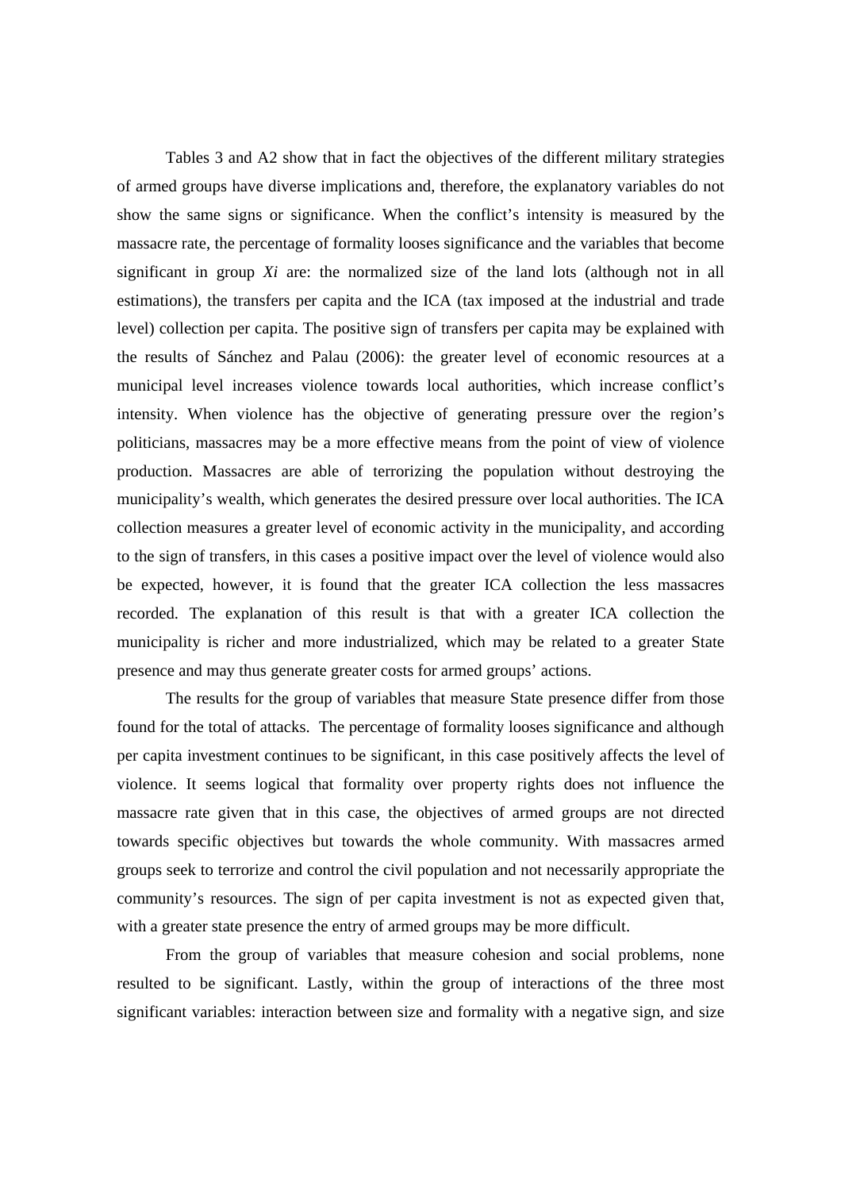Tables 3 and A2 show that in fact the objectives of the different military strategies of armed groups have diverse implications and, therefore, the explanatory variables do not show the same signs or significance. When the conflict's intensity is measured by the massacre rate, the percentage of formality looses significance and the variables that become significant in group *Xi* are: the normalized size of the land lots (although not in all estimations), the transfers per capita and the ICA (tax imposed at the industrial and trade level) collection per capita. The positive sign of transfers per capita may be explained with the results of Sánchez and Palau (2006): the greater level of economic resources at a municipal level increases violence towards local authorities, which increase conflict's intensity. When violence has the objective of generating pressure over the region's politicians, massacres may be a more effective means from the point of view of violence production. Massacres are able of terrorizing the population without destroying the municipality's wealth, which generates the desired pressure over local authorities. The ICA collection measures a greater level of economic activity in the municipality, and according to the sign of transfers, in this cases a positive impact over the level of violence would also be expected, however, it is found that the greater ICA collection the less massacres recorded. The explanation of this result is that with a greater ICA collection the municipality is richer and more industrialized, which may be related to a greater State presence and may thus generate greater costs for armed groups' actions.

The results for the group of variables that measure State presence differ from those found for the total of attacks. The percentage of formality looses significance and although per capita investment continues to be significant, in this case positively affects the level of violence. It seems logical that formality over property rights does not influence the massacre rate given that in this case, the objectives of armed groups are not directed towards specific objectives but towards the whole community. With massacres armed groups seek to terrorize and control the civil population and not necessarily appropriate the community's resources. The sign of per capita investment is not as expected given that, with a greater state presence the entry of armed groups may be more difficult.

From the group of variables that measure cohesion and social problems, none resulted to be significant. Lastly, within the group of interactions of the three most significant variables: interaction between size and formality with a negative sign, and size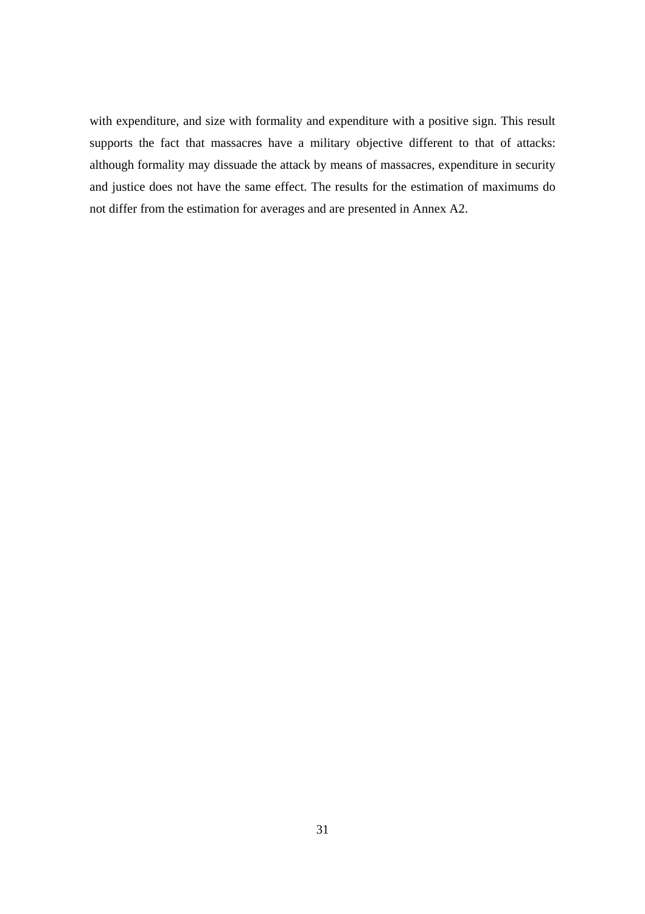with expenditure, and size with formality and expenditure with a positive sign. This result supports the fact that massacres have a military objective different to that of attacks: although formality may dissuade the attack by means of massacres, expenditure in security and justice does not have the same effect. The results for the estimation of maximums do not differ from the estimation for averages and are presented in Annex A2.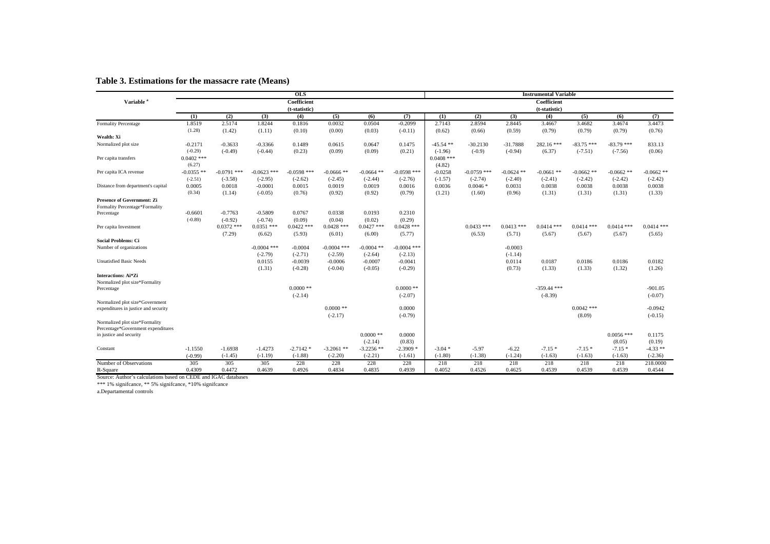# Table 3. Estimations for the massacre rate (Means)

| Variable [a] | OLS | | | | | | | Instrumental Variable | | | | | | |
|---|---|---|---|---|---|---|---|---|---|---|---|---|---|---|
| | Coefficient (t-statistic) | | | | | | | Coefficient (t-statistic) | | | | | | |
| | (1) | (2) | (3) | (4) | (5) | (6) | (7) | (1) | (2) | (3) | (4) | (5) | (6) | (7) |
| Formality Percentage | 1.8519 | 2.5174 | 1.8244 | 0.1816 | 0.0032 | 0.0504 | -0.2099 | 2.7143 | 2.8594 | 2.8445 | 3.4667 | 3.4682 | 3.4674 | 3.4473 |
| | (1.28) | (1.42) | (1.11) | (0.10) | (0.00) | (0.03) | (-0.11) | (0.62) | (0.66) | (0.59) | (0.79) | (0.79) | (0.79) | (0.76) |
| **Wealth: Xi** | | | | | | | | | | | | | | |
| Normalized plot size | -0.2171 | -0.3633 | -0.3366 | 0.1489 | 0.0615 | 0.0647 | 0.1475 | -45.54 ** | -30.2130 | -31.7888 | 282.16 *** | -83.75 *** | -83.79 *** | 833.13 |
| | (-0.29) | (-0.49) | (-0.44) | (0.23) | (0.09) | (0.09) | (0.21) | (-1.96) | (-0.9) | (-0.94) | (6.37) | (-7.51) | (-7.56) | (0.06) |
| Per capita transfers | 0.0402 *** | | | | | | | 0.0408 *** | | | | | | |
| | (6.27) | | | | | | | (4.82) | | | | | | |
| Per capita ICA revenue | -0.0355 ** | -0.0791 *** | -0.0623 *** | -0.0598 *** | -0.0666 ** | -0.0664 ** | -0.0598 *** | -0.0258 | -0.0759 *** | -0.0624 ** | -0.0661 ** | -0.0662 ** | -0.0662 ** | -0.0662 ** |
| | (-2.51) | (-3.58) | (-2.95) | (-2.62) | (-2.45) | (-2.44) | (-2.76) | (-1.57) | (-2.74) | (-2.40) | (-2.41) | (-2.42) | (-2.42) | (-2.42) |
| Distance from department's capital | 0.0005 | 0.0018 | -0.0001 | 0.0015 | 0.0019 | 0.0019 | 0.0016 | 0.0036 | 0.0046 * | 0.0031 | 0.0038 | 0.0038 | 0.0038 | 0.0038 |
| | (0.34) | (1.14) | (-0.05) | (0.76) | (0.92) | (0.92) | (0.79) | (1.21) | (1.60) | (0.96) | (1.31) | (1.31) | (1.31) | (1.33) |
| **Presence of Government: Zi** | | | | | | | | | | | | | | |
| Formality Percentage*Formality Percentage | -0.6601 | -0.7763 | -0.5809 | 0.0767 | 0.0338 | 0.0193 | 0.2310 | | | | | | | |
| | (-0.89) | (-0.92) | (-0.74) | (0.09) | (0.04) | (0.02) | (0.29) | | | | | | | |
| Per capita Investment | | 0.0372 *** | 0.0351 *** | 0.0422 *** | 0.0428 *** | 0.0427 *** | 0.0428 *** | | 0.0433 *** | 0.0413 *** | 0.0414 *** | 0.0414 *** | 0.0414 *** | 0.0414 *** |
| | | (7.29) | (6.62) | (5.93) | (6.01) | (6.00) | (5.77) | | (6.53) | (5.71) | (5.67) | (5.67) | (5.67) | (5.65) |
| **Social Problems: Ci** | | | | | | | | | | | | | | |
| Number of organizations | | | -0.0004 *** | -0.0004 | -0.0004 *** | -0.0004 ** | -0.0004 *** | | | -0.0003 | | | | |
| | | | (-2.79) | (-2.71) | (-2.59) | (-2.64) | (-2.13) | | | (-1.14) | | | | |
| Unsatisfied Basic Needs | | | 0.0155 | -0.0039 | -0.0006 | -0.0007 | -0.0041 | | | 0.0114 | 0.0187 | 0.0186 | 0.0186 | 0.0182 |
| | | | (1.31) | (-0.28) | (-0.04) | (-0.05) | (-0.29) | | | (0.73) | (1.33) | (1.33) | (1.32) | (1.26) |
| **Interactions: Ai*Zi** | | | | | | | | | | | | | | |
| Normalized plot size*Formality Percentage | | | | 0.0000 ** | | | 0.0000 ** | | | | -359.44 *** | | | -901.05 |
| | | | | (-2.14) | | | (-2.07) | | | | (-8.39) | | | (-0.07) |
| Normalized plot size*Government expenditures in justice and security | | | | | 0.0000 ** | | 0.0000 | | | | | 0.0042 *** | | -0.0942 |
| | | | | | (-2.17) | | (-0.79) | | | | | (8.09) | | (-0.15) |
| Normalized plot size*Formality Percentage*Government expenditures in justice and security | | | | | | 0.0000 ** | 0.0000 | | | | | | 0.0056 *** | 0.1175 |
| | | | | | | (-2.14) | (0.83) | | | | | | (8.05) | (0.19) |
| Constant | -1.1550 | -1.6938 | -1.4273 | -2.7142 * | -3.2061 ** | -3.2256 ** | -2.3909 * | -3.04 * | -5.97 | -6.22 | -7.15 * | -7.15 * | -7.15 * | -4.33 ** |
| | (-0.99) | (-1.45) | (-1.19) | (-1.88) | (-2.20) | (-2.21) | (-1.61) | (-1.80) | (-1.38) | (-1.24) | (-1.63) | (-1.63) | (-1.63) | (-2.36) |
| Number of Observations | 305 | 305 | 305 | 228 | 228 | 228 | 228 | 218 | 218 | 218 | 218 | 218 | 218 | 218.0000 |
| R-Square | 0.4309 | 0.4472 | 0.4639 | 0.4926 | 0.4834 | 0.4835 | 0.4939 | 0.4052 | 0.4526 | 0.4625 | 0.4539 | 0.4539 | 0.4539 | 0.4544 |

Source: Author's calculations based on CEDE and IGAC databases

*** 1% signifcance, ** 5% signifcance, *10% signifcance

a.Departamental controls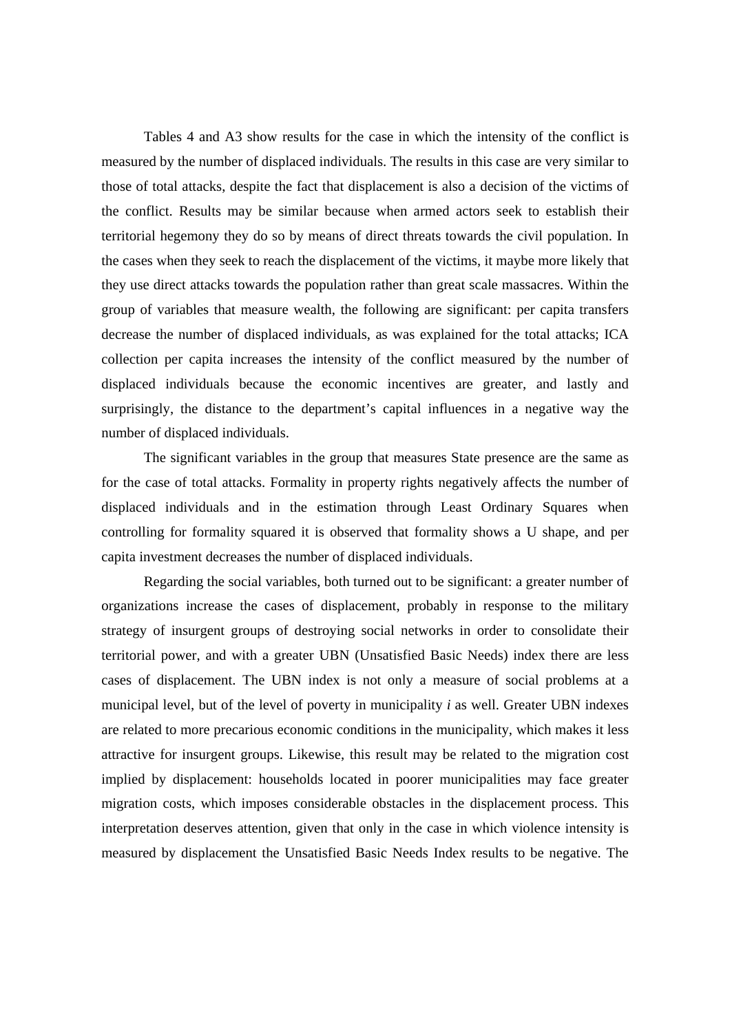Tables 4 and A3 show results for the case in which the intensity of the conflict is measured by the number of displaced individuals. The results in this case are very similar to those of total attacks, despite the fact that displacement is also a decision of the victims of the conflict. Results may be similar because when armed actors seek to establish their territorial hegemony they do so by means of direct threats towards the civil population. In the cases when they seek to reach the displacement of the victims, it maybe more likely that they use direct attacks towards the population rather than great scale massacres. Within the group of variables that measure wealth, the following are significant: per capita transfers decrease the number of displaced individuals, as was explained for the total attacks; ICA collection per capita increases the intensity of the conflict measured by the number of displaced individuals because the economic incentives are greater, and lastly and surprisingly, the distance to the department's capital influences in a negative way the number of displaced individuals.

The significant variables in the group that measures State presence are the same as for the case of total attacks. Formality in property rights negatively affects the number of displaced individuals and in the estimation through Least Ordinary Squares when controlling for formality squared it is observed that formality shows a U shape, and per capita investment decreases the number of displaced individuals.

Regarding the social variables, both turned out to be significant: a greater number of organizations increase the cases of displacement, probably in response to the military strategy of insurgent groups of destroying social networks in order to consolidate their territorial power, and with a greater UBN (Unsatisfied Basic Needs) index there are less cases of displacement. The UBN index is not only a measure of social problems at a municipal level, but of the level of poverty in municipality *i* as well. Greater UBN indexes are related to more precarious economic conditions in the municipality, which makes it less attractive for insurgent groups. Likewise, this result may be related to the migration cost implied by displacement: households located in poorer municipalities may face greater migration costs, which imposes considerable obstacles in the displacement process. This interpretation deserves attention, given that only in the case in which violence intensity is measured by displacement the Unsatisfied Basic Needs Index results to be negative. The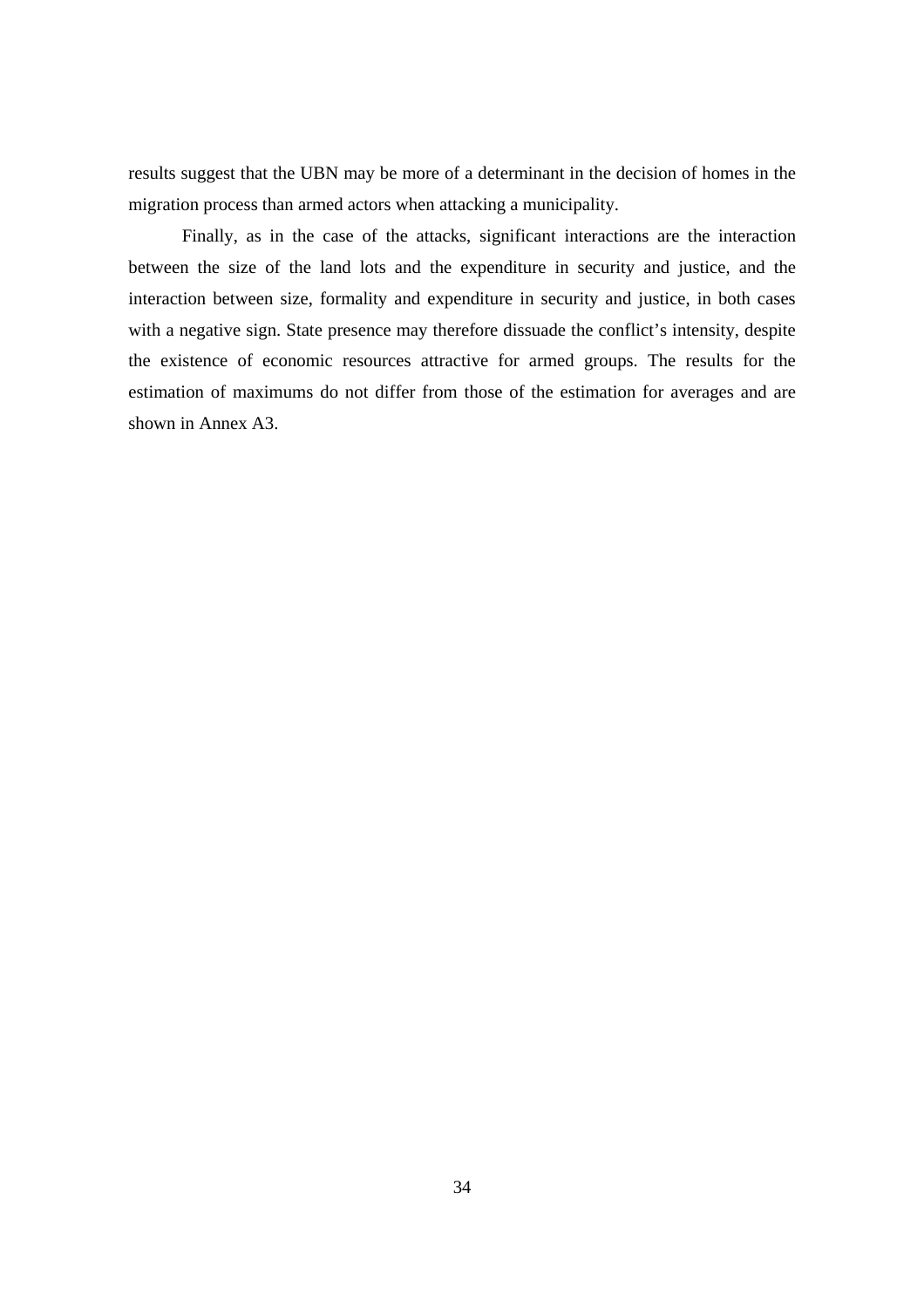results suggest that the UBN may be more of a determinant in the decision of homes in the migration process than armed actors when attacking a municipality.

Finally, as in the case of the attacks, significant interactions are the interaction between the size of the land lots and the expenditure in security and justice, and the interaction between size, formality and expenditure in security and justice, in both cases with a negative sign. State presence may therefore dissuade the conflict's intensity, despite the existence of economic resources attractive for armed groups. The results for the estimation of maximums do not differ from those of the estimation for averages and are shown in Annex A3.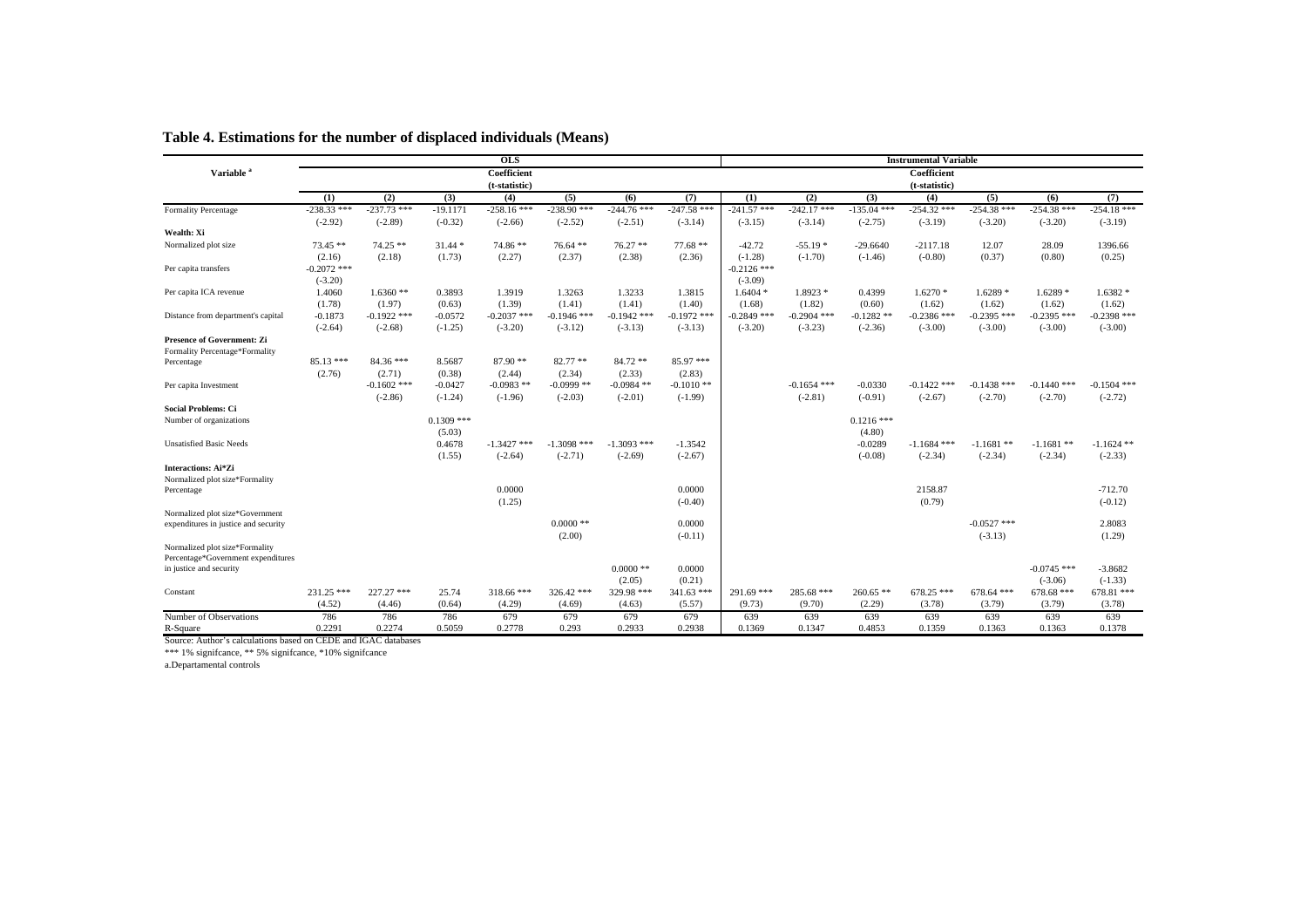## Table 4. Estimations for the number of displaced individuals (Means)

| Variable [a] | OLS | | | | | | | Instrumental Variable | | | | | | |
|---|---|---|---|---|---|---|---|---|---|---|---|---|---|---|
| | Coefficient (t-statistic) | | | | | | | Coefficient (t-statistic) | | | | | | |
| | (1) | (2) | (3) | (4) | (5) | (6) | (7) | (1) | (2) | (3) | (4) | (5) | (6) | (7) |
| Formality Percentage | -238.33 *** | -237.73 *** | -19.1171 | -258.16 *** | -238.90 *** | -244.76 *** | -247.58 *** | -241.57 *** | -242.17 *** | -135.04 *** | -254.32 *** | -254.38 *** | -254.38 *** | -254.18 *** |
| | (-2.92) | (-2.89) | (-0.32) | (-2.66) | (-2.52) | (-2.51) | (-3.14) | (-3.15) | (-3.14) | (-2.75) | (-3.19) | (-3.20) | (-3.20) | (-3.19) |
| **Wealth: Xi** | | | | | | | | | | | | | | |
| Normalized plot size | 73.45 ** | 74.25 ** | 31.44 * | 74.86 ** | 76.64 ** | 76.27 ** | 77.68 ** | -42.72 | -55.19 * | -29.6640 | -2117.18 | 12.07 | 28.09 | 1396.66 |
| | (2.16) | (2.18) | (1.73) | (2.27) | (2.37) | (2.38) | (2.36) | (-1.28) | (-1.70) | (-1.46) | (-0.80) | (0.37) | (0.80) | (0.25) |
| Per capita transfers | -0.2072 *** | | | | | | | -0.2126 *** | | | | | | |
| | (-3.20) | | | | | | | (-3.09) | | | | | | |
| Per capita ICA revenue | 1.4060 | 1.6360 ** | 0.3893 | 1.3919 | 1.3263 | 1.3233 | 1.3815 | 1.6404 * | 1.8923 * | 0.4399 | 1.6270 * | 1.6289 * | 1.6289 * | 1.6382 * |
| | (1.78) | (1.97) | (0.63) | (1.39) | (1.41) | (1.41) | (1.40) | (1.68) | (1.82) | (0.60) | (1.62) | (1.62) | (1.62) | (1.62) |
| Distance from department's capital | -0.1873 | -0.1922 *** | -0.0572 | -0.2037 *** | -0.1946 *** | -0.1942 *** | -0.1972 *** | -0.2849 *** | -0.2904 *** | -0.1282 ** | -0.2386 *** | -0.2395 *** | -0.2395 *** | -0.2398 *** |
| | (-2.64) | (-2.68) | (-1.25) | (-3.20) | (-3.12) | (-3.13) | (-3.13) | (-3.20) | (-3.23) | (-2.36) | (-3.00) | (-3.00) | (-3.00) | (-3.00) |
| **Presence of Government: Zi** | | | | | | | | | | | | | | |
| Formality Percentage*Formality Percentage | 85.13 *** | 84.36 *** | 8.5687 | 87.90 ** | 82.77 ** | 84.72 ** | 85.97 *** | | | | | | | |
| | (2.76) | (2.71) | (0.38) | (2.44) | (2.34) | (2.33) | (2.83) | | | | | | | |
| Per capita Investment | | -0.1602 *** | -0.0427 | -0.0983 ** | -0.0999 ** | -0.0984 ** | -0.1010 ** | | -0.1654 *** | -0.0330 | -0.1422 *** | -0.1438 *** | -0.1440 *** | -0.1504 *** |
| | | (-2.86) | (-1.24) | (-1.96) | (-2.03) | (-2.01) | (-1.99) | | (-2.81) | (-0.91) | (-2.67) | (-2.70) | (-2.70) | (-2.72) |
| **Social Problems: Ci** | | | | | | | | | | | | | | |
| Number of organizations | | | 0.1309 *** | | | | | | | 0.1216 *** | | | | |
| | | | (5.03) | | | | | | | (4.80) | | | | |
| Unsatisfied Basic Needs | | | 0.4678 | -1.3427 *** | -1.3098 *** | -1.3093 *** | -1.3542 | | | -0.0289 | -1.1684 *** | -1.1681 ** | -1.1681 ** | -1.1624 ** |
| | | | (1.55) | (-2.64) | (-2.71) | (-2.69) | (-2.67) | | | (-0.08) | (-2.34) | (-2.34) | (-2.34) | (-2.33) |
| **Interactions: Ai*Zi** | | | | | | | | | | | | | | |
| Normalized plot size*Formality Percentage | | | | 0.0000 | | | 0.0000 | | | | 2158.87 | | | -712.70 |
| | | | | (1.25) | | | (-0.40) | | | | (0.79) | | | (-0.12) |
| Normalized plot size*Government expenditures in justice and security | | | | | 0.0000 ** | | 0.0000 | | | | | -0.0527 *** | | 2.8083 |
| | | | | | (2.00) | | (-0.11) | | | | | (-3.13) | | (1.29) |
| Normalized plot size*Formality Percentage*Government expenditures in justice and security | | | | | | 0.0000 ** | 0.0000 | | | | | | -0.0745 *** | -3.8682 |
| | | | | | | (2.05) | (0.21) | | | | | | (-3.06) | (-1.33) |
| Constant | 231.25 *** | 227.27 *** | 25.74 | 318.66 *** | 326.42 *** | 329.98 *** | 341.63 *** | 291.69 *** | 285.68 *** | 260.65 ** | 678.25 *** | 678.64 *** | 678.68 *** | 678.81 *** |
| | (4.52) | (4.46) | (0.64) | (4.29) | (4.69) | (4.63) | (5.57) | (9.73) | (9.70) | (2.29) | (3.78) | (3.79) | (3.79) | (3.78) |
| Number of Observations | 786 | 786 | 786 | 679 | 679 | 679 | 679 | 639 | 639 | 639 | 639 | 639 | 639 | 639 |
| R-Square | 0.2291 | 0.2274 | 0.5059 | 0.2778 | 0.293 | 0.2933 | 0.2938 | 0.1369 | 0.1347 | 0.4853 | 0.1359 | 0.1363 | 0.1363 | 0.1378 |

Source: Author's calculations based on CEDE and IGAC databases

*** 1% signifcance, ** 5% signifcance, *10% signifcance

a.Departamental controls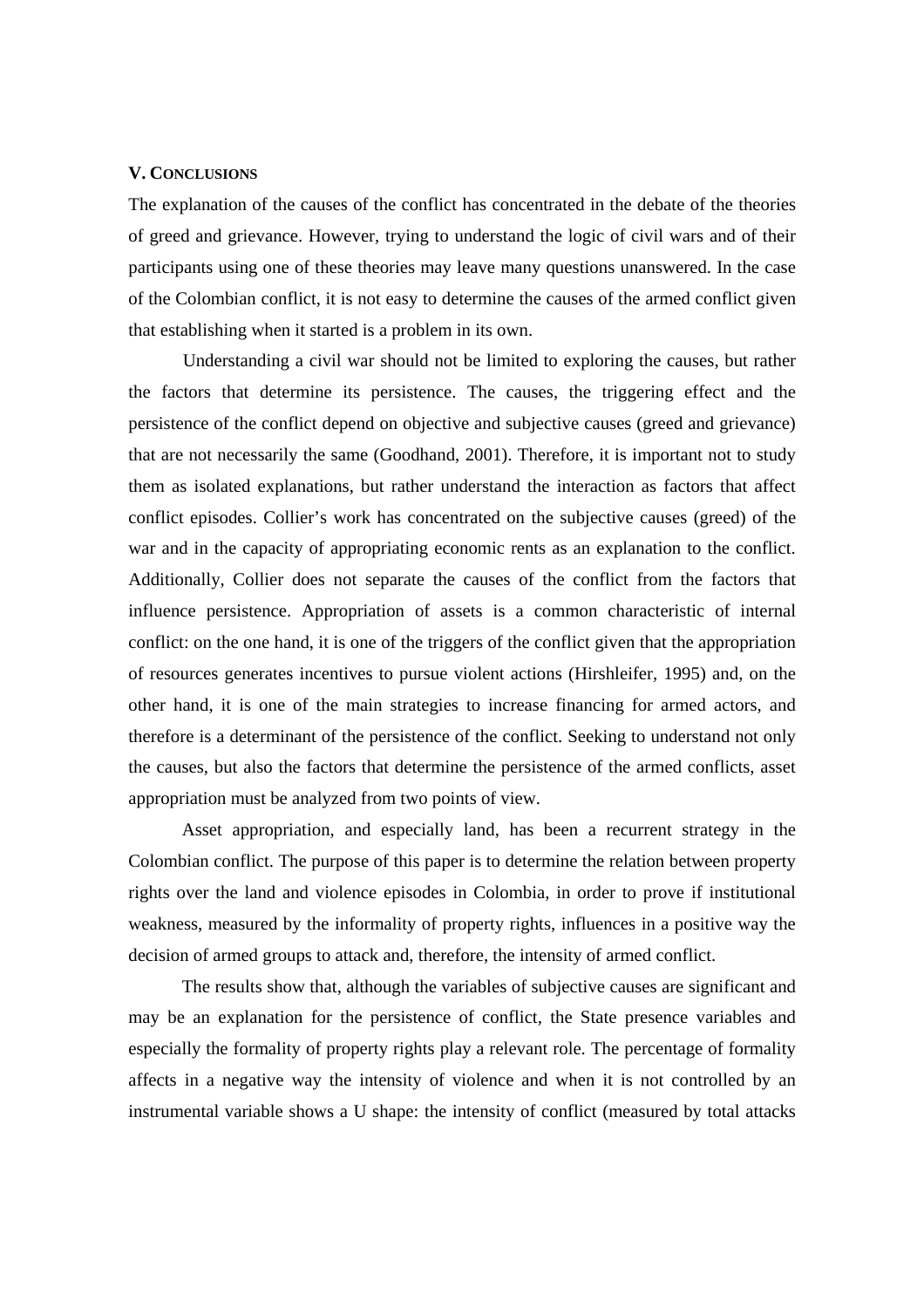## V. Conclusions

The explanation of the causes of the conflict has concentrated in the debate of the theories of greed and grievance. However, trying to understand the logic of civil wars and of their participants using one of these theories may leave many questions unanswered. In the case of the Colombian conflict, it is not easy to determine the causes of the armed conflict given that establishing when it started is a problem in its own.

Understanding a civil war should not be limited to exploring the causes, but rather the factors that determine its persistence. The causes, the triggering effect and the persistence of the conflict depend on objective and subjective causes (greed and grievance) that are not necessarily the same (Goodhand, 2001). Therefore, it is important not to study them as isolated explanations, but rather understand the interaction as factors that affect conflict episodes. Collier's work has concentrated on the subjective causes (greed) of the war and in the capacity of appropriating economic rents as an explanation to the conflict. Additionally, Collier does not separate the causes of the conflict from the factors that influence persistence. Appropriation of assets is a common characteristic of internal conflict: on the one hand, it is one of the triggers of the conflict given that the appropriation of resources generates incentives to pursue violent actions (Hirshleifer, 1995) and, on the other hand, it is one of the main strategies to increase financing for armed actors, and therefore is a determinant of the persistence of the conflict. Seeking to understand not only the causes, but also the factors that determine the persistence of the armed conflicts, asset appropriation must be analyzed from two points of view.

Asset appropriation, and especially land, has been a recurrent strategy in the Colombian conflict. The purpose of this paper is to determine the relation between property rights over the land and violence episodes in Colombia, in order to prove if institutional weakness, measured by the informality of property rights, influences in a positive way the decision of armed groups to attack and, therefore, the intensity of armed conflict.

The results show that, although the variables of subjective causes are significant and may be an explanation for the persistence of conflict, the State presence variables and especially the formality of property rights play a relevant role. The percentage of formality affects in a negative way the intensity of violence and when it is not controlled by an instrumental variable shows a U shape: the intensity of conflict (measured by total attacks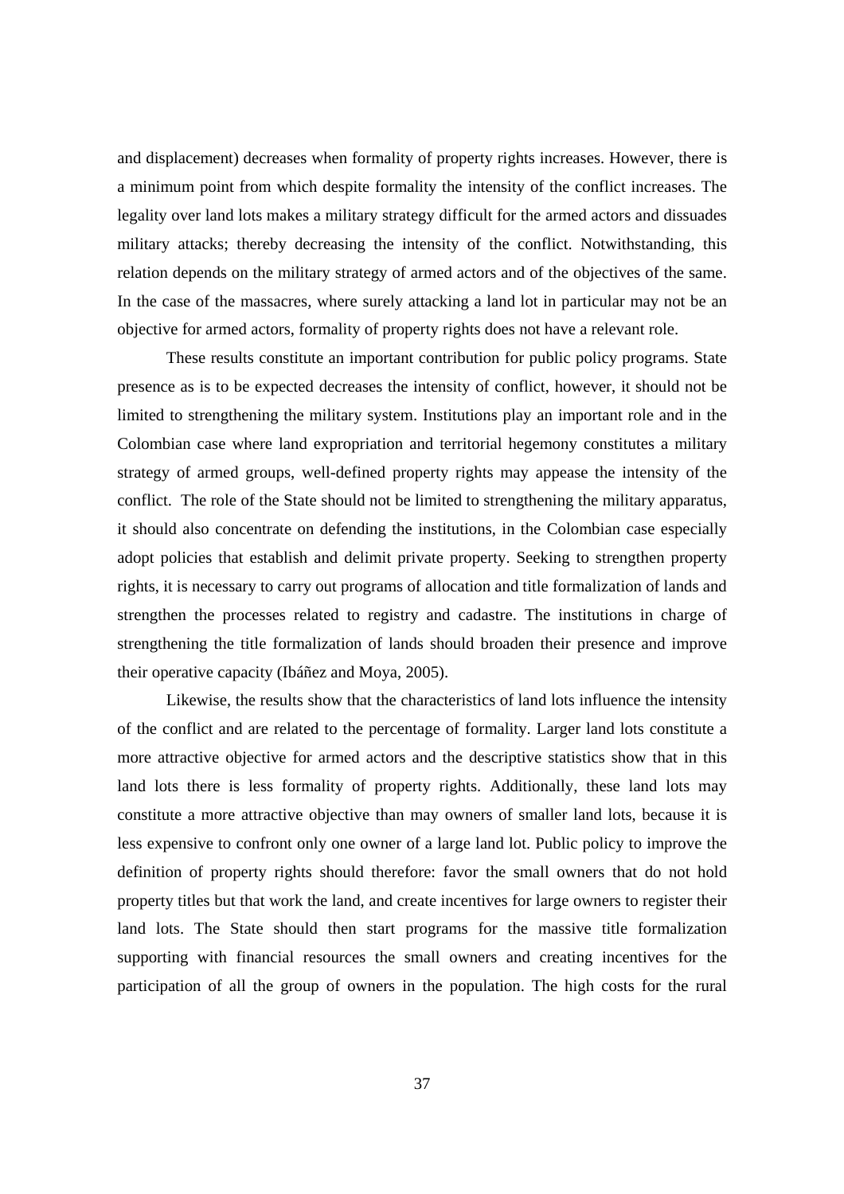and displacement) decreases when formality of property rights increases. However, there is a minimum point from which despite formality the intensity of the conflict increases. The legality over land lots makes a military strategy difficult for the armed actors and dissuades military attacks; thereby decreasing the intensity of the conflict. Notwithstanding, this relation depends on the military strategy of armed actors and of the objectives of the same. In the case of the massacres, where surely attacking a land lot in particular may not be an objective for armed actors, formality of property rights does not have a relevant role.

These results constitute an important contribution for public policy programs. State presence as is to be expected decreases the intensity of conflict, however, it should not be limited to strengthening the military system. Institutions play an important role and in the Colombian case where land expropriation and territorial hegemony constitutes a military strategy of armed groups, well-defined property rights may appease the intensity of the conflict. The role of the State should not be limited to strengthening the military apparatus, it should also concentrate on defending the institutions, in the Colombian case especially adopt policies that establish and delimit private property. Seeking to strengthen property rights, it is necessary to carry out programs of allocation and title formalization of lands and strengthen the processes related to registry and cadastre. The institutions in charge of strengthening the title formalization of lands should broaden their presence and improve their operative capacity (Ibáñez and Moya, 2005).

Likewise, the results show that the characteristics of land lots influence the intensity of the conflict and are related to the percentage of formality. Larger land lots constitute a more attractive objective for armed actors and the descriptive statistics show that in this land lots there is less formality of property rights. Additionally, these land lots may constitute a more attractive objective than may owners of smaller land lots, because it is less expensive to confront only one owner of a large land lot. Public policy to improve the definition of property rights should therefore: favor the small owners that do not hold property titles but that work the land, and create incentives for large owners to register their land lots. The State should then start programs for the massive title formalization supporting with financial resources the small owners and creating incentives for the participation of all the group of owners in the population. The high costs for the rural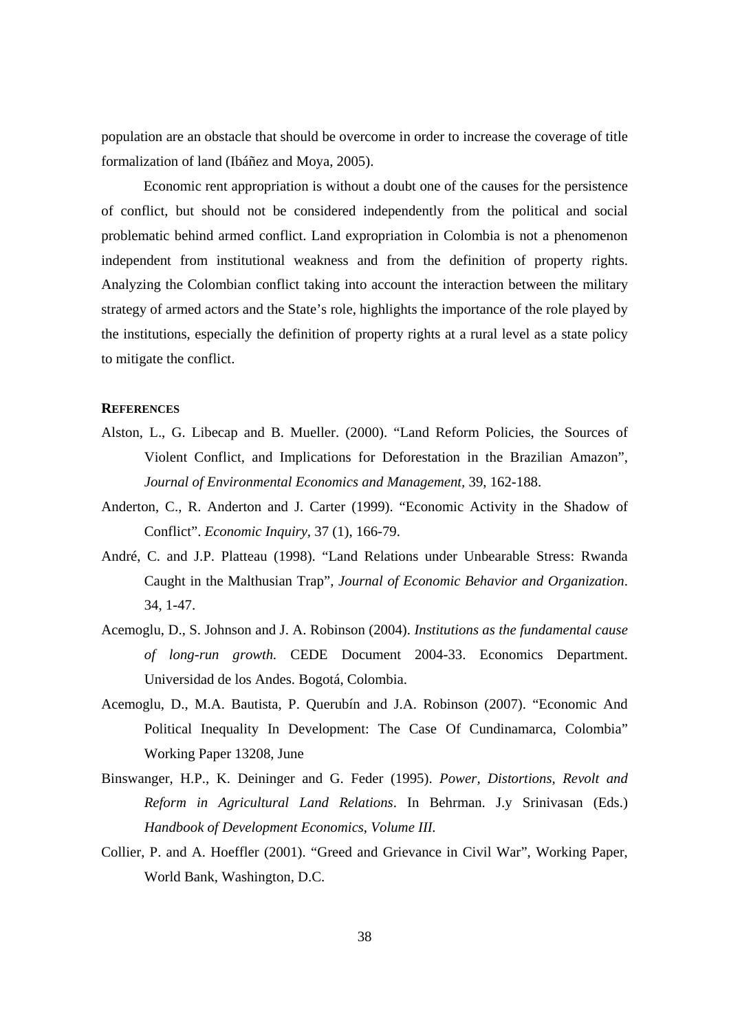population are an obstacle that should be overcome in order to increase the coverage of title formalization of land (Ibáñez and Moya, 2005).

Economic rent appropriation is without a doubt one of the causes for the persistence of conflict, but should not be considered independently from the political and social problematic behind armed conflict. Land expropriation in Colombia is not a phenomenon independent from institutional weakness and from the definition of property rights. Analyzing the Colombian conflict taking into account the interaction between the military strategy of armed actors and the State's role, highlights the importance of the role played by the institutions, especially the definition of property rights at a rural level as a state policy to mitigate the conflict.

**REFERENCES**

Alston, L., G. Libecap and B. Mueller. (2000). "Land Reform Policies, the Sources of Violent Conflict, and Implications for Deforestation in the Brazilian Amazon", *Journal of Environmental Economics and Management*, 39, 162-188.

Anderton, C., R. Anderton and J. Carter (1999). "Economic Activity in the Shadow of Conflict". *Economic Inquiry*, 37 (1), 166-79.

André, C. and J.P. Platteau (1998). "Land Relations under Unbearable Stress: Rwanda Caught in the Malthusian Trap", *Journal of Economic Behavior and Organization*. 34, 1-47.

Acemoglu, D., S. Johnson and J. A. Robinson (2004). *Institutions as the fundamental cause of long-run growth.* CEDE Document 2004-33. Economics Department. Universidad de los Andes. Bogotá, Colombia.

Acemoglu, D., M.A. Bautista, P. Querubín and J.A. Robinson (2007). "Economic And Political Inequality In Development: The Case Of Cundinamarca, Colombia" Working Paper 13208, June

Binswanger, H.P., K. Deininger and G. Feder (1995). *Power, Distortions, Revolt and Reform in Agricultural Land Relations*. In Behrman. J.y Srinivasan (Eds.) *Handbook of Development Economics, Volume III.*

Collier, P. and A. Hoeffler (2001). "Greed and Grievance in Civil War", Working Paper, World Bank, Washington, D.C.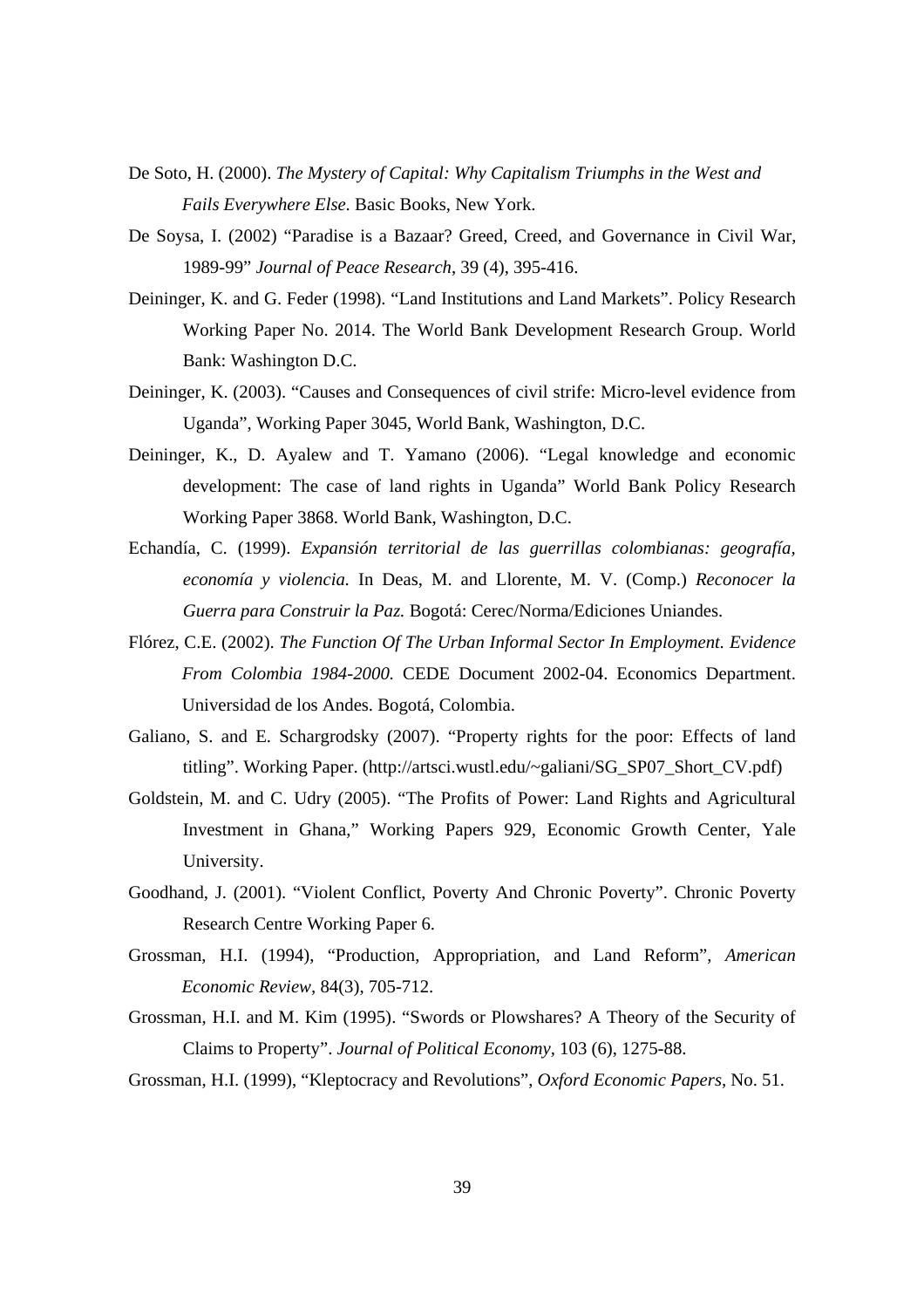De Soto, H. (2000). *The Mystery of Capital: Why Capitalism Triumphs in the West and Fails Everywhere Else.* Basic Books, New York.

De Soysa, I. (2002) "Paradise is a Bazaar? Greed, Creed, and Governance in Civil War, 1989-99" *Journal of Peace Research*, 39 (4), 395-416.

Deininger, K. and G. Feder (1998). "Land Institutions and Land Markets". Policy Research Working Paper No. 2014. The World Bank Development Research Group. World Bank: Washington D.C.

Deininger, K. (2003). "Causes and Consequences of civil strife: Micro-level evidence from Uganda", Working Paper 3045, World Bank, Washington, D.C.

Deininger, K., D. Ayalew and T. Yamano (2006). "Legal knowledge and economic development: The case of land rights in Uganda" World Bank Policy Research Working Paper 3868. World Bank, Washington, D.C.

Echandía, C. (1999). *Expansión territorial de las guerrillas colombianas: geografía, economía y violencia.* In Deas, M. and Llorente, M. V. (Comp.) *Reconocer la Guerra para Construir la Paz.* Bogotá: Cerec/Norma/Ediciones Uniandes.

Flórez, C.E. (2002). *The Function Of The Urban Informal Sector In Employment. Evidence From Colombia 1984-2000.* CEDE Document 2002-04. Economics Department. Universidad de los Andes. Bogotá, Colombia.

Galiano, S. and E. Schargrodsky (2007). "Property rights for the poor: Effects of land titling". Working Paper. (http://artsci.wustl.edu/~galiani/SG_SP07_Short_CV.pdf)

Goldstein, M. and C. Udry (2005). "The Profits of Power: Land Rights and Agricultural Investment in Ghana," Working Papers 929, Economic Growth Center, Yale University.

Goodhand, J. (2001). "Violent Conflict, Poverty And Chronic Poverty". Chronic Poverty Research Centre Working Paper 6.

Grossman, H.I. (1994), "Production, Appropriation, and Land Reform", *American Economic Review*, 84(3), 705-712.

Grossman, H.I. and M. Kim (1995). "Swords or Plowshares? A Theory of the Security of Claims to Property". *Journal of Political Economy*, 103 (6), 1275-88.

Grossman, H.I. (1999), "Kleptocracy and Revolutions", *Oxford Economic Papers*, No. 51.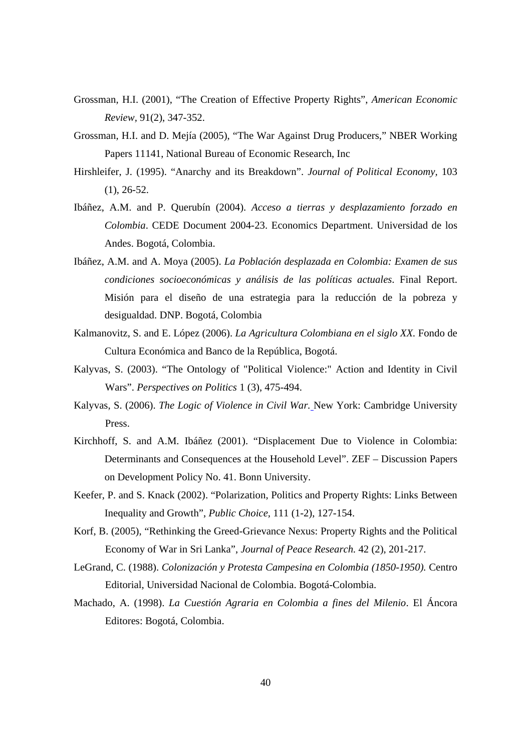Grossman, H.I. (2001), "The Creation of Effective Property Rights", *American Economic Review*, 91(2), 347-352.

Grossman, H.I. and D. Mejía (2005), "The War Against Drug Producers," NBER Working Papers 11141, National Bureau of Economic Research, Inc

Hirshleifer, J. (1995). "Anarchy and its Breakdown". *Journal of Political Economy*, 103 (1), 26-52.

Ibáñez, A.M. and P. Querubín (2004). *Acceso a tierras y desplazamiento forzado en Colombia*. CEDE Document 2004-23. Economics Department. Universidad de los Andes. Bogotá, Colombia.

Ibáñez, A.M. and A. Moya (2005). *La Población desplazada en Colombia: Examen de sus condiciones socioeconómicas y análisis de las políticas actuales*. Final Report. Misión para el diseño de una estrategia para la reducción de la pobreza y desigualdad. DNP. Bogotá, Colombia

Kalmanovitz, S. and E. López (2006). *La Agricultura Colombiana en el siglo XX*. Fondo de Cultura Económica and Banco de la República, Bogotá.

Kalyvas, S. (2003). "The Ontology of "Political Violence:" Action and Identity in Civil Wars". *Perspectives on Politics* 1 (3), 475-494.

Kalyvas, S. (2006). *The Logic of Violence in Civil War.* New York: Cambridge University Press.

Kirchhoff, S. and A.M. Ibáñez (2001). "Displacement Due to Violence in Colombia: Determinants and Consequences at the Household Level". ZEF – Discussion Papers on Development Policy No. 41. Bonn University.

Keefer, P. and S. Knack (2002). "Polarization, Politics and Property Rights: Links Between Inequality and Growth", *Public Choice*, 111 (1-2), 127-154.

Korf, B. (2005), "Rethinking the Greed-Grievance Nexus: Property Rights and the Political Economy of War in Sri Lanka", *Journal of Peace Research.* 42 (2), 201-217.

LeGrand, C. (1988). *Colonización y Protesta Campesina en Colombia (1850-1950).* Centro Editorial, Universidad Nacional de Colombia. Bogotá-Colombia.

Machado, A. (1998). *La Cuestión Agraria en Colombia a fines del Milenio*. El Áncora Editores: Bogotá, Colombia.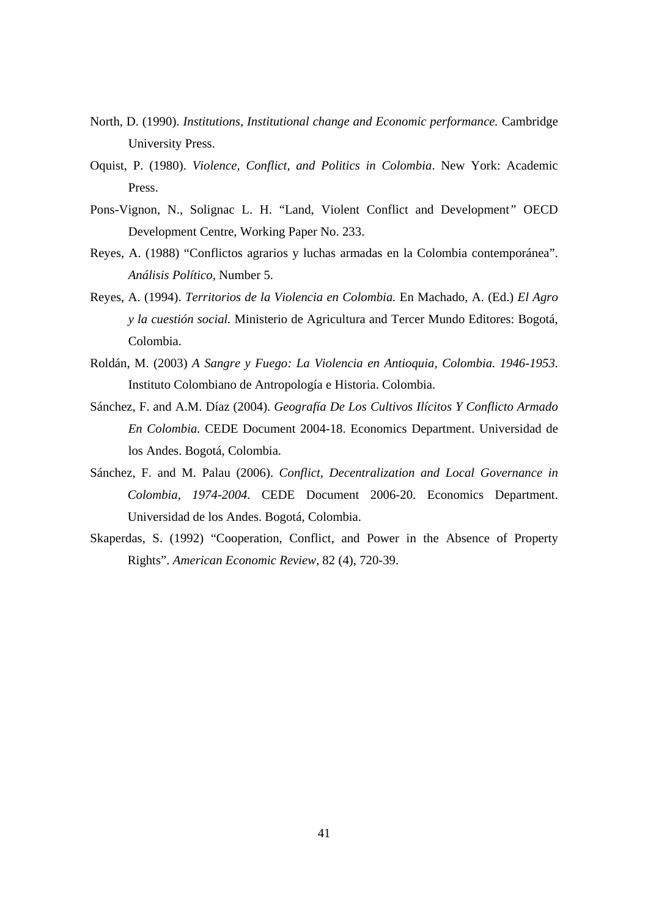North, D. (1990). *Institutions, Institutional change and Economic performance.* Cambridge University Press.

Oquist, P. (1980). *Violence, Conflict, and Politics in Colombia*. New York: Academic Press.

Pons-Vignon, N., Solignac L. H. "Land, Violent Conflict and Development" OECD Development Centre, Working Paper No. 233.

Reyes, A. (1988) "Conflictos agrarios y luchas armadas en la Colombia contemporánea". *Análisis Político,* Number 5.

Reyes, A. (1994). *Territorios de la Violencia en Colombia.* En Machado, A. (Ed.) *El Agro y la cuestión social.* Ministerio de Agricultura and Tercer Mundo Editores: Bogotá, Colombia.

Roldán, M. (2003) *A Sangre y Fuego: La Violencia en Antioquia, Colombia. 1946-1953.* Instituto Colombiano de Antropología e Historia. Colombia.

Sánchez, F. and A.M. Díaz (2004). *Geografía De Los Cultivos Ilícitos Y Conflicto Armado En Colombia.* CEDE Document 2004-18. Economics Department. Universidad de los Andes. Bogotá, Colombia.

Sánchez, F. and M. Palau (2006). *Conflict, Decentralization and Local Governance in Colombia, 1974-2004.* CEDE Document 2006-20. Economics Department. Universidad de los Andes. Bogotá, Colombia.

Skaperdas, S. (1992) "Cooperation, Conflict, and Power in the Absence of Property Rights". *American Economic Review,* 82 (4), 720-39.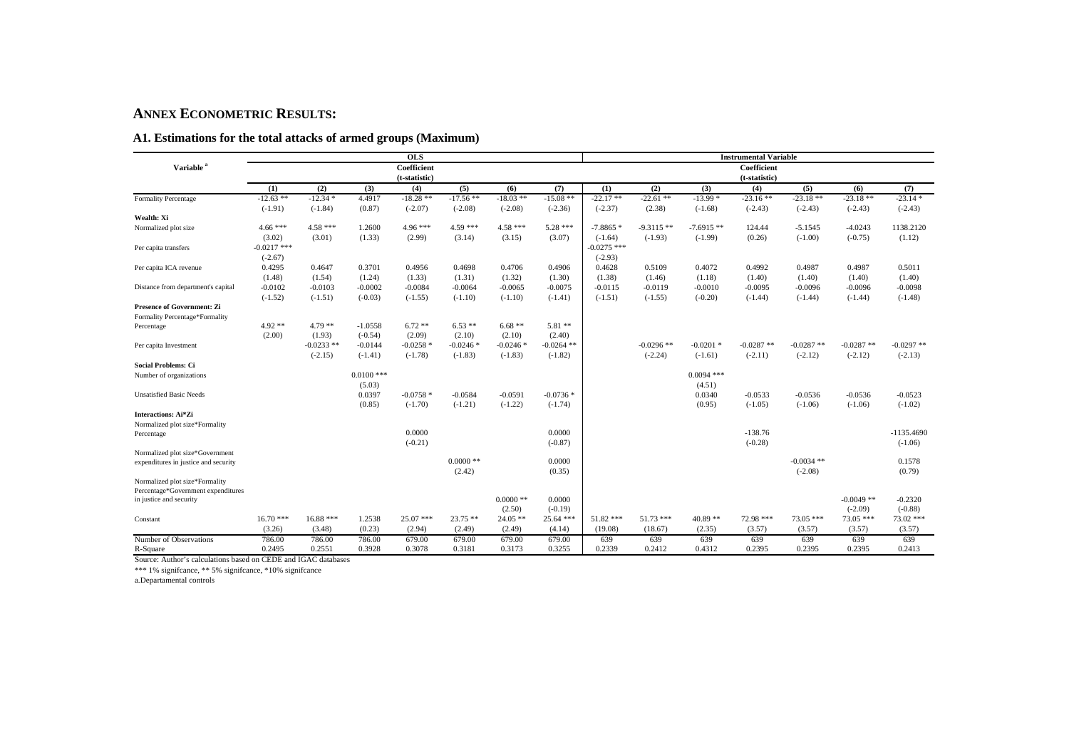## ANNEX ECONOMETRIC RESULTS:

### A1. Estimations for the total attacks of armed groups (Maximum)

| Variable [a] | OLS Coefficient (t-statistic) | | | | | | | Instrumental Variable Coefficient (t-statistic) | | | | | | |
|---|---|---|---|---|---|---|---|---|---|---|---|---|---|---|
| | (1) | (2) | (3) | (4) | (5) | (6) | (7) | (1) | (2) | (3) | (4) | (5) | (6) | (7) |
| Formality Percentage | -12.63 ** | -12.34 * | 4.4917 | -18.28 ** | -17.56 ** | -18.03 ** | -15.08 ** | -22.17 ** | -22.61 ** | -13.99 * | -23.16 ** | -23.18 ** | -23.18 ** | -23.14 * |
| | (-1.91) | (-1.84) | (0.87) | (-2.07) | (-2.08) | (-2.08) | (-2.36) | (-2.37) | (2.38) | (-1.68) | (-2.43) | (-2.43) | (-2.43) | (-2.43) |
| **Wealth: Xi** | | | | | | | | | | | | | | |
| Normalized plot size | 4.66 *** | 4.58 *** | 1.2600 | 4.96 *** | 4.59 *** | 4.58 *** | 5.28 *** | -7.8865 * | -9.3115 ** | -7.6915 ** | 124.44 | -5.1545 | -4.0243 | 1138.2120 |
| | (3.02) | (3.01) | (1.33) | (2.99) | (3.14) | (3.15) | (3.07) | (-1.64) | (-1.93) | (-1.99) | (0.26) | (-1.00) | (-0.75) | (1.12) |
| Per capita transfers | -0.0217 *** | | | | | | | -0.0275 *** | | | | | | |
| | (-2.67) | | | | | | | (-2.93) | | | | | | |
| Per capita ICA revenue | 0.4295 | 0.4647 | 0.3701 | 0.4956 | 0.4698 | 0.4706 | 0.4906 | 0.4628 | 0.5109 | 0.4072 | 0.4992 | 0.4987 | 0.4987 | 0.5011 |
| | (1.48) | (1.54) | (1.24) | (1.33) | (1.31) | (1.32) | (1.30) | (1.38) | (1.46) | (1.18) | (1.40) | (1.40) | (1.40) | (1.40) |
| Distance from department's capital | -0.0102 | -0.0103 | -0.0002 | -0.0084 | -0.0064 | -0.0065 | -0.0075 | -0.0115 | -0.0119 | -0.0010 | -0.0095 | -0.0096 | -0.0096 | -0.0098 |
| | (-1.52) | (-1.51) | (-0.03) | (-1.55) | (-1.10) | (-1.10) | (-1.41) | (-1.51) | (-1.55) | (-0.20) | (-1.44) | (-1.44) | (-1.44) | (-1.48) |
| **Presence of Government: Zi** | | | | | | | | | | | | | | |
| Formality Percentage*Formality Percentage | 4.92 ** | 4.79 ** | -1.0558 | 6.72 ** | 6.53 ** | 6.68 ** | 5.81 ** | | | | | | | |
| | (2.00) | (1.93) | (-0.54) | (2.09) | (2.10) | (2.10) | (2.40) | | | | | | | |
| Per capita Investment | | -0.0233 ** | -0.0144 | -0.0258 * | -0.0246 * | -0.0246 * | -0.0264 ** | | -0.0296 ** | -0.0201 * | -0.0287 ** | -0.0287 ** | -0.0287 ** | -0.0297 ** |
| | | (-2.15) | (-1.41) | (-1.78) | (-1.83) | (-1.83) | (-1.82) | | (-2.24) | (-1.61) | (-2.11) | (-2.12) | (-2.12) | (-2.13) |
| **Social Problems: Ci** | | | | | | | | | | | | | | |
| Number of organizations | | | 0.0100 *** | | | | | | | 0.0094 *** | | | | |
| | | | (5.03) | | | | | | | (4.51) | | | | |
| Unsatisfied Basic Needs | | | 0.0397 | -0.0758 * | -0.0584 | -0.0591 | -0.0736 * | | | 0.0340 | -0.0533 | -0.0536 | -0.0536 | -0.0523 |
| | | | (0.85) | (-1.70) | (-1.21) | (-1.22) | (-1.74) | | | (0.95) | (-1.05) | (-1.06) | (-1.06) | (-1.02) |
| **Interactions: Ai*Zi** | | | | | | | | | | | | | | |
| Normalized plot size*Formality Percentage | | | | 0.0000 | | | 0.0000 | | | | -138.76 | | | -1135.4690 |
| | | | | (-0.21) | | | (-0.87) | | | | (-0.28) | | | (-1.06) |
| Normalized plot size*Government expenditures in justice and security | | | | | 0.0000 ** | | 0.0000 | | | | | -0.0034 ** | | 0.1578 |
| | | | | | (2.42) | | (0.35) | | | | | (-2.08) | | (0.79) |
| Normalized plot size*Formality Percentage*Government expenditures in justice and security | | | | | | 0.0000 ** | 0.0000 | | | | | | -0.0049 ** | -0.2320 |
| | | | | | | (2.50) | (-0.19) | | | | | | (-2.09) | (-0.88) |
| Constant | 16.70 *** | 16.88 *** | 1.2538 | 25.07 *** | 23.75 ** | 24.05 ** | 25.64 *** | 51.82 *** | 51.73 *** | 40.89 ** | 72.98 *** | 73.05 *** | 73.05 *** | 73.02 *** |
| | (3.26) | (3.48) | (0.23) | (2.94) | (2.49) | (2.49) | (4.14) | (19.08) | (18.67) | (2.35) | (3.57) | (3.57) | (3.57) | (3.57) |
| Number of Observations | 786.00 | 786.00 | 786.00 | 679.00 | 679.00 | 679.00 | 679.00 | 639 | 639 | 639 | 639 | 639 | 639 | 639 |
| R-Square | 0.2495 | 0.2551 | 0.3928 | 0.3078 | 0.3181 | 0.3173 | 0.3255 | 0.2339 | 0.2412 | 0.4312 | 0.2395 | 0.2395 | 0.2395 | 0.2413 |

Source: Author's calculations based on CEDE and IGAC databases

*** 1% signifcance, ** 5% signifcance, *10% signifcance

a.Departamental controls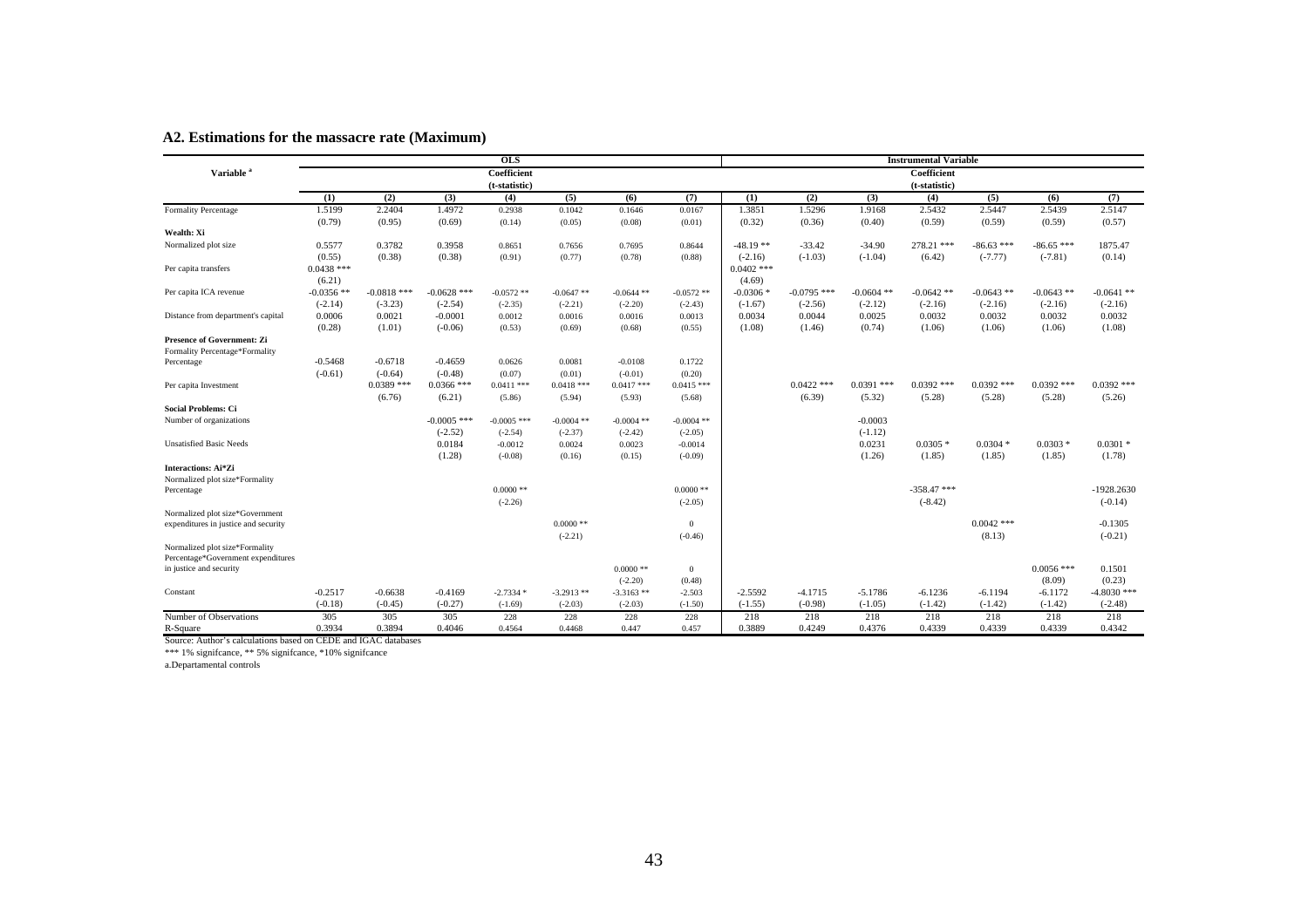## A2. Estimations for the massacre rate (Maximum)

| Variable [a] | OLS (1) | OLS (2) | OLS (3) | OLS (4) | OLS (5) | OLS (6) | OLS (7) | IV (1) | IV (2) | IV (3) | IV (4) | IV (5) | IV (6) | IV (7) |
|---|---|---|---|---|---|---|---|---|---|---|---|---|---|---|
| | Coefficient (t-statistic) | | | | | | | Coefficient (t-statistic) | | | | | | |
| Formality Percentage | 1.5199 | 2.2404 | 1.4972 | 0.2938 | 0.1042 | 0.1646 | 0.0167 | 1.3851 | 1.5296 | 1.9168 | 2.5432 | 2.5447 | 2.5439 | 2.5147 |
| | (0.79) | (0.95) | (0.69) | (0.14) | (0.05) | (0.08) | (0.01) | (0.32) | (0.36) | (0.40) | (0.59) | (0.59) | (0.59) | (0.57) |
| **Wealth: Xi** | | | | | | | | | | | | | | |
| Normalized plot size | 0.5577 | 0.3782 | 0.3958 | 0.8651 | 0.7656 | 0.7695 | 0.8644 | -48.19 ** | -33.42 | -34.90 | 278.21 *** | -86.63 *** | -86.65 *** | 1875.47 |
| | (0.55) | (0.38) | (0.38) | (0.91) | (0.77) | (0.78) | (0.88) | (-2.16) | (-1.03) | (-1.04) | (6.42) | (-7.77) | (-7.81) | (0.14) |
| Per capita transfers | 0.0438 *** | | | | | | | 0.0402 *** | | | | | | |
| | (6.21) | | | | | | | (4.69) | | | | | | |
| Per capita ICA revenue | -0.0356 ** | -0.0818 *** | -0.0628 *** | -0.0572 ** | -0.0647 ** | -0.0644 ** | -0.0572 ** | -0.0306 * | -0.0795 *** | -0.0604 ** | -0.0642 ** | -0.0643 ** | -0.0643 ** | -0.0641 ** |
| | (-2.14) | (-3.23) | (-2.54) | (-2.35) | (-2.21) | (-2.20) | (-2.43) | (-1.67) | (-2.56) | (-2.12) | (-2.16) | (-2.16) | (-2.16) | (-2.16) |
| Distance from department's capital | 0.0006 | 0.0021 | -0.0001 | 0.0012 | 0.0016 | 0.0016 | 0.0013 | 0.0034 | 0.0044 | 0.0025 | 0.0032 | 0.0032 | 0.0032 | 0.0032 |
| | (0.28) | (1.01) | (-0.06) | (0.53) | (0.69) | (0.68) | (0.55) | (1.08) | (1.46) | (0.74) | (1.06) | (1.06) | (1.06) | (1.08) |
| **Presence of Government: Zi** | | | | | | | | | | | | | | |
| Formality Percentage*Formality Percentage | -0.5468 | -0.6718 | -0.4659 | 0.0626 | 0.0081 | -0.0108 | 0.1722 | | | | | | | |
| | (-0.61) | (-0.64) | (-0.48) | (0.07) | (0.01) | (-0.01) | (0.20) | | | | | | | |
| Per capita Investment | | 0.0389 *** | 0.0366 *** | 0.0411 *** | 0.0418 *** | 0.0417 *** | 0.0415 *** | | 0.0422 *** | 0.0391 *** | 0.0392 *** | 0.0392 *** | 0.0392 *** | 0.0392 *** |
| | | (6.76) | (6.21) | (5.86) | (5.94) | (5.93) | (5.68) | | (6.39) | (5.32) | (5.28) | (5.28) | (5.28) | (5.26) |
| **Social Problems: Ci** | | | | | | | | | | | | | | |
| Number of organizations | | | -0.0005 *** | -0.0005 *** | -0.0004 ** | -0.0004 ** | -0.0004 ** | | | -0.0003 | | | | |
| | | | (-2.52) | (-2.54) | (-2.37) | (-2.42) | (-2.05) | | | (-1.12) | | | | |
| Unsatisfied Basic Needs | | | 0.0184 | -0.0012 | 0.0024 | 0.0023 | -0.0014 | | | 0.0231 | 0.0305 * | 0.0304 * | 0.0303 * | 0.0301 * |
| | | | (1.28) | (-0.08) | (0.16) | (0.15) | (-0.09) | | | (1.26) | (1.85) | (1.85) | (1.85) | (1.78) |
| **Interactions: Ai*Zi** | | | | | | | | | | | | | | |
| Normalized plot size*Formality Percentage | | | | 0.0000 ** | | | 0.0000 ** | | | | -358.47 *** | | | -1928.2630 |
| | | | | (-2.26) | | | (-2.05) | | | | (-8.42) | | | (-0.14) |
| Normalized plot size*Government expenditures in justice and security | | | | | 0.0000 ** | | 0 | | | | | 0.0042 *** | | -0.1305 |
| | | | | | (-2.21) | | (-0.46) | | | | | (8.13) | | (-0.21) |
| Normalized plot size*Formality Percentage*Government expenditures in justice and security | | | | | | 0.0000 ** | 0 | | | | | | 0.0056 *** | 0.1501 |
| | | | | | | (-2.20) | (0.48) | | | | | | (8.09) | (0.23) |
| Constant | -0.2517 | -0.6638 | -0.4169 | -2.7334 * | -3.2913 ** | -3.3163 ** | -2.503 | -2.5592 | -4.1715 | -5.1786 | -6.1236 | -6.1194 | -6.1172 | -4.8030 *** |
| | (-0.18) | (-0.45) | (-0.27) | (-1.69) | (-2.03) | (-2.03) | (-1.50) | (-1.55) | (-0.98) | (-1.05) | (-1.42) | (-1.42) | (-1.42) | (-2.48) |
| Number of Observations | 305 | 305 | 305 | 228 | 228 | 228 | 228 | 218 | 218 | 218 | 218 | 218 | 218 | 218 |
| R-Square | 0.3934 | 0.3894 | 0.4046 | 0.4564 | 0.4468 | 0.447 | 0.457 | 0.3889 | 0.4249 | 0.4376 | 0.4339 | 0.4339 | 0.4339 | 0.4342 |

Source: Author's calculations based on CEDE and IGAC databases

*** 1% signifcance, ** 5% signifcance, *10% signifcance

a.Departamental controls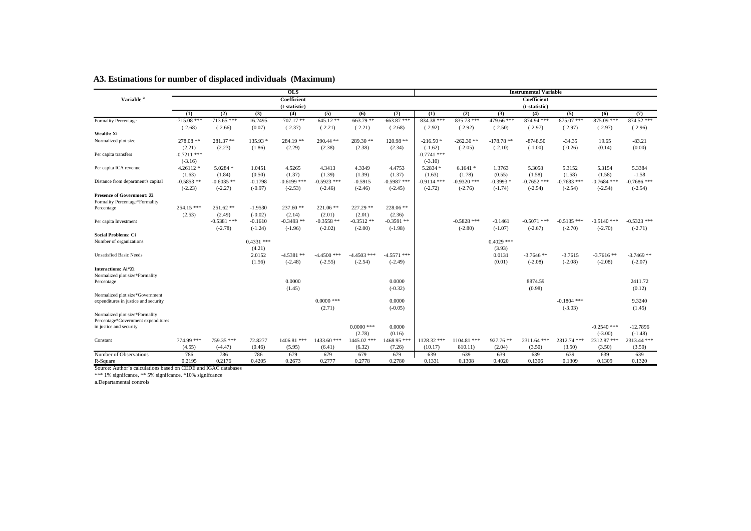## A3. Estimations for number of displaced individuals (Maximum)

| Variable [a] | OLS | | | | | | | Instrumental Variable | | | | | | |
|---|---|---|---|---|---|---|---|---|---|---|---|---|---|---|
| | Coefficient (t-statistic) | | | | | | | Coefficient (t-statistic) | | | | | | |
| | (1) | (2) | (3) | (4) | (5) | (6) | (7) | (1) | (2) | (3) | (4) | (5) | (6) | (7) |
| Formality Percentage | -715.08 *** | -713.65 *** | 16.2495 | -707.17 ** | -645.12 ** | -663.79 ** | -663.87 *** | -834.38 *** | -835.73 *** | -479.66 *** | -874.94 *** | -875.07 *** | -875.09 *** | -874.52 *** |
| | (-2.68) | (-2.66) | (0.07) | (-2.37) | (-2.21) | (-2.21) | (-2.68) | (-2.92) | (-2.92) | (-2.50) | (-2.97) | (-2.97) | (-2.97) | (-2.96) |
| **Wealth: Xi** | | | | | | | | | | | | | | |
| Normalized plot size | 278.08 ** | 281.37 ** | 135.93 * | 284.19 ** | 290.44 ** | 289.30 ** | 120.98 ** | -216.50 * | -262.30 ** | -178.78 ** | -8748.50 | -34.35 | 19.65 | -83.21 |
| | (2.21) | (2.23) | (1.86) | (2.29) | (2.38) | (2.38) | (2.34) | (-1.62) | (-2.05) | (-2.10) | (-1.00) | (-0.26) | (0.14) | (0.00) |
| Per capita transfers | -0.7211 *** | | | | | | | -0.7741 *** | | | | | | |
| | (-3.16) | | | | | | | (-3.10) | | | | | | |
| Per capita ICA revenue | 4.26112 * | 5.0284 * | 1.0451 | 4.5265 | 4.3413 | 4.3349 | 4.4753 | 5.2834 * | 6.1641 * | 1.3763 | 5.3058 | 5.3152 | 5.3154 | 5.3384 |
| | (1.63) | (1.84) | (0.50) | (1.37) | (1.39) | (1.39) | (1.37) | (1.63) | (1.78) | (0.55) | (1.58) | (1.58) | (1.58) | -1.58 |
| Distance from department's capital | -0.5853 ** | -0.6035 ** | -0.1798 | -0.6199 *** | -0.5923 *** | -0.5915 | -0.5987 *** | -0.9114 *** | -0.9320 *** | -0.3993 * | -0.7652 *** | -0.7683 *** | -0.7684 *** | -0.7686 *** |
| | (-2.23) | (-2.27) | (-0.97) | (-2.53) | (-2.46) | (-2.46) | (-2.45) | (-2.72) | (-2.76) | (-1.74) | (-2.54) | (-2.54) | (-2.54) | (-2.54) |
| **Presence of Government: Zi** | | | | | | | | | | | | | | |
| Formality Percentage*Formality Percentage | 254.15 *** | 251.62 ** | -1.9530 | 237.60 ** | 221.06 ** | 227.29 ** | 228.06 ** | | | | | | | |
| | (2.53) | (2.49) | (-0.02) | (2.14) | (2.01) | (2.01) | (2.36) | | | | | | | |
| Per capita Investment | | -0.5381 *** | -0.1610 | -0.3493 ** | -0.3558 ** | -0.3512 ** | -0.3591 ** | | -0.5828 *** | -0.1461 | -0.5071 *** | -0.5135 *** | -0.5140 *** | -0.5323 *** |
| | | (-2.78) | (-1.24) | (-1.96) | (-2.02) | (-2.00) | (-1.98) | | (-2.80) | (-1.07) | (-2.67) | (-2.70) | (-2.70) | (-2.71) |
| **Social Problems: Ci** | | | | | | | | | | | | | | |
| Number of organizations | | | 0.4331 *** | | | | | | | 0.4029 *** | | | | |
| | | | (4.21) | | | | | | | (3.93) | | | | |
| Unsatisfied Basic Needs | | | 2.0152 | -4.5381 ** | -4.4500 *** | -4.4503 *** | -4.5571 *** | | | 0.0131 | -3.7646 ** | -3.7615 | -3.7616 ** | -3.7469 ** |
| | | | (1.56) | (-2.48) | (-2.55) | (-2.54) | (-2.49) | | | (0.01) | (-2.08) | (-2.08) | (-2.08) | (-2.07) |
| **Interactions: Ai*Zi** | | | | | | | | | | | | | | |
| Normalized plot size*Formality Percentage | | | | 0.0000 | | | 0.0000 | | | | 8874.59 | | | 2411.72 |
| | | | | (1.45) | | | (-0.32) | | | | (0.98) | | | (0.12) |
| Normalized plot size*Government expenditures in justice and security | | | | | 0.0000 *** | | 0.0000 | | | | | -0.1804 *** | | 9.3240 |
| | | | | | (2.71) | | (-0.05) | | | | | (-3.03) | | (1.45) |
| Normalized plot size*Formality Percentage*Government expenditures in justice and security | | | | | | 0.0000 *** | 0.0000 | | | | | | -0.2540 *** | -12.7896 |
| | | | | | | (2.78) | (0.16) | | | | | | (-3.00) | (-1.48) |
| Constant | 774.99 *** | 759.35 *** | 72.8277 | 1406.81 *** | 1433.60 *** | 1445.02 *** | 1468.95 *** | 1128.32 *** | 1104.81 *** | 927.76 ** | 2311.64 *** | 2312.74 *** | 2312.87 *** | 2313.44 *** |
| | (4.55) | (-4.47) | (0.46) | (5.95) | (6.41) | (6.32) | (7.26) | (10.17) | 810.11) | (2.04) | (3.50) | (3.50) | (3.50) | (3.50) |
| Number of Observations | 786 | 786 | 786 | 679 | 679 | 679 | 679 | 639 | 639 | 639 | 639 | 639 | 639 | 639 |
| R-Square | 0.2195 | 0.2176 | 0.4205 | 0.2673 | 0.2777 | 0.2778 | 0.2780 | 0.1331 | 0.1308 | 0.4020 | 0.1306 | 0.1309 | 0.1309 | 0.1320 |

Source: Author's calculations based on CEDE and IGAC databases

*** 1% signifcance, ** 5% signifcance, *10% signifcance

a.Departamental controls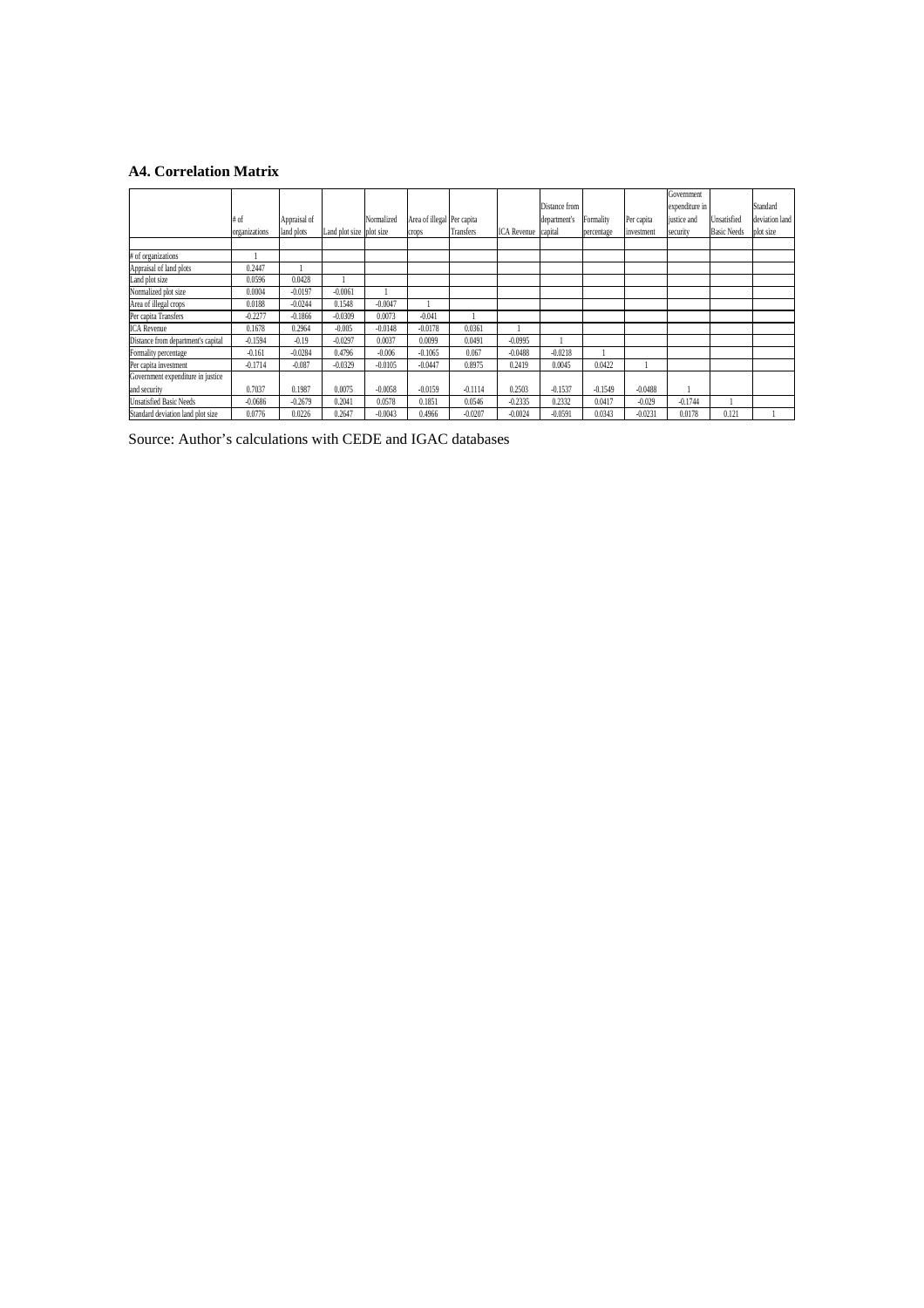### A4. Correlation Matrix

| | # of organizations | Appraisal of land plots | Land plot size | Normalized plot size | Area of illegal crops | Per capita Transfers | ICA Revenue | Distance from department's capital | Formality percentage | Per capita investment | Government expenditure in justice and security | Unsatisfied Basic Needs | Standard deviation land plot size |
|---|---|---|---|---|---|---|---|---|---|---|---|---|---|
| # of organizations | 1 | | | | | | | | | | | | |
| Appraisal of land plots | 0.2447 | 1 | | | | | | | | | | | |
| Land plot size | 0.0596 | 0.0428 | 1 | | | | | | | | | | |
| Normalized plot size | 0.0004 | -0.0197 | -0.0061 | 1 | | | | | | | | | |
| Area of illegal crops | 0.0188 | -0.0244 | 0.1548 | -0.0047 | 1 | | | | | | | | |
| Per capita Transfers | -0.2277 | -0.1866 | -0.0309 | 0.0073 | -0.041 | 1 | | | | | | | |
| ICA Revenue | 0.1678 | 0.2964 | -0.005 | -0.0148 | -0.0178 | 0.0361 | 1 | | | | | | |
| Distance from department's capital | -0.1594 | -0.19 | -0.0297 | 0.0037 | 0.0099 | 0.0491 | -0.0995 | 1 | | | | | |
| Formality percentage | -0.161 | -0.0284 | 0.4796 | -0.006 | -0.1065 | 0.067 | -0.0488 | -0.0218 | 1 | | | | |
| Per capita investment | -0.1714 | -0.087 | -0.0329 | -0.0105 | -0.0447 | 0.8975 | 0.2419 | 0.0045 | 0.0422 | 1 | | | |
| Government expenditure in justice and security | 0.7037 | 0.1987 | 0.0075 | -0.0058 | -0.0159 | -0.1114 | 0.2503 | -0.1537 | -0.1549 | -0.0488 | 1 | | |
| Unsatisfied Basic Needs | -0.0686 | -0.2679 | 0.2041 | 0.0578 | 0.1851 | 0.0546 | -0.2335 | 0.2332 | 0.0417 | -0.029 | -0.1744 | 1 | |
| Standard deviation land plot size | 0.0776 | 0.0226 | 0.2647 | -0.0043 | 0.4966 | -0.0207 | -0.0024 | -0.0591 | 0.0343 | -0.0231 | 0.0178 | 0.121 | 1 |

Source: Author's calculations with CEDE and IGAC databases